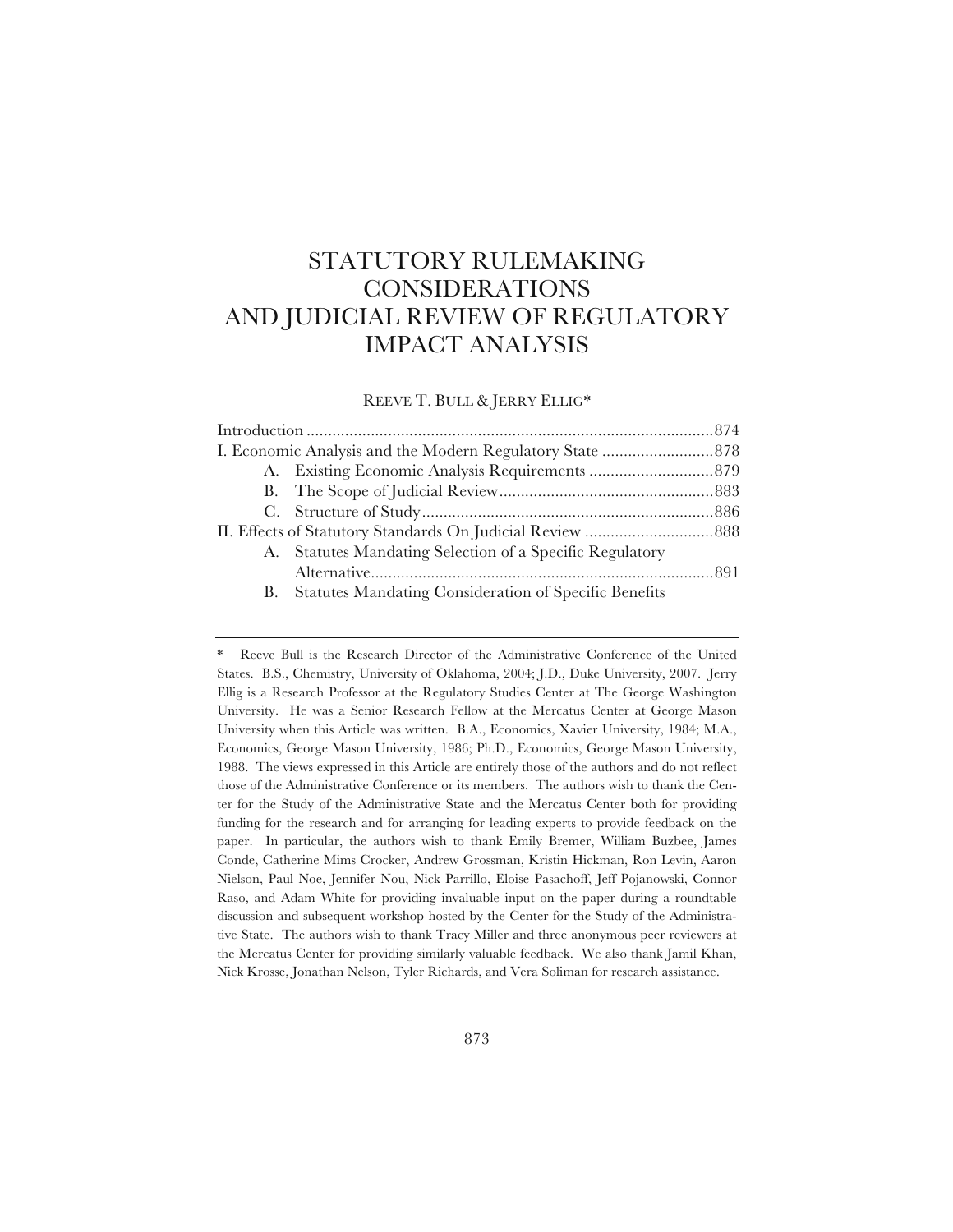# STATUTORY RULEMAKING CONSIDERATIONS AND JUDICIAL REVIEW OF REGULATORY IMPACT ANALYSIS

REEVE T. BULL & JERRY ELLIG*

| | |
|---|---|
| Introduction | 874 |
| I. Economic Analysis and the Modern Regulatory State | 878 |
| A. Existing Economic Analysis Requirements | 879 |
| B. The Scope of Judicial Review | 883 |
| C. Structure of Study | 886 |
| II. Effects of Statutory Standards On Judicial Review | 888 |
| A. Statutes Mandating Selection of a Specific Regulatory Alternative | 891 |
| B. Statutes Mandating Consideration of Specific Benefits | |

---

\* Reeve Bull is the Research Director of the Administrative Conference of the United States. B.S., Chemistry, University of Oklahoma, 2004; J.D., Duke University, 2007. Jerry Ellig is a Research Professor at the Regulatory Studies Center at The George Washington University. He was a Senior Research Fellow at the Mercatus Center at George Mason University when this Article was written. B.A., Economics, Xavier University, 1984; M.A., Economics, George Mason University, 1986; Ph.D., Economics, George Mason University, 1988. The views expressed in this Article are entirely those of the authors and do not reflect those of the Administrative Conference or its members. The authors wish to thank the Center for the Study of the Administrative State and the Mercatus Center both for providing funding for the research and for arranging for leading experts to provide feedback on the paper. In particular, the authors wish to thank Emily Bremer, William Buzbee, James Conde, Catherine Mims Crocker, Andrew Grossman, Kristin Hickman, Ron Levin, Aaron Nielson, Paul Noe, Jennifer Nou, Nick Parrillo, Eloise Pasachoff, Jeff Pojanowski, Connor Raso, and Adam White for providing invaluable input on the paper during a roundtable discussion and subsequent workshop hosted by the Center for the Study of the Administrative State. The authors wish to thank Tracy Miller and three anonymous peer reviewers at the Mercatus Center for providing similarly valuable feedback. We also thank Jamil Khan, Nick Krosse, Jonathan Nelson, Tyler Richards, and Vera Soliman for research assistance.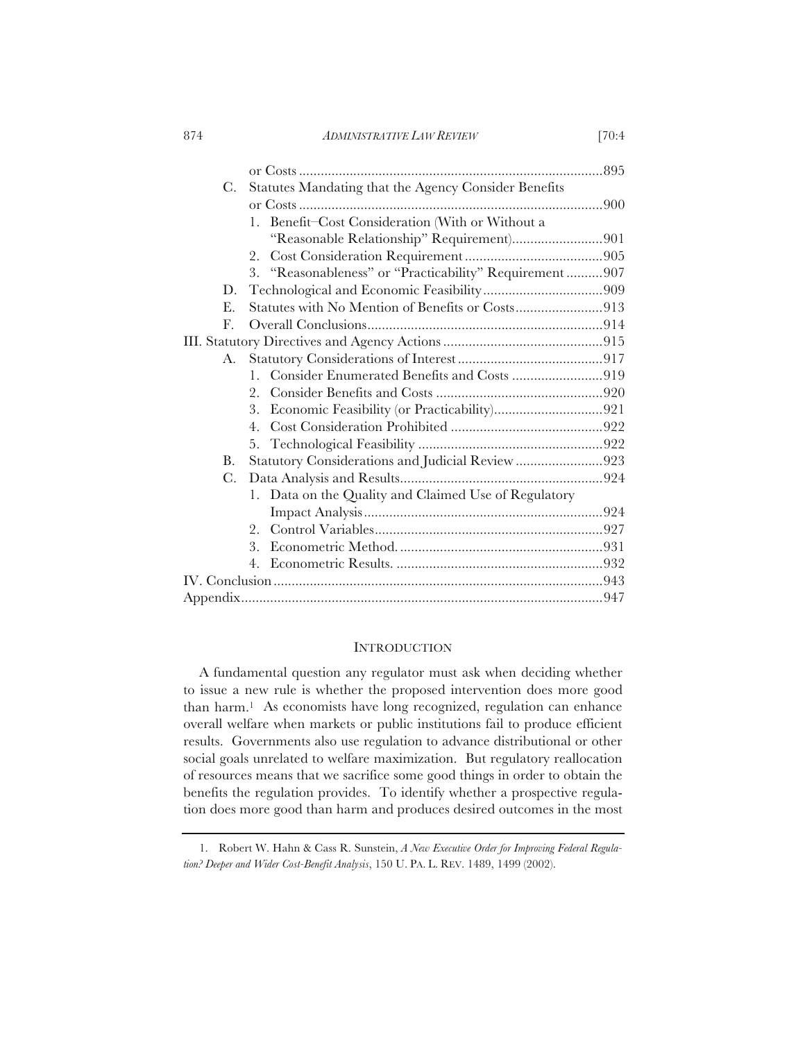or Costs ....................................................................................895

C. Statutes Mandating that the Agency Consider Benefits or Costs ....................................................................................900

1. Benefit–Cost Consideration (With or Without a "Reasonable Relationship" Requirement)........................901
2. Cost Consideration Requirement......................................905
3. "Reasonableness" or "Practicability" Requirement..........907

D. Technological and Economic Feasibility.................................909

E. Statutes with No Mention of Benefits or Costs........................913

F. Overall Conclusions.................................................................914

III. Statutory Directives and Agency Actions............................................915

A. Statutory Considerations of Interest........................................917

1. Consider Enumerated Benefits and Costs .........................919
2. Consider Benefits and Costs ..............................................920
3. Economic Feasibility (or Practicability)..............................921
4. Cost Consideration Prohibited ..........................................922
5. Technological Feasibility ...................................................922

B. Statutory Considerations and Judicial Review ........................923

C. Data Analysis and Results........................................................924

1. Data on the Quality and Claimed Use of Regulatory Impact Analysis..................................................................924
2. Control Variables...............................................................927
3. Econometric Method. ........................................................931
4. Econometric Results. .........................................................932

IV. Conclusion...........................................................................................943

Appendix...................................................................................................947

## INTRODUCTION

A fundamental question any regulator must ask when deciding whether to issue a new rule is whether the proposed intervention does more good than harm.[1] As economists have long recognized, regulation can enhance overall welfare when markets or public institutions fail to produce efficient results. Governments also use regulation to advance distributional or other social goals unrelated to welfare maximization. But regulatory reallocation of resources means that we sacrifice some good things in order to obtain the benefits the regulation provides. To identify whether a prospective regulation does more good than harm and produces desired outcomes in the most

---

1. Robert W. Hahn & Cass R. Sunstein, *A New Executive Order for Improving Federal Regulation? Deeper and Wider Cost-Benefit Analysis*, 150 U. PA. L. REV. 1489, 1499 (2002).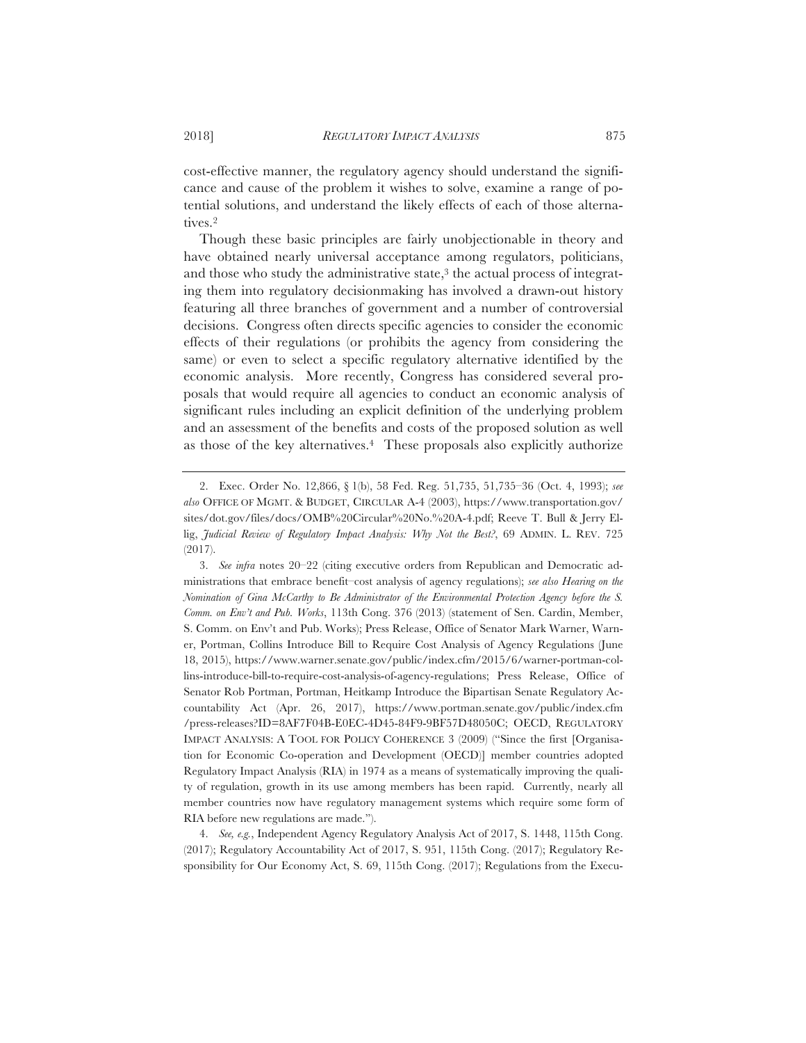cost-effective manner, the regulatory agency should understand the significance and cause of the problem it wishes to solve, examine a range of potential solutions, and understand the likely effects of each of those alternatives.[2]

Though these basic principles are fairly unobjectionable in theory and have obtained nearly universal acceptance among regulators, politicians, and those who study the administrative state,[3] the actual process of integrating them into regulatory decisionmaking has involved a drawn-out history featuring all three branches of government and a number of controversial decisions. Congress often directs specific agencies to consider the economic effects of their regulations (or prohibits the agency from considering the same) or even to select a specific regulatory alternative identified by the economic analysis. More recently, Congress has considered several proposals that would require all agencies to conduct an economic analysis of significant rules including an explicit definition of the underlying problem and an assessment of the benefits and costs of the proposed solution as well as those of the key alternatives.[4] These proposals also explicitly authorize

---

2. Exec. Order No. 12,866, § 1(b), 58 Fed. Reg. 51,735, 51,735–36 (Oct. 4, 1993); *see also* OFFICE OF MGMT. & BUDGET, CIRCULAR A-4 (2003), https://www.transportation.gov/sites/dot.gov/files/docs/OMB%20Circular%20No.%20A-4.pdf; Reeve T. Bull & Jerry Ellig, *Judicial Review of Regulatory Impact Analysis: Why Not the Best?*, 69 ADMIN. L. REV. 725 (2017).

3. *See infra* notes 20–22 (citing executive orders from Republican and Democratic administrations that embrace benefit–cost analysis of agency regulations); *see also Hearing on the Nomination of Gina McCarthy to Be Administrator of the Environmental Protection Agency before the S. Comm. on Env't and Pub. Works*, 113th Cong. 376 (2013) (statement of Sen. Cardin, Member, S. Comm. on Env't and Pub. Works); Press Release, Office of Senator Mark Warner, Warner, Portman, Collins Introduce Bill to Require Cost Analysis of Agency Regulations (June 18, 2015), https://www.warner.senate.gov/public/index.cfm/2015/6/warner-portman-collins-introduce-bill-to-require-cost-analysis-of-agency-regulations; Press Release, Office of Senator Rob Portman, Portman, Heitkamp Introduce the Bipartisan Senate Regulatory Accountability Act (Apr. 26, 2017), https://www.portman.senate.gov/public/index.cfm/press-releases?ID=8AF7F04B-E0EC-4D45-84F9-9BF57D48050C; OECD, REGULATORY IMPACT ANALYSIS: A TOOL FOR POLICY COHERENCE 3 (2009) ("Since the first [Organisation for Economic Co-operation and Development (OECD)] member countries adopted Regulatory Impact Analysis (RIA) in 1974 as a means of systematically improving the quality of regulation, growth in its use among members has been rapid. Currently, nearly all member countries now have regulatory management systems which require some form of RIA before new regulations are made.").

4. *See, e.g.*, Independent Agency Regulatory Analysis Act of 2017, S. 1448, 115th Cong. (2017); Regulatory Accountability Act of 2017, S. 951, 115th Cong. (2017); Regulatory Responsibility for Our Economy Act, S. 69, 115th Cong. (2017); Regulations from the Execu-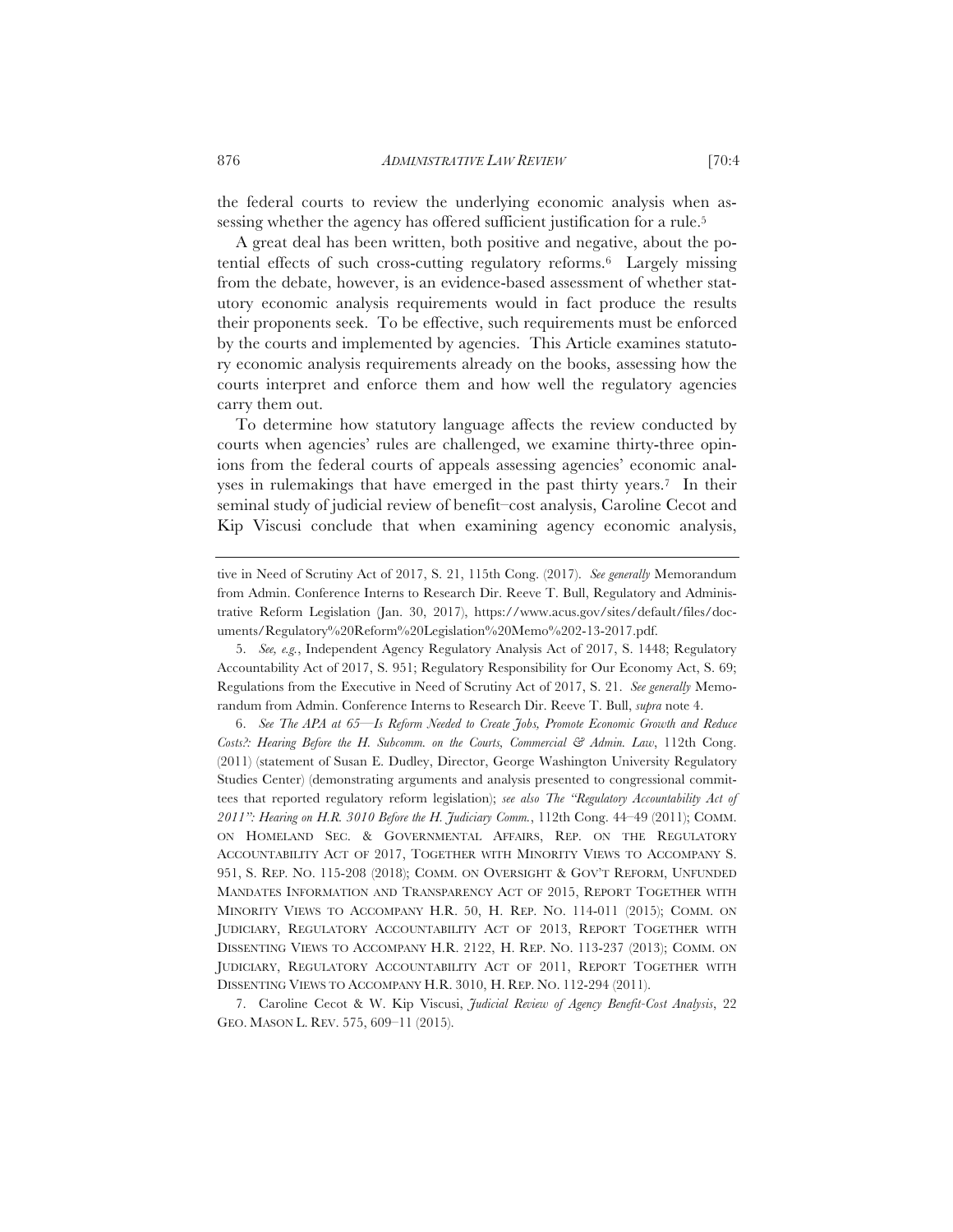the federal courts to review the underlying economic analysis when assessing whether the agency has offered sufficient justification for a rule.[5]

A great deal has been written, both positive and negative, about the potential effects of such cross-cutting regulatory reforms.[6] Largely missing from the debate, however, is an evidence-based assessment of whether statutory economic analysis requirements would in fact produce the results their proponents seek. To be effective, such requirements must be enforced by the courts and implemented by agencies. This Article examines statutory economic analysis requirements already on the books, assessing how the courts interpret and enforce them and how well the regulatory agencies carry them out.

To determine how statutory language affects the review conducted by courts when agencies' rules are challenged, we examine thirty-three opinions from the federal courts of appeals assessing agencies' economic analyses in rulemakings that have emerged in the past thirty years.[7] In their seminal study of judicial review of benefit–cost analysis, Caroline Cecot and Kip Viscusi conclude that when examining agency economic analysis,

---

tive in Need of Scrutiny Act of 2017, S. 21, 115th Cong. (2017). *See generally* Memorandum from Admin. Conference Interns to Research Dir. Reeve T. Bull, Regulatory and Administrative Reform Legislation (Jan. 30, 2017), https://www.acus.gov/sites/default/files/documents/Regulatory%20Reform%20Legislation%20Memo%202-13-2017.pdf.

5. *See, e.g.*, Independent Agency Regulatory Analysis Act of 2017, S. 1448; Regulatory Accountability Act of 2017, S. 951; Regulatory Responsibility for Our Economy Act, S. 69; Regulations from the Executive in Need of Scrutiny Act of 2017, S. 21. *See generally* Memorandum from Admin. Conference Interns to Research Dir. Reeve T. Bull, *supra* note 4.

6. *See The APA at 65—Is Reform Needed to Create Jobs, Promote Economic Growth and Reduce Costs?: Hearing Before the H. Subcomm. on the Courts, Commercial & Admin. Law*, 112th Cong. (2011) (statement of Susan E. Dudley, Director, George Washington University Regulatory Studies Center) (demonstrating arguments and analysis presented to congressional committees that reported regulatory reform legislation); *see also The "Regulatory Accountability Act of 2011": Hearing on H.R. 3010 Before the H. Judiciary Comm.*, 112th Cong. 44–49 (2011); COMM. ON HOMELAND SEC. & GOVERNMENTAL AFFAIRS, REP. ON THE REGULATORY ACCOUNTABILITY ACT OF 2017, TOGETHER WITH MINORITY VIEWS TO ACCOMPANY S. 951, S. REP. NO. 115-208 (2018); COMM. ON OVERSIGHT & GOV'T REFORM, UNFUNDED MANDATES INFORMATION AND TRANSPARENCY ACT OF 2015, REPORT TOGETHER WITH MINORITY VIEWS TO ACCOMPANY H.R. 50, H. REP. NO. 114-011 (2015); COMM. ON JUDICIARY, REGULATORY ACCOUNTABILITY ACT OF 2013, REPORT TOGETHER WITH DISSENTING VIEWS TO ACCOMPANY H.R. 2122, H. REP. NO. 113-237 (2013); COMM. ON JUDICIARY, REGULATORY ACCOUNTABILITY ACT OF 2011, REPORT TOGETHER WITH DISSENTING VIEWS TO ACCOMPANY H.R. 3010, H. REP. NO. 112-294 (2011).

7. Caroline Cecot & W. Kip Viscusi, *Judicial Review of Agency Benefit-Cost Analysis*, 22 GEO. MASON L. REV. 575, 609–11 (2015).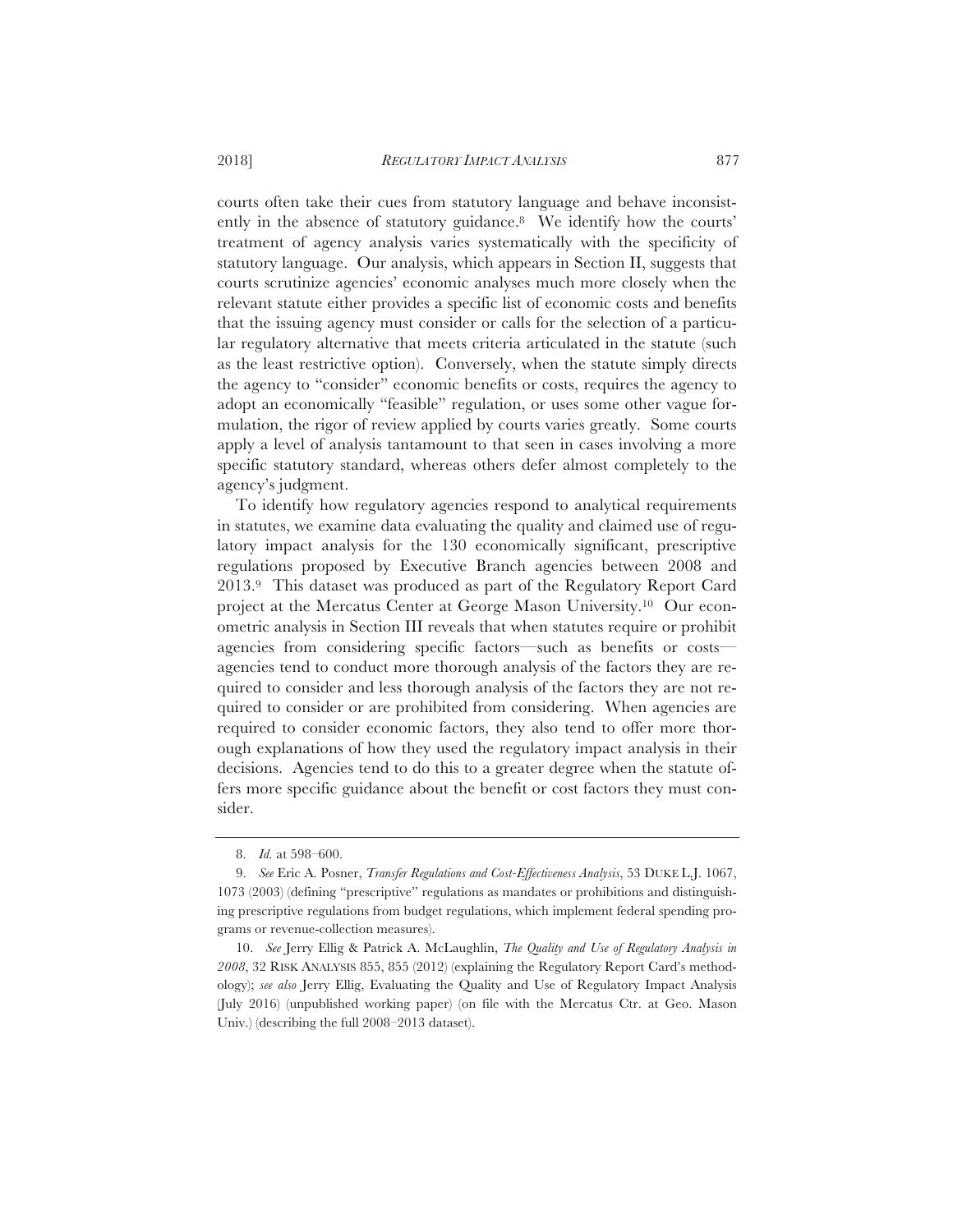courts often take their cues from statutory language and behave inconsistently in the absence of statutory guidance.[8] We identify how the courts' treatment of agency analysis varies systematically with the specificity of statutory language. Our analysis, which appears in Section II, suggests that courts scrutinize agencies' economic analyses much more closely when the relevant statute either provides a specific list of economic costs and benefits that the issuing agency must consider or calls for the selection of a particular regulatory alternative that meets criteria articulated in the statute (such as the least restrictive option). Conversely, when the statute simply directs the agency to "consider" economic benefits or costs, requires the agency to adopt an economically "feasible" regulation, or uses some other vague formulation, the rigor of review applied by courts varies greatly. Some courts apply a level of analysis tantamount to that seen in cases involving a more specific statutory standard, whereas others defer almost completely to the agency's judgment.

To identify how regulatory agencies respond to analytical requirements in statutes, we examine data evaluating the quality and claimed use of regulatory impact analysis for the 130 economically significant, prescriptive regulations proposed by Executive Branch agencies between 2008 and 2013.[9] This dataset was produced as part of the Regulatory Report Card project at the Mercatus Center at George Mason University.[10] Our econometric analysis in Section III reveals that when statutes require or prohibit agencies from considering specific factors—such as benefits or costs—agencies tend to conduct more thorough analysis of the factors they are required to consider and less thorough analysis of the factors they are not required to consider or are prohibited from considering. When agencies are required to consider economic factors, they also tend to offer more thorough explanations of how they used the regulatory impact analysis in their decisions. Agencies tend to do this to a greater degree when the statute offers more specific guidance about the benefit or cost factors they must consider.

---

8. *Id.* at 598–600.

9. *See* Eric A. Posner, *Transfer Regulations and Cost-Effectiveness Analysis*, 53 DUKE L.J. 1067, 1073 (2003) (defining "prescriptive" regulations as mandates or prohibitions and distinguishing prescriptive regulations from budget regulations, which implement federal spending programs or revenue-collection measures).

10. *See* Jerry Ellig & Patrick A. McLaughlin, *The Quality and Use of Regulatory Analysis in 2008*, 32 RISK ANALYSIS 855, 855 (2012) (explaining the Regulatory Report Card's methodology); *see also* Jerry Ellig, Evaluating the Quality and Use of Regulatory Impact Analysis (July 2016) (unpublished working paper) (on file with the Mercatus Ctr. at Geo. Mason Univ.) (describing the full 2008–2013 dataset).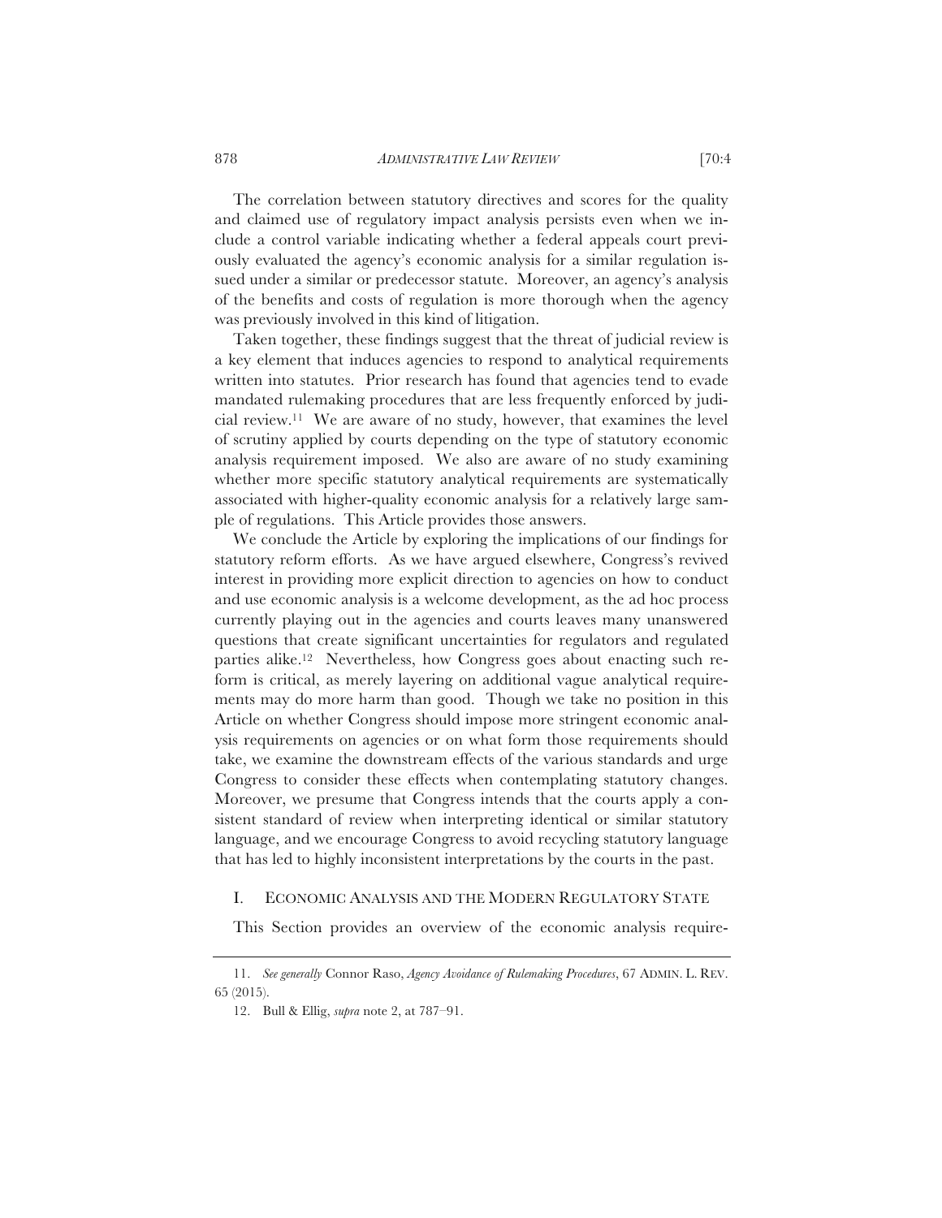The correlation between statutory directives and scores for the quality and claimed use of regulatory impact analysis persists even when we include a control variable indicating whether a federal appeals court previously evaluated the agency's economic analysis for a similar regulation issued under a similar or predecessor statute. Moreover, an agency's analysis of the benefits and costs of regulation is more thorough when the agency was previously involved in this kind of litigation.

Taken together, these findings suggest that the threat of judicial review is a key element that induces agencies to respond to analytical requirements written into statutes. Prior research has found that agencies tend to evade mandated rulemaking procedures that are less frequently enforced by judicial review.[11] We are aware of no study, however, that examines the level of scrutiny applied by courts depending on the type of statutory economic analysis requirement imposed. We also are aware of no study examining whether more specific statutory analytical requirements are systematically associated with higher-quality economic analysis for a relatively large sample of regulations. This Article provides those answers.

We conclude the Article by exploring the implications of our findings for statutory reform efforts. As we have argued elsewhere, Congress's revived interest in providing more explicit direction to agencies on how to conduct and use economic analysis is a welcome development, as the ad hoc process currently playing out in the agencies and courts leaves many unanswered questions that create significant uncertainties for regulators and regulated parties alike.[12] Nevertheless, how Congress goes about enacting such reform is critical, as merely layering on additional vague analytical requirements may do more harm than good. Though we take no position in this Article on whether Congress should impose more stringent economic analysis requirements on agencies or on what form those requirements should take, we examine the downstream effects of the various standards and urge Congress to consider these effects when contemplating statutory changes. Moreover, we presume that Congress intends that the courts apply a consistent standard of review when interpreting identical or similar statutory language, and we encourage Congress to avoid recycling statutory language that has led to highly inconsistent interpretations by the courts in the past.

## I. ECONOMIC ANALYSIS AND THE MODERN REGULATORY STATE

This Section provides an overview of the economic analysis require-

---

11. *See generally* Connor Raso, *Agency Avoidance of Rulemaking Procedures*, 67 ADMIN. L. REV. 65 (2015).

12. Bull & Ellig, *supra* note 2, at 787–91.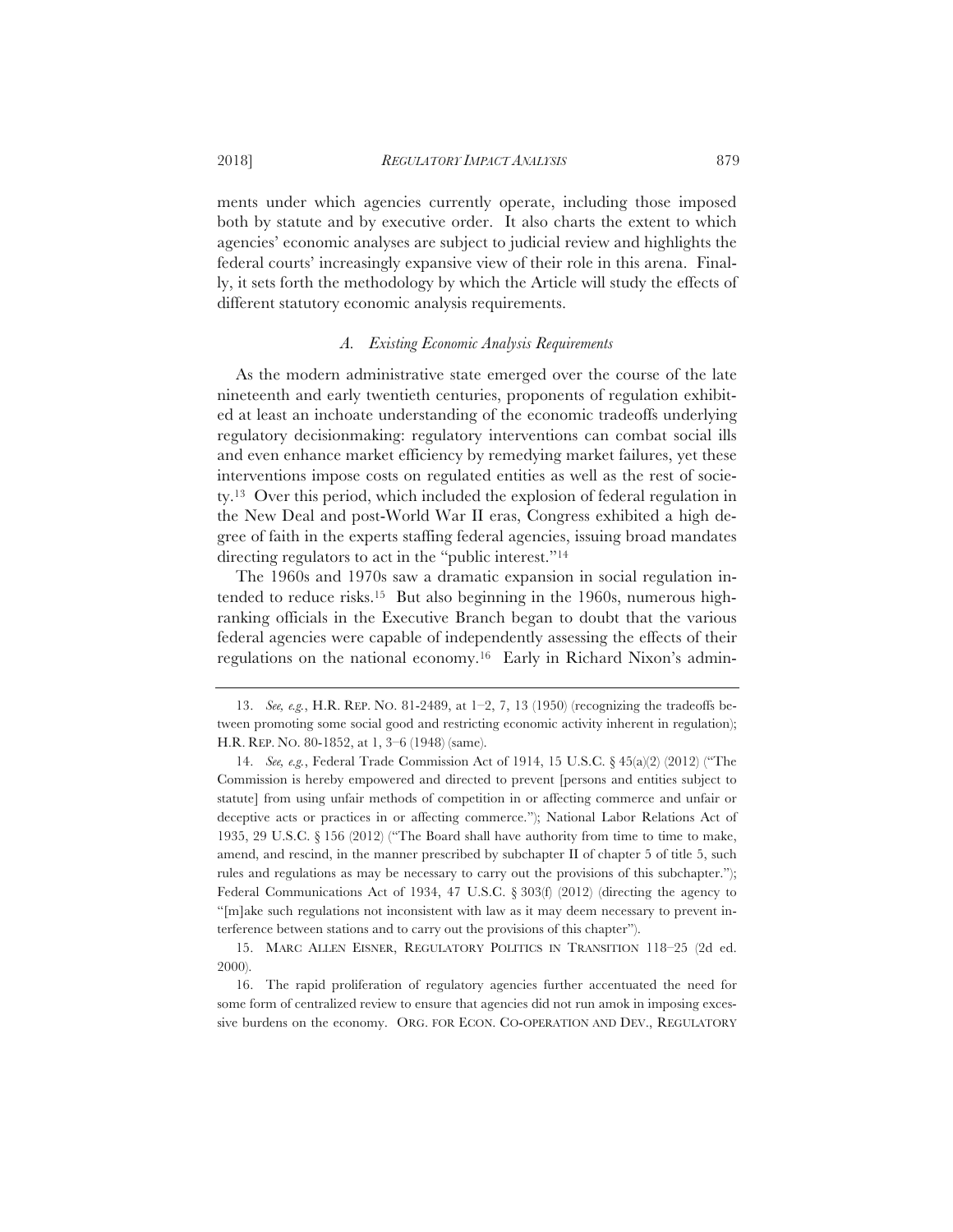ments under which agencies currently operate, including those imposed both by statute and by executive order. It also charts the extent to which agencies' economic analyses are subject to judicial review and highlights the federal courts' increasingly expansive view of their role in this arena. Finally, it sets forth the methodology by which the Article will study the effects of different statutory economic analysis requirements.

### *A. Existing Economic Analysis Requirements*

As the modern administrative state emerged over the course of the late nineteenth and early twentieth centuries, proponents of regulation exhibited at least an inchoate understanding of the economic tradeoffs underlying regulatory decisionmaking: regulatory interventions can combat social ills and even enhance market efficiency by remedying market failures, yet these interventions impose costs on regulated entities as well as the rest of society.[13] Over this period, which included the explosion of federal regulation in the New Deal and post-World War II eras, Congress exhibited a high degree of faith in the experts staffing federal agencies, issuing broad mandates directing regulators to act in the "public interest."[14]

The 1960s and 1970s saw a dramatic expansion in social regulation intended to reduce risks.[15] But also beginning in the 1960s, numerous high-ranking officials in the Executive Branch began to doubt that the various federal agencies were capable of independently assessing the effects of their regulations on the national economy.[16] Early in Richard Nixon's admin-

---

13. *See, e.g.*, H.R. REP. NO. 81-2489, at 1–2, 7, 13 (1950) (recognizing the tradeoffs between promoting some social good and restricting economic activity inherent in regulation); H.R. REP. NO. 80-1852, at 1, 3–6 (1948) (same).

14. *See, e.g.*, Federal Trade Commission Act of 1914, 15 U.S.C. § 45(a)(2) (2012) ("The Commission is hereby empowered and directed to prevent [persons and entities subject to statute] from using unfair methods of competition in or affecting commerce and unfair or deceptive acts or practices in or affecting commerce."); National Labor Relations Act of 1935, 29 U.S.C. § 156 (2012) ("The Board shall have authority from time to time to make, amend, and rescind, in the manner prescribed by subchapter II of chapter 5 of title 5, such rules and regulations as may be necessary to carry out the provisions of this subchapter."); Federal Communications Act of 1934, 47 U.S.C. § 303(f) (2012) (directing the agency to "[m]ake such regulations not inconsistent with law as it may deem necessary to prevent interference between stations and to carry out the provisions of this chapter").

15. MARC ALLEN EISNER, REGULATORY POLITICS IN TRANSITION 118–25 (2d ed. 2000).

16. The rapid proliferation of regulatory agencies further accentuated the need for some form of centralized review to ensure that agencies did not run amok in imposing excessive burdens on the economy. ORG. FOR ECON. CO-OPERATION AND DEV., REGULATORY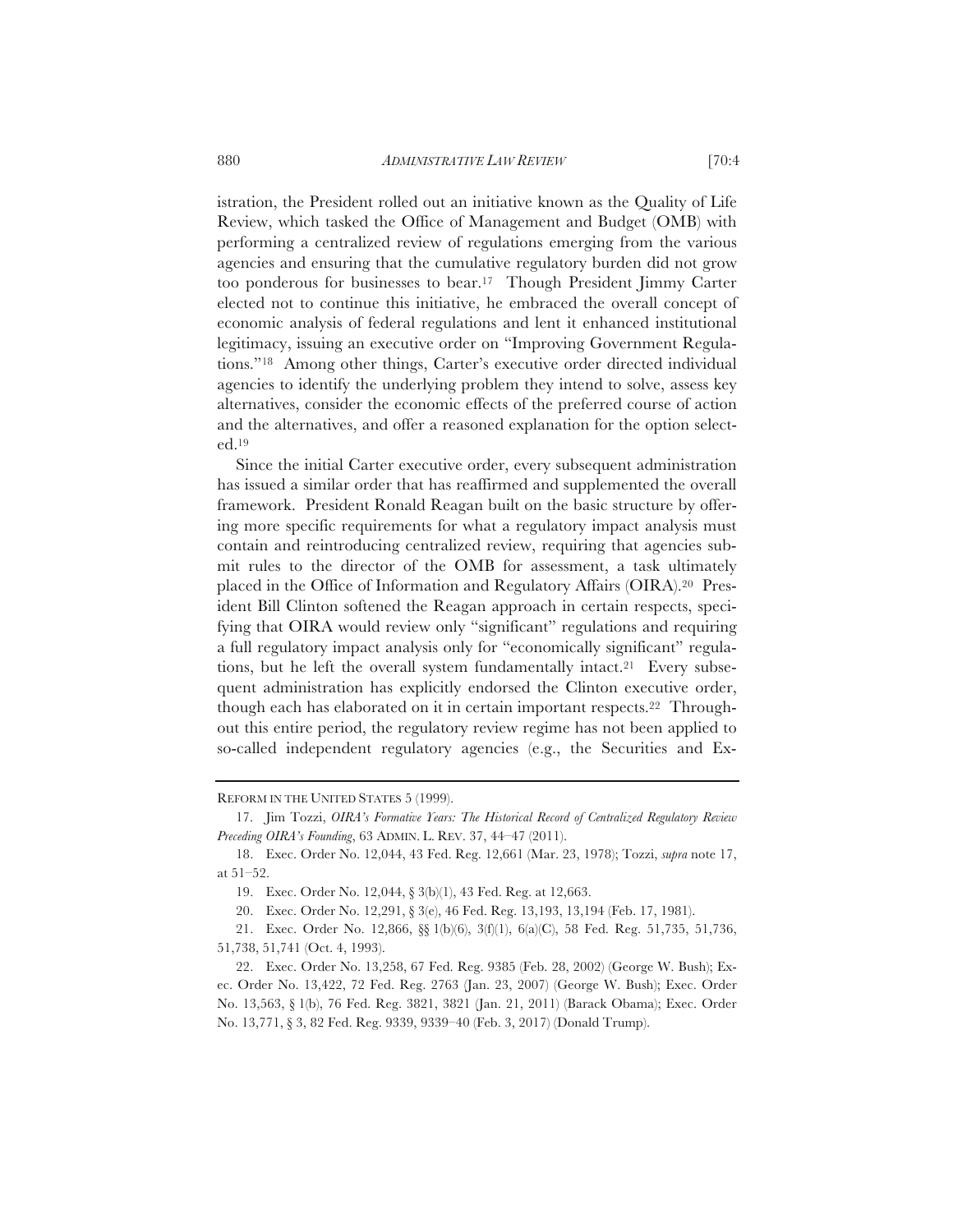istration, the President rolled out an initiative known as the Quality of Life Review, which tasked the Office of Management and Budget (OMB) with performing a centralized review of regulations emerging from the various agencies and ensuring that the cumulative regulatory burden did not grow too ponderous for businesses to bear.[17] Though President Jimmy Carter elected not to continue this initiative, he embraced the overall concept of economic analysis of federal regulations and lent it enhanced institutional legitimacy, issuing an executive order on "Improving Government Regulations."[18] Among other things, Carter's executive order directed individual agencies to identify the underlying problem they intend to solve, assess key alternatives, consider the economic effects of the preferred course of action and the alternatives, and offer a reasoned explanation for the option selected.[19]

Since the initial Carter executive order, every subsequent administration has issued a similar order that has reaffirmed and supplemented the overall framework. President Ronald Reagan built on the basic structure by offering more specific requirements for what a regulatory impact analysis must contain and reintroducing centralized review, requiring that agencies submit rules to the director of the OMB for assessment, a task ultimately placed in the Office of Information and Regulatory Affairs (OIRA).[20] President Bill Clinton softened the Reagan approach in certain respects, specifying that OIRA would review only "significant" regulations and requiring a full regulatory impact analysis only for "economically significant" regulations, but he left the overall system fundamentally intact.[21] Every subsequent administration has explicitly endorsed the Clinton executive order, though each has elaborated on it in certain important respects.[22] Throughout this entire period, the regulatory review regime has not been applied to so-called independent regulatory agencies (e.g., the Securities and Ex-

---

REFORM IN THE UNITED STATES 5 (1999).

17. Jim Tozzi, *OIRA's Formative Years: The Historical Record of Centralized Regulatory Review Preceding OIRA's Founding*, 63 ADMIN. L. REV. 37, 44–47 (2011).

18. Exec. Order No. 12,044, 43 Fed. Reg. 12,661 (Mar. 23, 1978); Tozzi, *supra* note 17, at 51–52.

19. Exec. Order No. 12,044, § 3(b)(1), 43 Fed. Reg. at 12,663.

20. Exec. Order No. 12,291, § 3(e), 46 Fed. Reg. 13,193, 13,194 (Feb. 17, 1981).

21. Exec. Order No. 12,866, §§ 1(b)(6), 3(f)(1), 6(a)(C), 58 Fed. Reg. 51,735, 51,736, 51,738, 51,741 (Oct. 4, 1993).

22. Exec. Order No. 13,258, 67 Fed. Reg. 9385 (Feb. 28, 2002) (George W. Bush); Exec. Order No. 13,422, 72 Fed. Reg. 2763 (Jan. 23, 2007) (George W. Bush); Exec. Order No. 13,563, § 1(b), 76 Fed. Reg. 3821, 3821 (Jan. 21, 2011) (Barack Obama); Exec. Order No. 13,771, § 3, 82 Fed. Reg. 9339, 9339–40 (Feb. 3, 2017) (Donald Trump).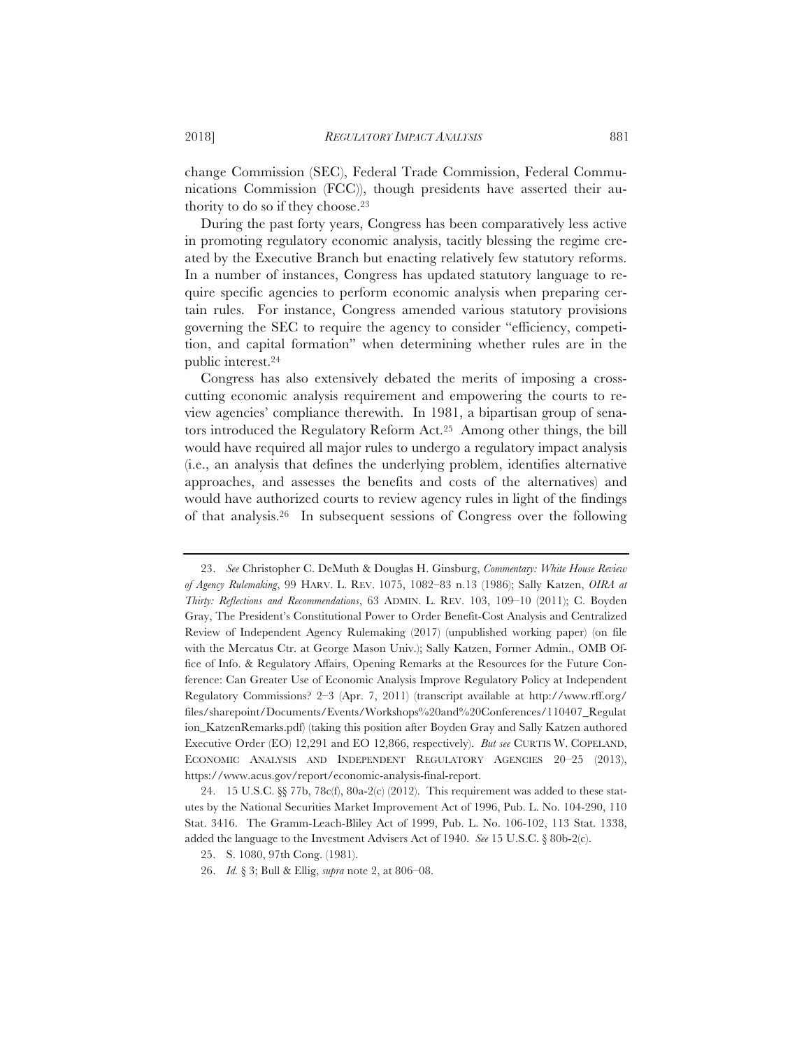change Commission (SEC), Federal Trade Commission, Federal Communications Commission (FCC)), though presidents have asserted their authority to do so if they choose.[23]

During the past forty years, Congress has been comparatively less active in promoting regulatory economic analysis, tacitly blessing the regime created by the Executive Branch but enacting relatively few statutory reforms. In a number of instances, Congress has updated statutory language to require specific agencies to perform economic analysis when preparing certain rules. For instance, Congress amended various statutory provisions governing the SEC to require the agency to consider "efficiency, competition, and capital formation" when determining whether rules are in the public interest.[24]

Congress has also extensively debated the merits of imposing a cross-cutting economic analysis requirement and empowering the courts to review agencies' compliance therewith. In 1981, a bipartisan group of senators introduced the Regulatory Reform Act.[25] Among other things, the bill would have required all major rules to undergo a regulatory impact analysis (i.e., an analysis that defines the underlying problem, identifies alternative approaches, and assesses the benefits and costs of the alternatives) and would have authorized courts to review agency rules in light of the findings of that analysis.[26] In subsequent sessions of Congress over the following

---

23. *See* Christopher C. DeMuth & Douglas H. Ginsburg, *Commentary: White House Review of Agency Rulemaking*, 99 HARV. L. REV. 1075, 1082–83 n.13 (1986); Sally Katzen, *OIRA at Thirty: Reflections and Recommendations*, 63 ADMIN. L. REV. 103, 109–10 (2011); C. Boyden Gray, The President's Constitutional Power to Order Benefit-Cost Analysis and Centralized Review of Independent Agency Rulemaking (2017) (unpublished working paper) (on file with the Mercatus Ctr. at George Mason Univ.); Sally Katzen, Former Admin., OMB Office of Info. & Regulatory Affairs, Opening Remarks at the Resources for the Future Conference: Can Greater Use of Economic Analysis Improve Regulatory Policy at Independent Regulatory Commissions? 2–3 (Apr. 7, 2011) (transcript available at http://www.rff.org/files/sharepoint/Documents/Events/Workshops%20and%20Conferences/110407_Regulation_KatzenRemarks.pdf) (taking this position after Boyden Gray and Sally Katzen authored Executive Order (EO) 12,291 and EO 12,866, respectively). *But see* CURTIS W. COPELAND, ECONOMIC ANALYSIS AND INDEPENDENT REGULATORY AGENCIES 20–25 (2013), https://www.acus.gov/report/economic-analysis-final-report.

24. 15 U.S.C. §§ 77b, 78c(f), 80a-2(c) (2012). This requirement was added to these statutes by the National Securities Market Improvement Act of 1996, Pub. L. No. 104-290, 110 Stat. 3416. The Gramm-Leach-Bliley Act of 1999, Pub. L. No. 106-102, 113 Stat. 1338, added the language to the Investment Advisers Act of 1940. *See* 15 U.S.C. § 80b-2(c).

25. S. 1080, 97th Cong. (1981).

26. *Id.* § 3; Bull & Ellig, *supra* note 2, at 806–08.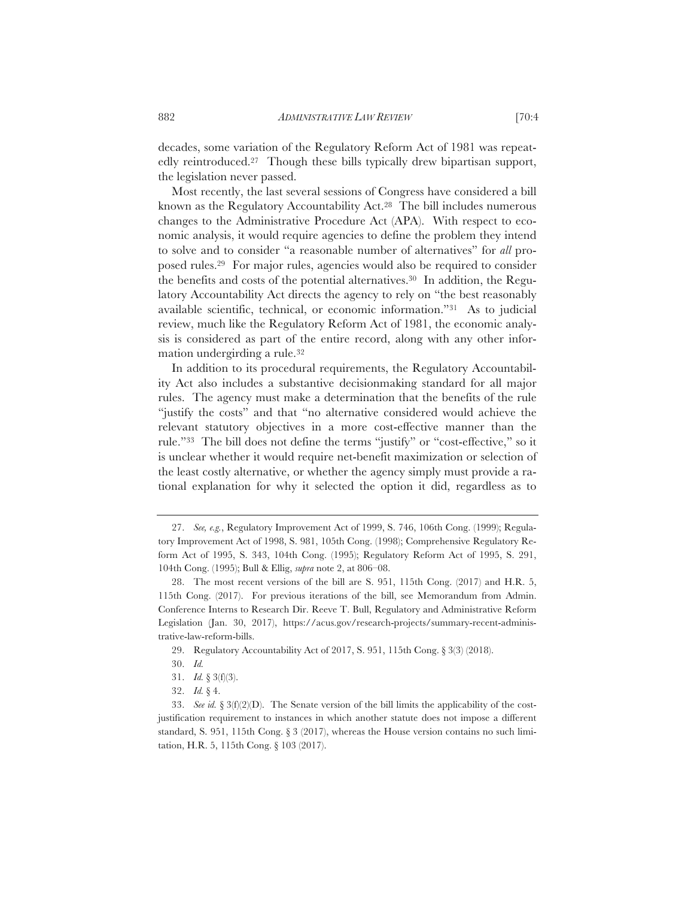decades, some variation of the Regulatory Reform Act of 1981 was repeatedly reintroduced.[27] Though these bills typically drew bipartisan support, the legislation never passed.

Most recently, the last several sessions of Congress have considered a bill known as the Regulatory Accountability Act.[28] The bill includes numerous changes to the Administrative Procedure Act (APA). With respect to economic analysis, it would require agencies to define the problem they intend to solve and to consider "a reasonable number of alternatives" for *all* proposed rules.[29] For major rules, agencies would also be required to consider the benefits and costs of the potential alternatives.[30] In addition, the Regulatory Accountability Act directs the agency to rely on "the best reasonably available scientific, technical, or economic information."[31] As to judicial review, much like the Regulatory Reform Act of 1981, the economic analysis is considered as part of the entire record, along with any other information undergirding a rule.[32]

In addition to its procedural requirements, the Regulatory Accountability Act also includes a substantive decisionmaking standard for all major rules. The agency must make a determination that the benefits of the rule "justify the costs" and that "no alternative considered would achieve the relevant statutory objectives in a more cost-effective manner than the rule."[33] The bill does not define the terms "justify" or "cost-effective," so it is unclear whether it would require net-benefit maximization or selection of the least costly alternative, or whether the agency simply must provide a rational explanation for why it selected the option it did, regardless as to

---

27. *See, e.g.*, Regulatory Improvement Act of 1999, S. 746, 106th Cong. (1999); Regulatory Improvement Act of 1998, S. 981, 105th Cong. (1998); Comprehensive Regulatory Reform Act of 1995, S. 343, 104th Cong. (1995); Regulatory Reform Act of 1995, S. 291, 104th Cong. (1995); Bull & Ellig, *supra* note 2, at 806–08.

28. The most recent versions of the bill are S. 951, 115th Cong. (2017) and H.R. 5, 115th Cong. (2017). For previous iterations of the bill, see Memorandum from Admin. Conference Interns to Research Dir. Reeve T. Bull, Regulatory and Administrative Reform Legislation (Jan. 30, 2017), https://acus.gov/research-projects/summary-recent-administrative-law-reform-bills.

29. Regulatory Accountability Act of 2017, S. 951, 115th Cong. § 3(3) (2018).

30. *Id.*

31. *Id.* § 3(f)(3).

32. *Id.* § 4.

33. *See id.* § 3(f)(2)(D). The Senate version of the bill limits the applicability of the cost-justification requirement to instances in which another statute does not impose a different standard, S. 951, 115th Cong. § 3 (2017), whereas the House version contains no such limitation, H.R. 5, 115th Cong. § 103 (2017).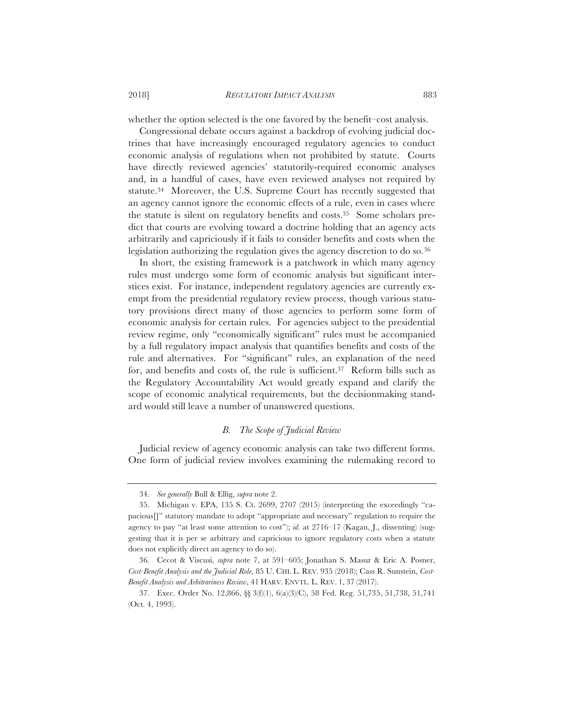whether the option selected is the one favored by the benefit–cost analysis.

Congressional debate occurs against a backdrop of evolving judicial doctrines that have increasingly encouraged regulatory agencies to conduct economic analysis of regulations when not prohibited by statute. Courts have directly reviewed agencies' statutorily-required economic analyses and, in a handful of cases, have even reviewed analyses not required by statute.[34] Moreover, the U.S. Supreme Court has recently suggested that an agency cannot ignore the economic effects of a rule, even in cases where the statute is silent on regulatory benefits and costs.[35] Some scholars predict that courts are evolving toward a doctrine holding that an agency acts arbitrarily and capriciously if it fails to consider benefits and costs when the legislation authorizing the regulation gives the agency discretion to do so.[36]

In short, the existing framework is a patchwork in which many agency rules must undergo some form of economic analysis but significant interstices exist. For instance, independent regulatory agencies are currently exempt from the presidential regulatory review process, though various statutory provisions direct many of those agencies to perform some form of economic analysis for certain rules. For agencies subject to the presidential review regime, only "economically significant" rules must be accompanied by a full regulatory impact analysis that quantifies benefits and costs of the rule and alternatives. For "significant" rules, an explanation of the need for, and benefits and costs of, the rule is sufficient.[37] Reform bills such as the Regulatory Accountability Act would greatly expand and clarify the scope of economic analytical requirements, but the decisionmaking standard would still leave a number of unanswered questions.

### *B. The Scope of Judicial Review*

Judicial review of agency economic analysis can take two different forms. One form of judicial review involves examining the rulemaking record to

---

34. *See generally* Bull & Ellig, *supra* note 2.

35. Michigan v. EPA, 135 S. Ct. 2699, 2707 (2015) (interpreting the exceedingly "capacious[]" statutory mandate to adopt "appropriate and necessary" regulation to require the agency to pay "at least some attention to cost"); *id.* at 2716–17 (Kagan, J., dissenting) (suggesting that it is per se arbitrary and capricious to ignore regulatory costs when a statute does not explicitly direct an agency to do so).

36. Cecot & Viscusi, *supra* note 7, at 591–605; Jonathan S. Masur & Eric A. Posner, *Cost-Benefit Analysis and the Judicial Role*, 85 U. CHI. L. REV. 935 (2018); Cass R. Sunstein, *Cost-Benefit Analysis and Arbitrariness Review*, 41 HARV. ENVTL. L. REV. 1, 37 (2017).

37. Exec. Order No. 12,866, §§ 3(f)(1), 6(a)(3)(C), 58 Fed. Reg. 51,735, 51,738, 51,741 (Oct. 4, 1993).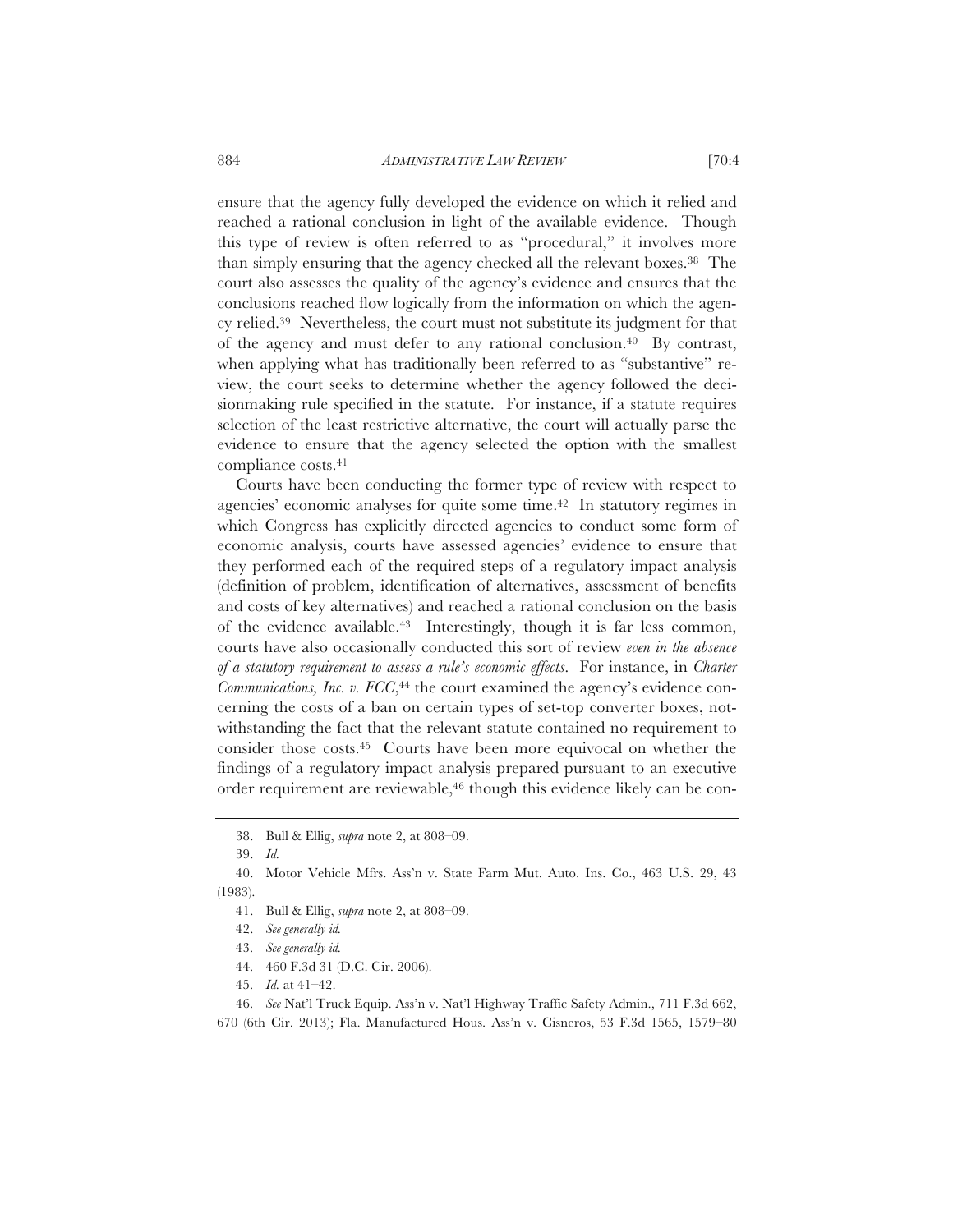ensure that the agency fully developed the evidence on which it relied and reached a rational conclusion in light of the available evidence. Though this type of review is often referred to as "procedural," it involves more than simply ensuring that the agency checked all the relevant boxes.[38] The court also assesses the quality of the agency's evidence and ensures that the conclusions reached flow logically from the information on which the agency relied.[39] Nevertheless, the court must not substitute its judgment for that of the agency and must defer to any rational conclusion.[40] By contrast, when applying what has traditionally been referred to as "substantive" review, the court seeks to determine whether the agency followed the decisionmaking rule specified in the statute. For instance, if a statute requires selection of the least restrictive alternative, the court will actually parse the evidence to ensure that the agency selected the option with the smallest compliance costs.[41]

Courts have been conducting the former type of review with respect to agencies' economic analyses for quite some time.[42] In statutory regimes in which Congress has explicitly directed agencies to conduct some form of economic analysis, courts have assessed agencies' evidence to ensure that they performed each of the required steps of a regulatory impact analysis (definition of problem, identification of alternatives, assessment of benefits and costs of key alternatives) and reached a rational conclusion on the basis of the evidence available.[43] Interestingly, though it is far less common, courts have also occasionally conducted this sort of review *even in the absence of a statutory requirement to assess a rule's economic effects*. For instance, in *Charter Communications, Inc. v. FCC*,[44] the court examined the agency's evidence concerning the costs of a ban on certain types of set-top converter boxes, notwithstanding the fact that the relevant statute contained no requirement to consider those costs.[45] Courts have been more equivocal on whether the findings of a regulatory impact analysis prepared pursuant to an executive order requirement are reviewable,[46] though this evidence likely can be con-

38. Bull & Ellig, *supra* note 2, at 808–09.

39. *Id.*

40. Motor Vehicle Mfrs. Ass'n v. State Farm Mut. Auto. Ins. Co., 463 U.S. 29, 43 (1983).

41. Bull & Ellig, *supra* note 2, at 808–09.

42. *See generally id.*

43. *See generally id.*

44. 460 F.3d 31 (D.C. Cir. 2006).

45. *Id.* at 41–42.

46. *See* Nat'l Truck Equip. Ass'n v. Nat'l Highway Traffic Safety Admin., 711 F.3d 662, 670 (6th Cir. 2013); Fla. Manufactured Hous. Ass'n v. Cisneros, 53 F.3d 1565, 1579–80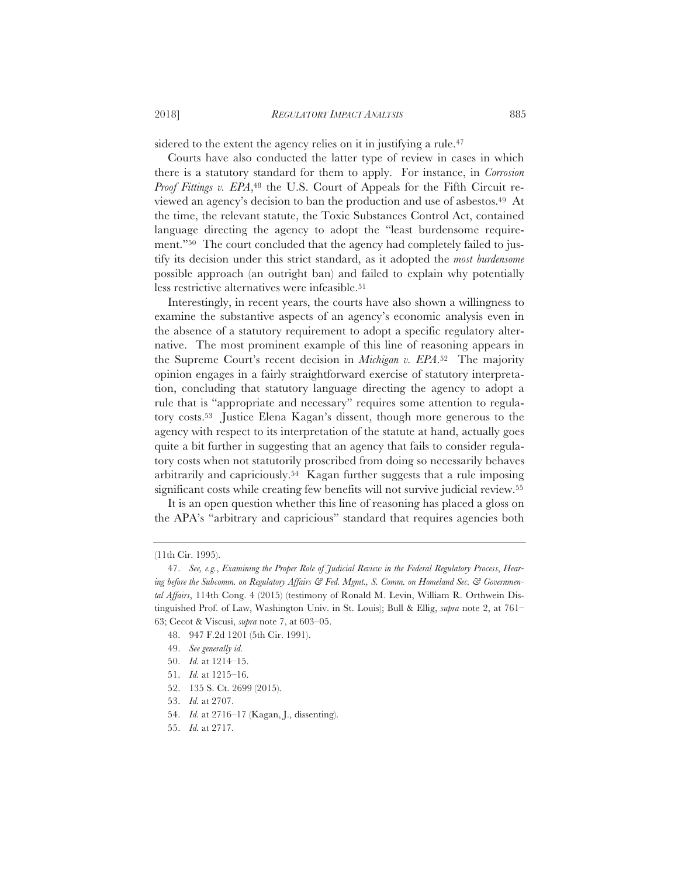sidered to the extent the agency relies on it in justifying a rule.[47]

Courts have also conducted the latter type of review in cases in which there is a statutory standard for them to apply. For instance, in *Corrosion Proof Fittings v. EPA*,[48] the U.S. Court of Appeals for the Fifth Circuit reviewed an agency's decision to ban the production and use of asbestos.[49] At the time, the relevant statute, the Toxic Substances Control Act, contained language directing the agency to adopt the "least burdensome requirement."[50] The court concluded that the agency had completely failed to justify its decision under this strict standard, as it adopted the *most burdensome* possible approach (an outright ban) and failed to explain why potentially less restrictive alternatives were infeasible.[51]

Interestingly, in recent years, the courts have also shown a willingness to examine the substantive aspects of an agency's economic analysis even in the absence of a statutory requirement to adopt a specific regulatory alternative. The most prominent example of this line of reasoning appears in the Supreme Court's recent decision in *Michigan v. EPA*.[52] The majority opinion engages in a fairly straightforward exercise of statutory interpretation, concluding that statutory language directing the agency to adopt a rule that is "appropriate and necessary" requires some attention to regulatory costs.[53] Justice Elena Kagan's dissent, though more generous to the agency with respect to its interpretation of the statute at hand, actually goes quite a bit further in suggesting that an agency that fails to consider regulatory costs when not statutorily proscribed from doing so necessarily behaves arbitrarily and capriciously.[54] Kagan further suggests that a rule imposing significant costs while creating few benefits will not survive judicial review.[55]

It is an open question whether this line of reasoning has placed a gloss on the APA's "arbitrary and capricious" standard that requires agencies both

---

(11th Cir. 1995).

47. *See, e.g.*, *Examining the Proper Role of Judicial Review in the Federal Regulatory Process*, *Hearing before the Subcomm. on Regulatory Affairs & Fed. Mgmt., S. Comm. on Homeland Sec. & Governmental Affairs*, 114th Cong. 4 (2015) (testimony of Ronald M. Levin, William R. Orthwein Distinguished Prof. of Law, Washington Univ. in St. Louis); Bull & Ellig, *supra* note 2, at 761–63; Cecot & Viscusi, *supra* note 7, at 603–05.

48. 947 F.2d 1201 (5th Cir. 1991).

49. *See generally id.*

50. *Id.* at 1214–15.

51. *Id.* at 1215–16.

52. 135 S. Ct. 2699 (2015).

53. *Id.* at 2707.

54. *Id.* at 2716–17 (Kagan, J., dissenting).

55. *Id.* at 2717.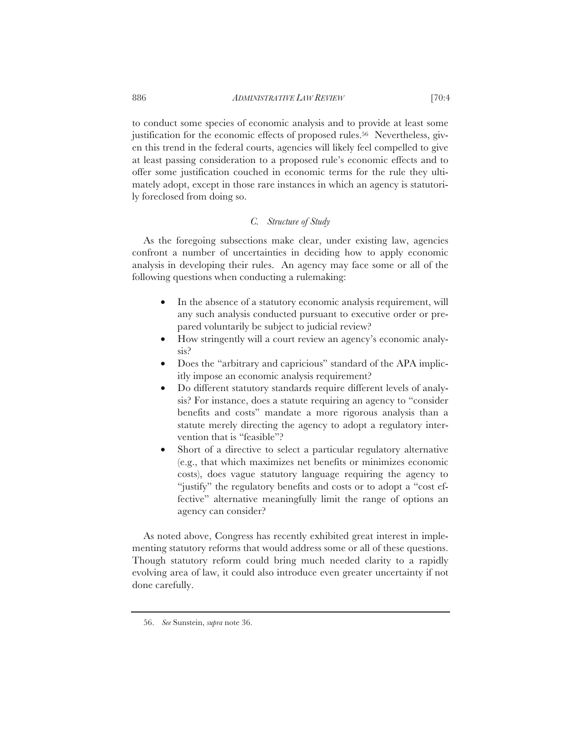to conduct some species of economic analysis and to provide at least some justification for the economic effects of proposed rules.[56] Nevertheless, given this trend in the federal courts, agencies will likely feel compelled to give at least passing consideration to a proposed rule's economic effects and to offer some justification couched in economic terms for the rule they ultimately adopt, except in those rare instances in which an agency is statutorily foreclosed from doing so.

### *C. Structure of Study*

As the foregoing subsections make clear, under existing law, agencies confront a number of uncertainties in deciding how to apply economic analysis in developing their rules. An agency may face some or all of the following questions when conducting a rulemaking:

- In the absence of a statutory economic analysis requirement, will any such analysis conducted pursuant to executive order or prepared voluntarily be subject to judicial review?
- How stringently will a court review an agency's economic analysis?
- Does the "arbitrary and capricious" standard of the APA implicitly impose an economic analysis requirement?
- Do different statutory standards require different levels of analysis? For instance, does a statute requiring an agency to "consider benefits and costs" mandate a more rigorous analysis than a statute merely directing the agency to adopt a regulatory intervention that is "feasible"?
- Short of a directive to select a particular regulatory alternative (e.g., that which maximizes net benefits or minimizes economic costs), does vague statutory language requiring the agency to "justify" the regulatory benefits and costs or to adopt a "cost effective" alternative meaningfully limit the range of options an agency can consider?

As noted above, Congress has recently exhibited great interest in implementing statutory reforms that would address some or all of these questions. Though statutory reform could bring much needed clarity to a rapidly evolving area of law, it could also introduce even greater uncertainty if not done carefully.

---

56. *See* Sunstein, *supra* note 36.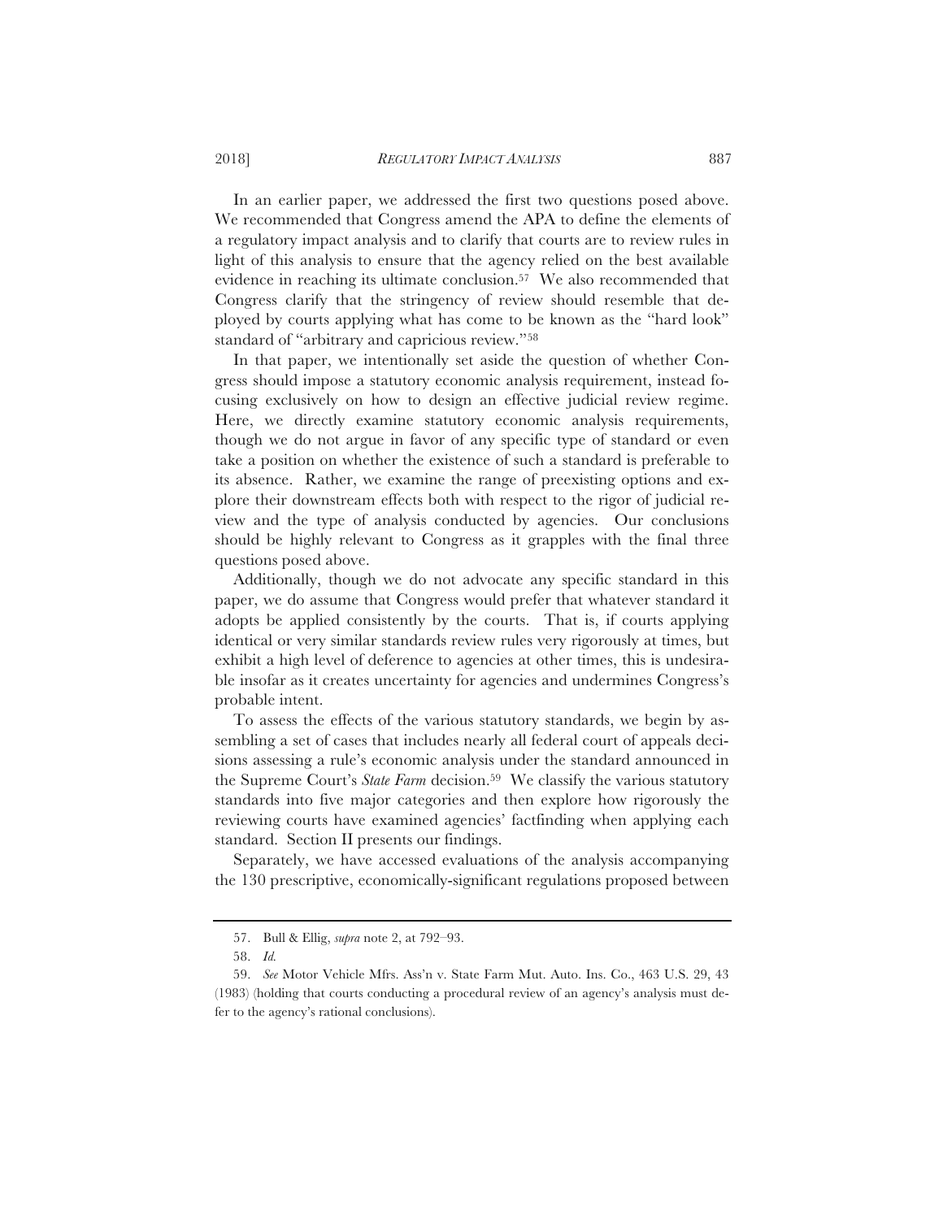In an earlier paper, we addressed the first two questions posed above. We recommended that Congress amend the APA to define the elements of a regulatory impact analysis and to clarify that courts are to review rules in light of this analysis to ensure that the agency relied on the best available evidence in reaching its ultimate conclusion.[57] We also recommended that Congress clarify that the stringency of review should resemble that deployed by courts applying what has come to be known as the "hard look" standard of "arbitrary and capricious review."[58]

In that paper, we intentionally set aside the question of whether Congress should impose a statutory economic analysis requirement, instead focusing exclusively on how to design an effective judicial review regime. Here, we directly examine statutory economic analysis requirements, though we do not argue in favor of any specific type of standard or even take a position on whether the existence of such a standard is preferable to its absence. Rather, we examine the range of preexisting options and explore their downstream effects both with respect to the rigor of judicial review and the type of analysis conducted by agencies. Our conclusions should be highly relevant to Congress as it grapples with the final three questions posed above.

Additionally, though we do not advocate any specific standard in this paper, we do assume that Congress would prefer that whatever standard it adopts be applied consistently by the courts. That is, if courts applying identical or very similar standards review rules very rigorously at times, but exhibit a high level of deference to agencies at other times, this is undesirable insofar as it creates uncertainty for agencies and undermines Congress's probable intent.

To assess the effects of the various statutory standards, we begin by assembling a set of cases that includes nearly all federal court of appeals decisions assessing a rule's economic analysis under the standard announced in the Supreme Court's *State Farm* decision.[59] We classify the various statutory standards into five major categories and then explore how rigorously the reviewing courts have examined agencies' factfinding when applying each standard. Section II presents our findings.

Separately, we have accessed evaluations of the analysis accompanying the 130 prescriptive, economically-significant regulations proposed between

---

57. Bull & Ellig, *supra* note 2, at 792–93.

58. *Id.*

59. *See* Motor Vehicle Mfrs. Ass'n v. State Farm Mut. Auto. Ins. Co., 463 U.S. 29, 43 (1983) (holding that courts conducting a procedural review of an agency's analysis must defer to the agency's rational conclusions).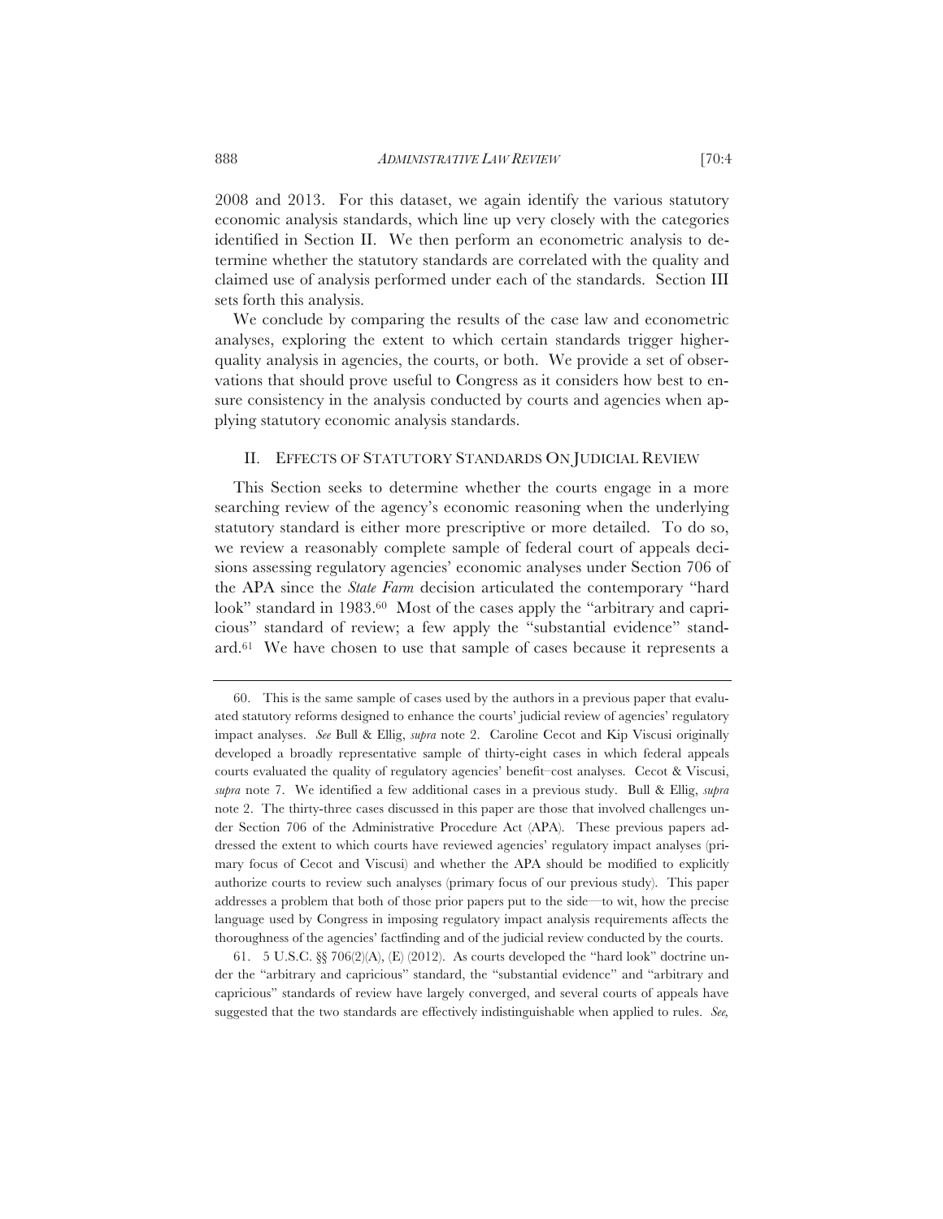2008 and 2013. For this dataset, we again identify the various statutory economic analysis standards, which line up very closely with the categories identified in Section II. We then perform an econometric analysis to determine whether the statutory standards are correlated with the quality and claimed use of analysis performed under each of the standards. Section III sets forth this analysis.

We conclude by comparing the results of the case law and econometric analyses, exploring the extent to which certain standards trigger higher-quality analysis in agencies, the courts, or both. We provide a set of observations that should prove useful to Congress as it considers how best to ensure consistency in the analysis conducted by courts and agencies when applying statutory economic analysis standards.

## II. EFFECTS OF STATUTORY STANDARDS ON JUDICIAL REVIEW

This Section seeks to determine whether the courts engage in a more searching review of the agency's economic reasoning when the underlying statutory standard is either more prescriptive or more detailed. To do so, we review a reasonably complete sample of federal court of appeals decisions assessing regulatory agencies' economic analyses under Section 706 of the APA since the *State Farm* decision articulated the contemporary "hard look" standard in 1983.[60] Most of the cases apply the "arbitrary and capricious" standard of review; a few apply the "substantial evidence" standard.[61] We have chosen to use that sample of cases because it represents a

---

60. This is the same sample of cases used by the authors in a previous paper that evaluated statutory reforms designed to enhance the courts' judicial review of agencies' regulatory impact analyses. *See* Bull & Ellig, *supra* note 2. Caroline Cecot and Kip Viscusi originally developed a broadly representative sample of thirty-eight cases in which federal appeals courts evaluated the quality of regulatory agencies' benefit–cost analyses. Cecot & Viscusi, *supra* note 7. We identified a few additional cases in a previous study. Bull & Ellig, *supra* note 2. The thirty-three cases discussed in this paper are those that involved challenges under Section 706 of the Administrative Procedure Act (APA). These previous papers addressed the extent to which courts have reviewed agencies' regulatory impact analyses (primary focus of Cecot and Viscusi) and whether the APA should be modified to explicitly authorize courts to review such analyses (primary focus of our previous study). This paper addresses a problem that both of those prior papers put to the side—to wit, how the precise language used by Congress in imposing regulatory impact analysis requirements affects the thoroughness of the agencies' factfinding and of the judicial review conducted by the courts.

61. 5 U.S.C. §§ 706(2)(A), (E) (2012). As courts developed the "hard look" doctrine under the "arbitrary and capricious" standard, the "substantial evidence" and "arbitrary and capricious" standards of review have largely converged, and several courts of appeals have suggested that the two standards are effectively indistinguishable when applied to rules. *See,*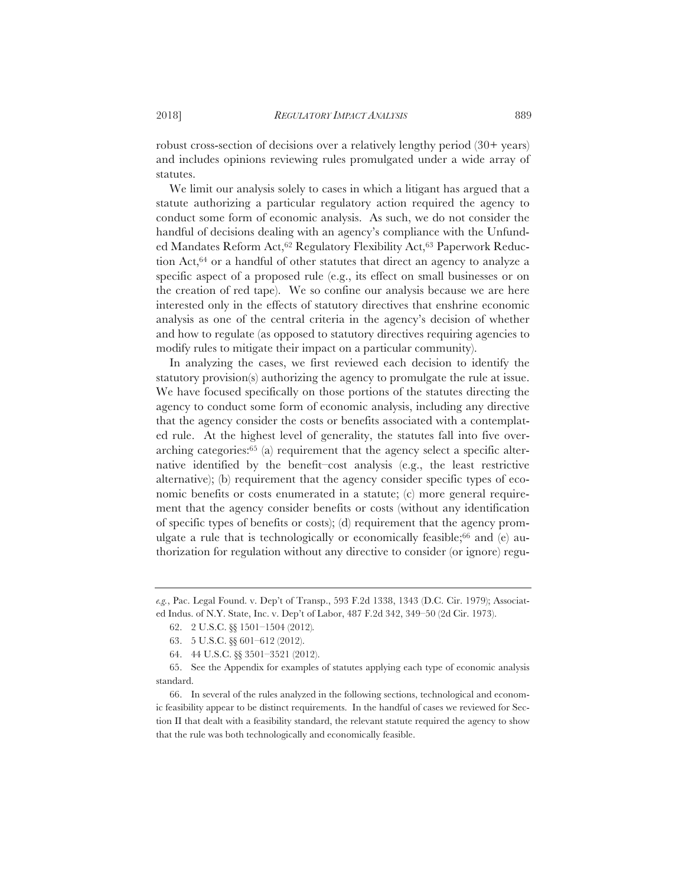robust cross-section of decisions over a relatively lengthy period (30+ years) and includes opinions reviewing rules promulgated under a wide array of statutes.

We limit our analysis solely to cases in which a litigant has argued that a statute authorizing a particular regulatory action required the agency to conduct some form of economic analysis. As such, we do not consider the handful of decisions dealing with an agency's compliance with the Unfunded Mandates Reform Act,[62] Regulatory Flexibility Act,[63] Paperwork Reduction Act,[64] or a handful of other statutes that direct an agency to analyze a specific aspect of a proposed rule (e.g., its effect on small businesses or on the creation of red tape). We so confine our analysis because we are here interested only in the effects of statutory directives that enshrine economic analysis as one of the central criteria in the agency's decision of whether and how to regulate (as opposed to statutory directives requiring agencies to modify rules to mitigate their impact on a particular community).

In analyzing the cases, we first reviewed each decision to identify the statutory provision(s) authorizing the agency to promulgate the rule at issue. We have focused specifically on those portions of the statutes directing the agency to conduct some form of economic analysis, including any directive that the agency consider the costs or benefits associated with a contemplated rule. At the highest level of generality, the statutes fall into five overarching categories:[65] (a) requirement that the agency select a specific alternative identified by the benefit–cost analysis (e.g., the least restrictive alternative); (b) requirement that the agency consider specific types of economic benefits or costs enumerated in a statute; (c) more general requirement that the agency consider benefits or costs (without any identification of specific types of benefits or costs); (d) requirement that the agency promulgate a rule that is technologically or economically feasible;[66] and (e) authorization for regulation without any directive to consider (or ignore) regu-

---

*e.g.*, Pac. Legal Found. v. Dep't of Transp., 593 F.2d 1338, 1343 (D.C. Cir. 1979); Associated Indus. of N.Y. State, Inc. v. Dep't of Labor, 487 F.2d 342, 349–50 (2d Cir. 1973).

62. 2 U.S.C. §§ 1501–1504 (2012).

63. 5 U.S.C. §§ 601–612 (2012).

64. 44 U.S.C. §§ 3501–3521 (2012).

65. See the Appendix for examples of statutes applying each type of economic analysis standard.

66. In several of the rules analyzed in the following sections, technological and economic feasibility appear to be distinct requirements. In the handful of cases we reviewed for Section II that dealt with a feasibility standard, the relevant statute required the agency to show that the rule was both technologically and economically feasible.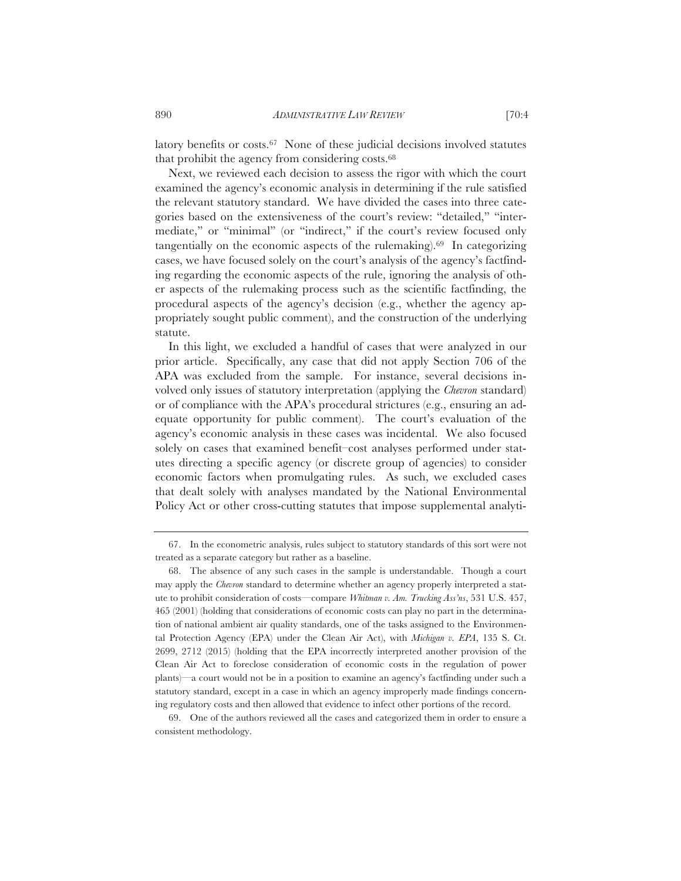latory benefits or costs.[67] None of these judicial decisions involved statutes that prohibit the agency from considering costs.[68]

Next, we reviewed each decision to assess the rigor with which the court examined the agency's economic analysis in determining if the rule satisfied the relevant statutory standard. We have divided the cases into three categories based on the extensiveness of the court's review: "detailed," "intermediate," or "minimal" (or "indirect," if the court's review focused only tangentially on the economic aspects of the rulemaking).[69] In categorizing cases, we have focused solely on the court's analysis of the agency's factfinding regarding the economic aspects of the rule, ignoring the analysis of other aspects of the rulemaking process such as the scientific factfinding, the procedural aspects of the agency's decision (e.g., whether the agency appropriately sought public comment), and the construction of the underlying statute.

In this light, we excluded a handful of cases that were analyzed in our prior article. Specifically, any case that did not apply Section 706 of the APA was excluded from the sample. For instance, several decisions involved only issues of statutory interpretation (applying the *Chevron* standard) or of compliance with the APA's procedural strictures (e.g., ensuring an adequate opportunity for public comment). The court's evaluation of the agency's economic analysis in these cases was incidental. We also focused solely on cases that examined benefit–cost analyses performed under statutes directing a specific agency (or discrete group of agencies) to consider economic factors when promulgating rules. As such, we excluded cases that dealt solely with analyses mandated by the National Environmental Policy Act or other cross-cutting statutes that impose supplemental analyti-

---

67. In the econometric analysis, rules subject to statutory standards of this sort were not treated as a separate category but rather as a baseline.

68. The absence of any such cases in the sample is understandable. Though a court may apply the *Chevron* standard to determine whether an agency properly interpreted a statute to prohibit consideration of costs—compare *Whitman v. Am. Trucking Ass'ns*, 531 U.S. 457, 465 (2001) (holding that considerations of economic costs can play no part in the determination of national ambient air quality standards, one of the tasks assigned to the Environmental Protection Agency (EPA) under the Clean Air Act), with *Michigan v. EPA*, 135 S. Ct. 2699, 2712 (2015) (holding that the EPA incorrectly interpreted another provision of the Clean Air Act to foreclose consideration of economic costs in the regulation of power plants)—a court would not be in a position to examine an agency's factfinding under such a statutory standard, except in a case in which an agency improperly made findings concerning regulatory costs and then allowed that evidence to infect other portions of the record.

69. One of the authors reviewed all the cases and categorized them in order to ensure a consistent methodology.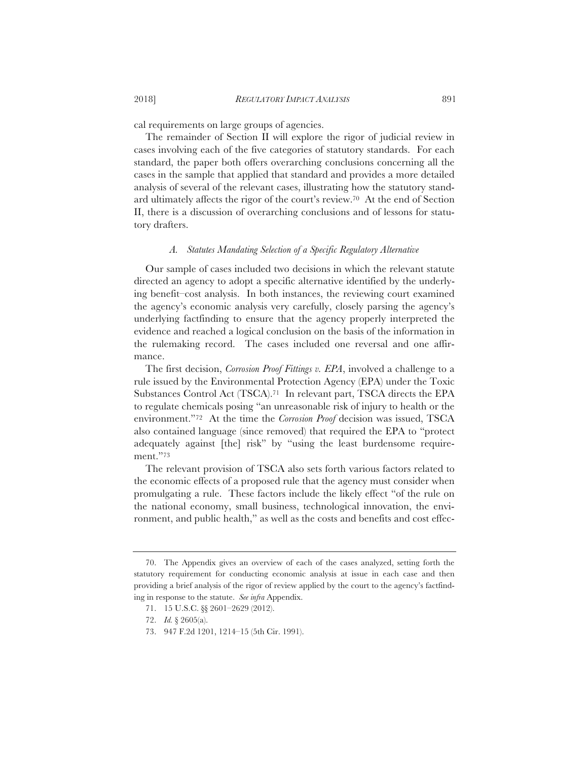cal requirements on large groups of agencies.

The remainder of Section II will explore the rigor of judicial review in cases involving each of the five categories of statutory standards. For each standard, the paper both offers overarching conclusions concerning all the cases in the sample that applied that standard and provides a more detailed analysis of several of the relevant cases, illustrating how the statutory standard ultimately affects the rigor of the court's review.[70] At the end of Section II, there is a discussion of overarching conclusions and of lessons for statutory drafters.

### *A. Statutes Mandating Selection of a Specific Regulatory Alternative*

Our sample of cases included two decisions in which the relevant statute directed an agency to adopt a specific alternative identified by the underlying benefit–cost analysis. In both instances, the reviewing court examined the agency's economic analysis very carefully, closely parsing the agency's underlying factfinding to ensure that the agency properly interpreted the evidence and reached a logical conclusion on the basis of the information in the rulemaking record. The cases included one reversal and one affirmance.

The first decision, *Corrosion Proof Fittings v. EPA*, involved a challenge to a rule issued by the Environmental Protection Agency (EPA) under the Toxic Substances Control Act (TSCA).[71] In relevant part, TSCA directs the EPA to regulate chemicals posing "an unreasonable risk of injury to health or the environment."[72] At the time the *Corrosion Proof* decision was issued, TSCA also contained language (since removed) that required the EPA to "protect adequately against [the] risk" by "using the least burdensome requirement."[73]

The relevant provision of TSCA also sets forth various factors related to the economic effects of a proposed rule that the agency must consider when promulgating a rule. These factors include the likely effect "of the rule on the national economy, small business, technological innovation, the environment, and public health," as well as the costs and benefits and cost effec-

---

70. The Appendix gives an overview of each of the cases analyzed, setting forth the statutory requirement for conducting economic analysis at issue in each case and then providing a brief analysis of the rigor of review applied by the court to the agency's factfinding in response to the statute. *See infra* Appendix.

71. 15 U.S.C. §§ 2601–2629 (2012).

72. *Id.* § 2605(a).

73. 947 F.2d 1201, 1214–15 (5th Cir. 1991).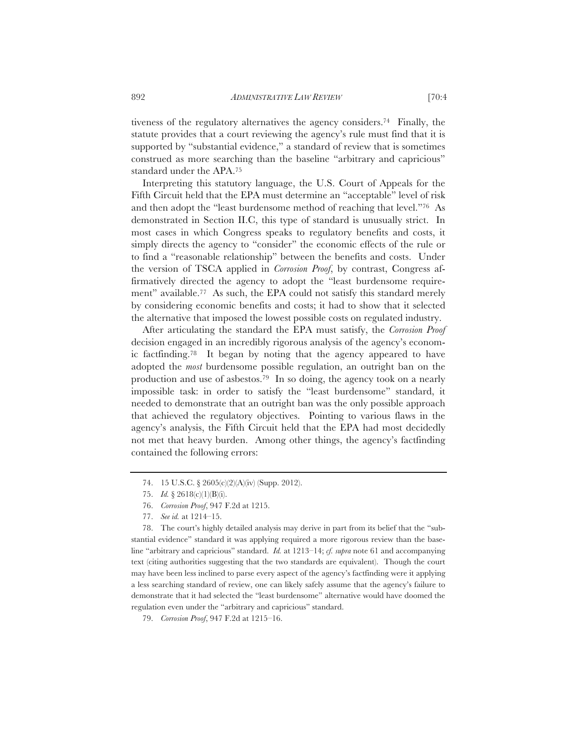tiveness of the regulatory alternatives the agency considers.[74] Finally, the statute provides that a court reviewing the agency's rule must find that it is supported by "substantial evidence," a standard of review that is sometimes construed as more searching than the baseline "arbitrary and capricious" standard under the APA.[75]

Interpreting this statutory language, the U.S. Court of Appeals for the Fifth Circuit held that the EPA must determine an "acceptable" level of risk and then adopt the "least burdensome method of reaching that level."[76] As demonstrated in Section II.C, this type of standard is unusually strict. In most cases in which Congress speaks to regulatory benefits and costs, it simply directs the agency to "consider" the economic effects of the rule or to find a "reasonable relationship" between the benefits and costs. Under the version of TSCA applied in *Corrosion Proof*, by contrast, Congress affirmatively directed the agency to adopt the "least burdensome requirement" available.[77] As such, the EPA could not satisfy this standard merely by considering economic benefits and costs; it had to show that it selected the alternative that imposed the lowest possible costs on regulated industry.

After articulating the standard the EPA must satisfy, the *Corrosion Proof* decision engaged in an incredibly rigorous analysis of the agency's economic factfinding.[78] It began by noting that the agency appeared to have adopted the *most* burdensome possible regulation, an outright ban on the production and use of asbestos.[79] In so doing, the agency took on a nearly impossible task: in order to satisfy the "least burdensome" standard, it needed to demonstrate that an outright ban was the only possible approach that achieved the regulatory objectives. Pointing to various flaws in the agency's analysis, the Fifth Circuit held that the EPA had most decidedly not met that heavy burden. Among other things, the agency's factfinding contained the following errors:

---

74. 15 U.S.C. § 2605(c)(2)(A)(iv) (Supp. 2012).

75. *Id.* § 2618(c)(1)(B)(i).

76. *Corrosion Proof*, 947 F.2d at 1215.

77. *See id.* at 1214–15.

78. The court's highly detailed analysis may derive in part from its belief that the "substantial evidence" standard it was applying required a more rigorous review than the baseline "arbitrary and capricious" standard. *Id.* at 1213–14; *cf. supra* note 61 and accompanying text (citing authorities suggesting that the two standards are equivalent). Though the court may have been less inclined to parse every aspect of the agency's factfinding were it applying a less searching standard of review, one can likely safely assume that the agency's failure to demonstrate that it had selected the "least burdensome" alternative would have doomed the regulation even under the "arbitrary and capricious" standard.

79. *Corrosion Proof*, 947 F.2d at 1215–16.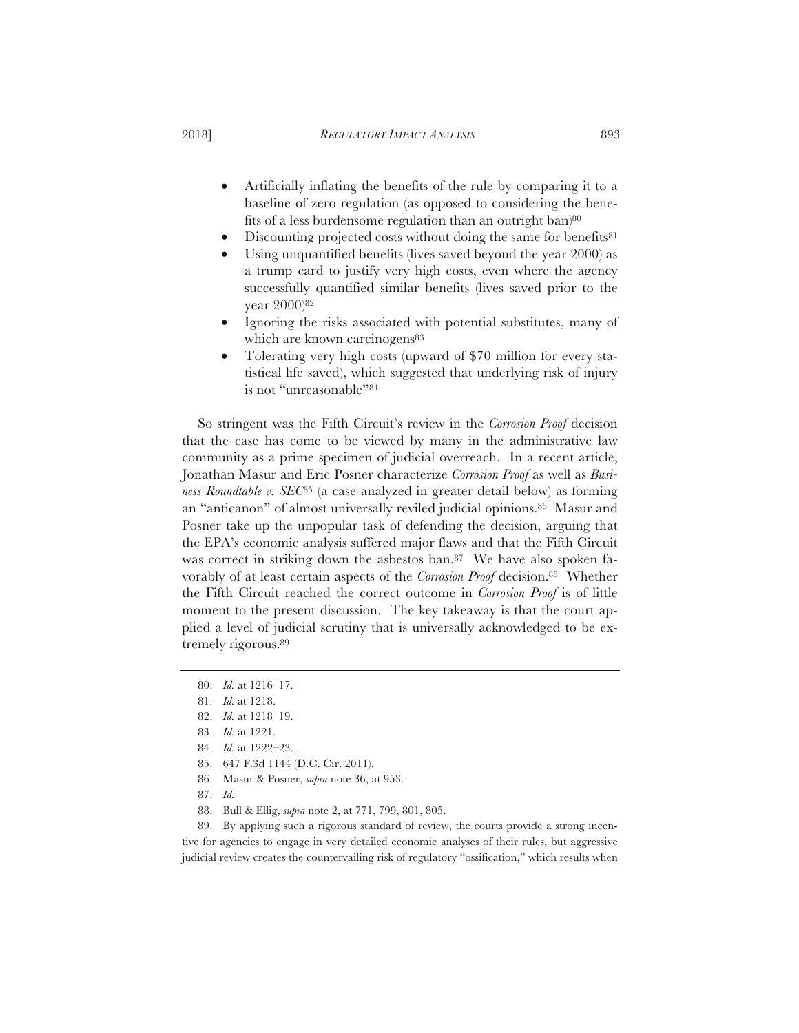- Artificially inflating the benefits of the rule by comparing it to a baseline of zero regulation (as opposed to considering the benefits of a less burdensome regulation than an outright ban)[80]
- Discounting projected costs without doing the same for benefits[81]
- Using unquantified benefits (lives saved beyond the year 2000) as a trump card to justify very high costs, even where the agency successfully quantified similar benefits (lives saved prior to the year 2000)[82]
- Ignoring the risks associated with potential substitutes, many of which are known carcinogens[83]
- Tolerating very high costs (upward of $70 million for every statistical life saved), which suggested that underlying risk of injury is not "unreasonable"[84]

So stringent was the Fifth Circuit's review in the *Corrosion Proof* decision that the case has come to be viewed by many in the administrative law community as a prime specimen of judicial overreach. In a recent article, Jonathan Masur and Eric Posner characterize *Corrosion Proof* as well as *Business Roundtable v. SEC*[85] (a case analyzed in greater detail below) as forming an "anticanon" of almost universally reviled judicial opinions.[86] Masur and Posner take up the unpopular task of defending the decision, arguing that the EPA's economic analysis suffered major flaws and that the Fifth Circuit was correct in striking down the asbestos ban.[87] We have also spoken favorably of at least certain aspects of the *Corrosion Proof* decision.[88] Whether the Fifth Circuit reached the correct outcome in *Corrosion Proof* is of little moment to the present discussion. The key takeaway is that the court applied a level of judicial scrutiny that is universally acknowledged to be extremely rigorous.[89]

80. *Id.* at 1216–17.

81. *Id.* at 1218.

82. *Id.* at 1218–19.

83. *Id.* at 1221.

84. *Id.* at 1222–23.

85. 647 F.3d 1144 (D.C. Cir. 2011).

86. Masur & Posner, *supra* note 36, at 953.

87. *Id.*

88. Bull & Ellig, *supra* note 2, at 771, 799, 801, 805.

89. By applying such a rigorous standard of review, the courts provide a strong incentive for agencies to engage in very detailed economic analyses of their rules, but aggressive judicial review creates the countervailing risk of regulatory "ossification," which results when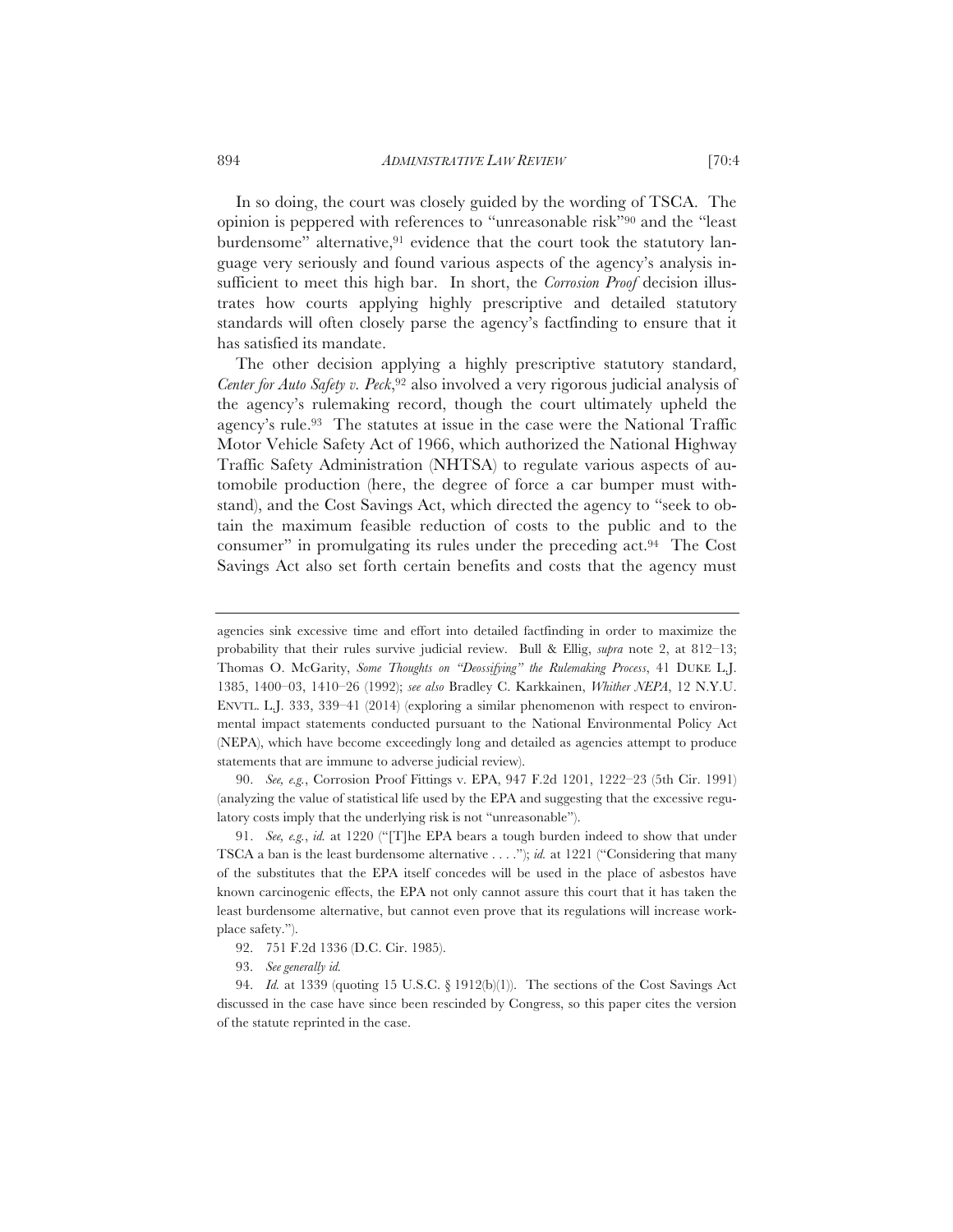In so doing, the court was closely guided by the wording of TSCA. The opinion is peppered with references to "unreasonable risk"[90] and the "least burdensome" alternative,[91] evidence that the court took the statutory language very seriously and found various aspects of the agency's analysis insufficient to meet this high bar. In short, the *Corrosion Proof* decision illustrates how courts applying highly prescriptive and detailed statutory standards will often closely parse the agency's factfinding to ensure that it has satisfied its mandate.

The other decision applying a highly prescriptive statutory standard, *Center for Auto Safety v. Peck*,[92] also involved a very rigorous judicial analysis of the agency's rulemaking record, though the court ultimately upheld the agency's rule.[93] The statutes at issue in the case were the National Traffic Motor Vehicle Safety Act of 1966, which authorized the National Highway Traffic Safety Administration (NHTSA) to regulate various aspects of automobile production (here, the degree of force a car bumper must withstand), and the Cost Savings Act, which directed the agency to "seek to obtain the maximum feasible reduction of costs to the public and to the consumer" in promulgating its rules under the preceding act.[94] The Cost Savings Act also set forth certain benefits and costs that the agency must

---

agencies sink excessive time and effort into detailed factfinding in order to maximize the probability that their rules survive judicial review. Bull & Ellig, *supra* note 2, at 812–13; Thomas O. McGarity, *Some Thoughts on "Deossifying" the Rulemaking Process*, 41 DUKE L.J. 1385, 1400–03, 1410–26 (1992); *see also* Bradley C. Karkkainen, *Whither NEPA*, 12 N.Y.U. ENVTL. L.J. 333, 339–41 (2014) (exploring a similar phenomenon with respect to environmental impact statements conducted pursuant to the National Environmental Policy Act (NEPA), which have become exceedingly long and detailed as agencies attempt to produce statements that are immune to adverse judicial review).

90. *See, e.g.*, Corrosion Proof Fittings v. EPA, 947 F.2d 1201, 1222–23 (5th Cir. 1991) (analyzing the value of statistical life used by the EPA and suggesting that the excessive regulatory costs imply that the underlying risk is not "unreasonable").

91. *See, e.g.*, *id.* at 1220 ("[T]he EPA bears a tough burden indeed to show that under TSCA a ban is the least burdensome alternative . . . ."); *id.* at 1221 ("Considering that many of the substitutes that the EPA itself concedes will be used in the place of asbestos have known carcinogenic effects, the EPA not only cannot assure this court that it has taken the least burdensome alternative, but cannot even prove that its regulations will increase workplace safety.").

92. 751 F.2d 1336 (D.C. Cir. 1985).

93. *See generally id.*

94. *Id.* at 1339 (quoting 15 U.S.C. § 1912(b)(1)). The sections of the Cost Savings Act discussed in the case have since been rescinded by Congress, so this paper cites the version of the statute reprinted in the case.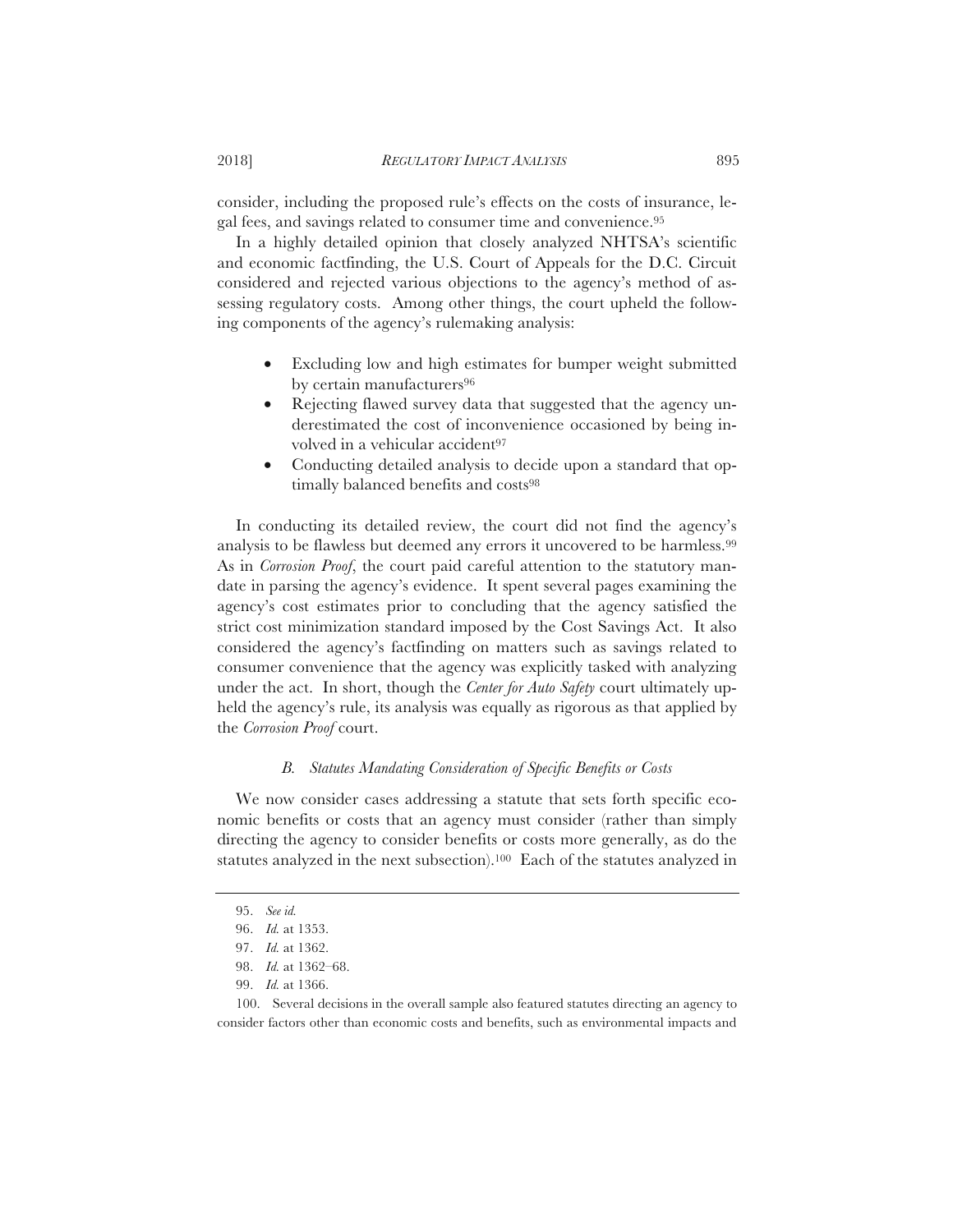consider, including the proposed rule's effects on the costs of insurance, legal fees, and savings related to consumer time and convenience.[95]

In a highly detailed opinion that closely analyzed NHTSA's scientific and economic factfinding, the U.S. Court of Appeals for the D.C. Circuit considered and rejected various objections to the agency's method of assessing regulatory costs. Among other things, the court upheld the following components of the agency's rulemaking analysis:

- Excluding low and high estimates for bumper weight submitted by certain manufacturers[96]
- Rejecting flawed survey data that suggested that the agency underestimated the cost of inconvenience occasioned by being involved in a vehicular accident[97]
- Conducting detailed analysis to decide upon a standard that optimally balanced benefits and costs[98]

In conducting its detailed review, the court did not find the agency's analysis to be flawless but deemed any errors it uncovered to be harmless.[99] As in *Corrosion Proof*, the court paid careful attention to the statutory mandate in parsing the agency's evidence. It spent several pages examining the agency's cost estimates prior to concluding that the agency satisfied the strict cost minimization standard imposed by the Cost Savings Act. It also considered the agency's factfinding on matters such as savings related to consumer convenience that the agency was explicitly tasked with analyzing under the act. In short, though the *Center for Auto Safety* court ultimately upheld the agency's rule, its analysis was equally as rigorous as that applied by the *Corrosion Proof* court.

### *B. Statutes Mandating Consideration of Specific Benefits or Costs*

We now consider cases addressing a statute that sets forth specific economic benefits or costs that an agency must consider (rather than simply directing the agency to consider benefits or costs more generally, as do the statutes analyzed in the next subsection).[100] Each of the statutes analyzed in

---

95. *See id.*

96. *Id.* at 1353.

97. *Id.* at 1362.

98. *Id.* at 1362–68.

99. *Id.* at 1366.

100. Several decisions in the overall sample also featured statutes directing an agency to consider factors other than economic costs and benefits, such as environmental impacts and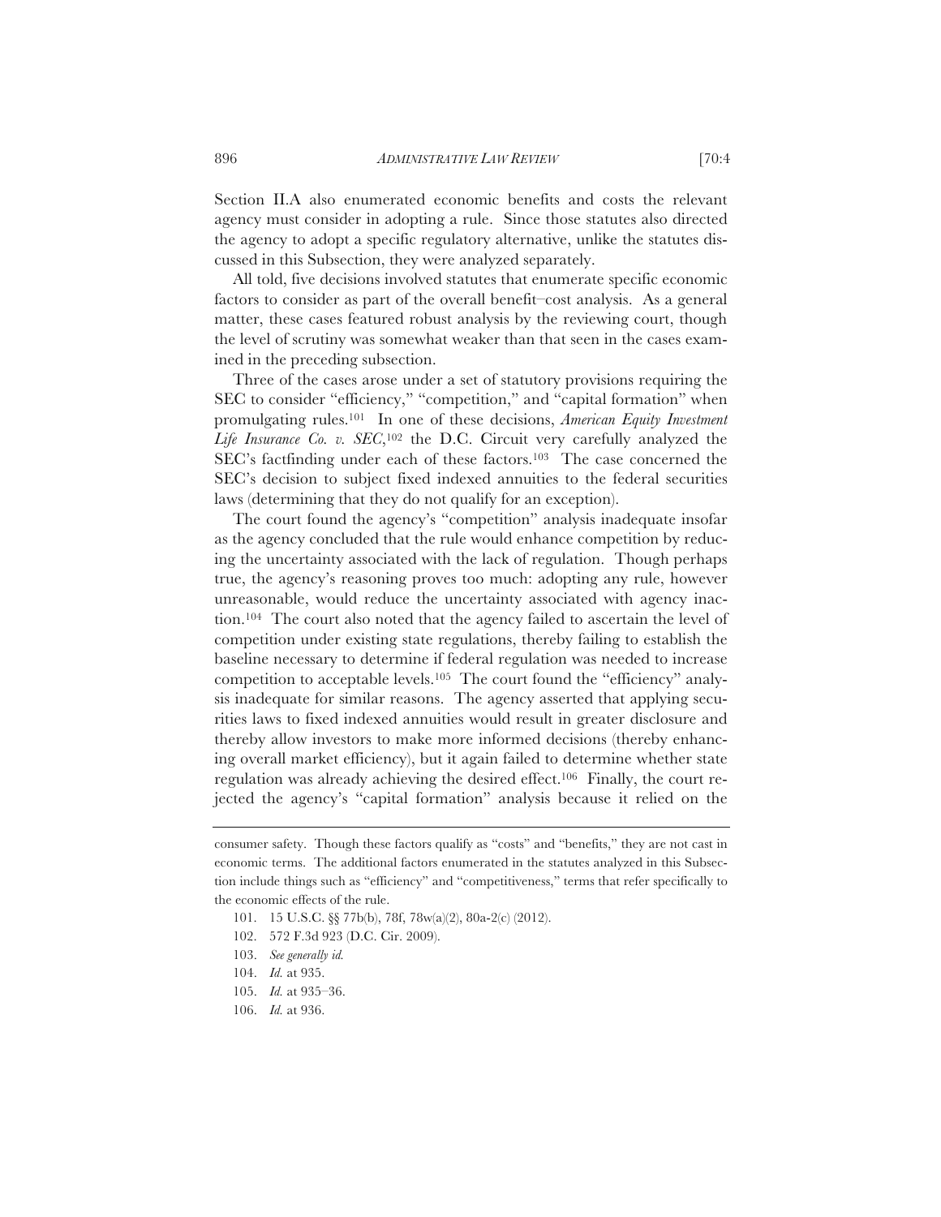Section II.A also enumerated economic benefits and costs the relevant agency must consider in adopting a rule. Since those statutes also directed the agency to adopt a specific regulatory alternative, unlike the statutes discussed in this Subsection, they were analyzed separately.

All told, five decisions involved statutes that enumerate specific economic factors to consider as part of the overall benefit–cost analysis. As a general matter, these cases featured robust analysis by the reviewing court, though the level of scrutiny was somewhat weaker than that seen in the cases examined in the preceding subsection.

Three of the cases arose under a set of statutory provisions requiring the SEC to consider "efficiency," "competition," and "capital formation" when promulgating rules.[101] In one of these decisions, *American Equity Investment Life Insurance Co. v. SEC*,[102] the D.C. Circuit very carefully analyzed the SEC's factfinding under each of these factors.[103] The case concerned the SEC's decision to subject fixed indexed annuities to the federal securities laws (determining that they do not qualify for an exception).

The court found the agency's "competition" analysis inadequate insofar as the agency concluded that the rule would enhance competition by reducing the uncertainty associated with the lack of regulation. Though perhaps true, the agency's reasoning proves too much: adopting any rule, however unreasonable, would reduce the uncertainty associated with agency inaction.[104] The court also noted that the agency failed to ascertain the level of competition under existing state regulations, thereby failing to establish the baseline necessary to determine if federal regulation was needed to increase competition to acceptable levels.[105] The court found the "efficiency" analysis inadequate for similar reasons. The agency asserted that applying securities laws to fixed indexed annuities would result in greater disclosure and thereby allow investors to make more informed decisions (thereby enhancing overall market efficiency), but it again failed to determine whether state regulation was already achieving the desired effect.[106] Finally, the court rejected the agency's "capital formation" analysis because it relied on the

---

consumer safety. Though these factors qualify as "costs" and "benefits," they are not cast in economic terms. The additional factors enumerated in the statutes analyzed in this Subsection include things such as "efficiency" and "competitiveness," terms that refer specifically to the economic effects of the rule.

101. 15 U.S.C. §§ 77b(b), 78f, 78w(a)(2), 80a-2(c) (2012).

102. 572 F.3d 923 (D.C. Cir. 2009).

103. *See generally id.*

104. *Id.* at 935.

105. *Id.* at 935–36.

106. *Id.* at 936.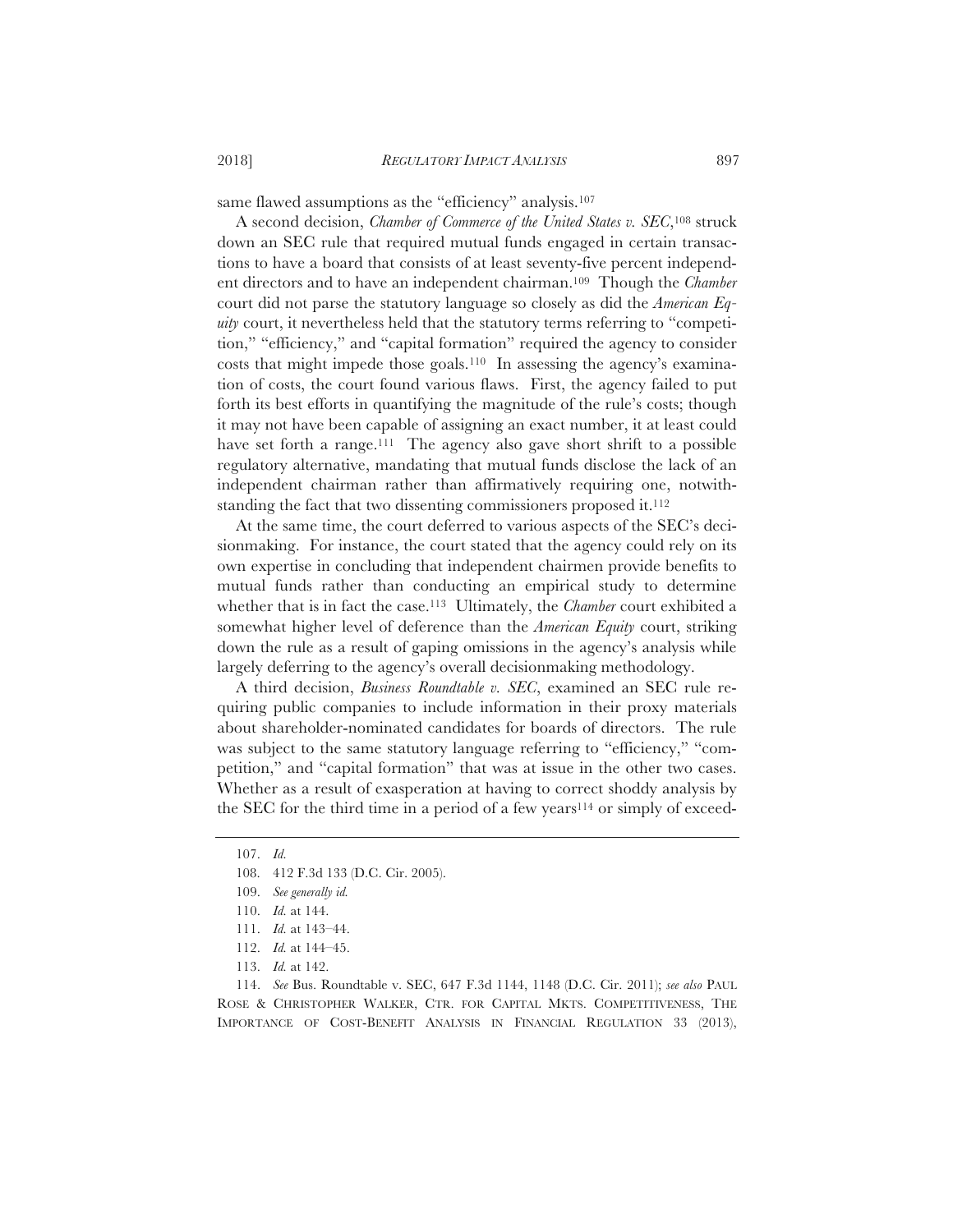same flawed assumptions as the "efficiency" analysis.[107]

A second decision, *Chamber of Commerce of the United States v. SEC*,[108] struck down an SEC rule that required mutual funds engaged in certain transactions to have a board that consists of at least seventy-five percent independent directors and to have an independent chairman.[109] Though the *Chamber* court did not parse the statutory language so closely as did the *American Equity* court, it nevertheless held that the statutory terms referring to "competition," "efficiency," and "capital formation" required the agency to consider costs that might impede those goals.[110] In assessing the agency's examination of costs, the court found various flaws. First, the agency failed to put forth its best efforts in quantifying the magnitude of the rule's costs; though it may not have been capable of assigning an exact number, it at least could have set forth a range.[111] The agency also gave short shrift to a possible regulatory alternative, mandating that mutual funds disclose the lack of an independent chairman rather than affirmatively requiring one, notwithstanding the fact that two dissenting commissioners proposed it.[112]

At the same time, the court deferred to various aspects of the SEC's decisionmaking. For instance, the court stated that the agency could rely on its own expertise in concluding that independent chairmen provide benefits to mutual funds rather than conducting an empirical study to determine whether that is in fact the case.[113] Ultimately, the *Chamber* court exhibited a somewhat higher level of deference than the *American Equity* court, striking down the rule as a result of gaping omissions in the agency's analysis while largely deferring to the agency's overall decisionmaking methodology.

A third decision, *Business Roundtable v. SEC*, examined an SEC rule requiring public companies to include information in their proxy materials about shareholder-nominated candidates for boards of directors. The rule was subject to the same statutory language referring to "efficiency," "competition," and "capital formation" that was at issue in the other two cases. Whether as a result of exasperation at having to correct shoddy analysis by the SEC for the third time in a period of a few years[114] or simply of exceed-

---

107. *Id.*

108. 412 F.3d 133 (D.C. Cir. 2005).

109. *See generally id.*

110. *Id.* at 144.

111. *Id.* at 143–44.

112. *Id.* at 144–45.

113. *Id.* at 142.

114. *See* Bus. Roundtable v. SEC, 647 F.3d 1144, 1148 (D.C. Cir. 2011); *see also* PAUL ROSE & CHRISTOPHER WALKER, CTR. FOR CAPITAL MKTS. COMPETITIVENESS, THE IMPORTANCE OF COST-BENEFIT ANALYSIS IN FINANCIAL REGULATION 33 (2013),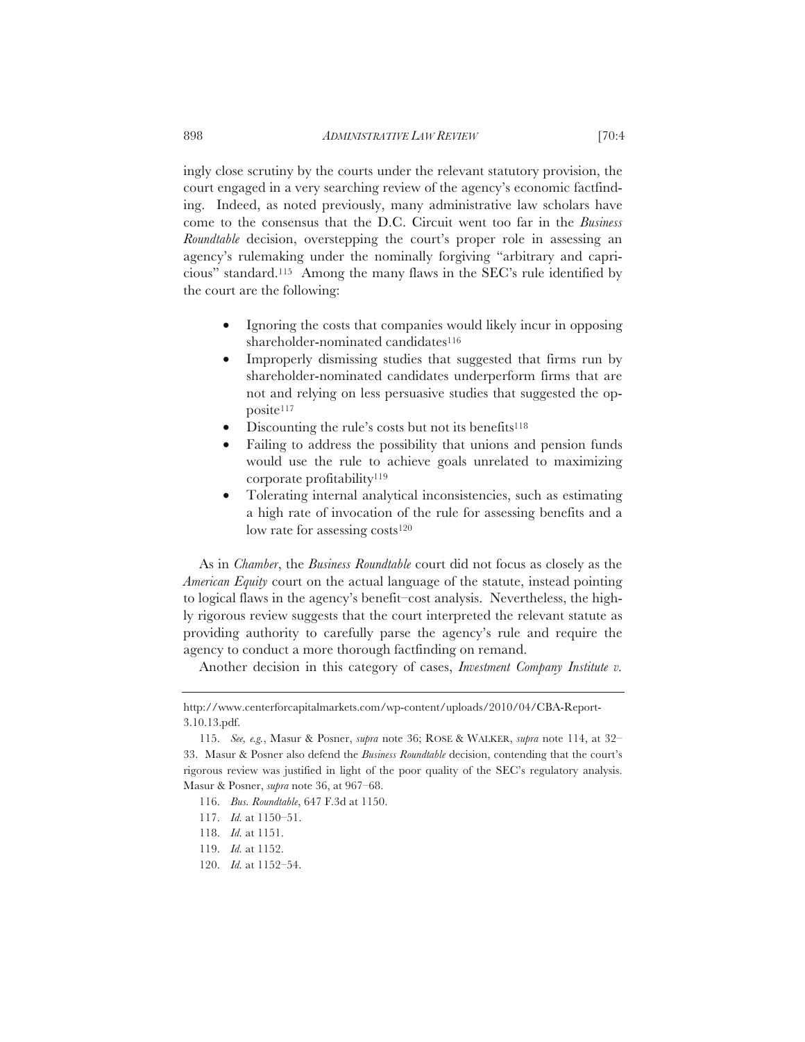ingly close scrutiny by the courts under the relevant statutory provision, the court engaged in a very searching review of the agency's economic factfinding. Indeed, as noted previously, many administrative law scholars have come to the consensus that the D.C. Circuit went too far in the *Business Roundtable* decision, overstepping the court's proper role in assessing an agency's rulemaking under the nominally forgiving "arbitrary and capricious" standard.[115] Among the many flaws in the SEC's rule identified by the court are the following:

- Ignoring the costs that companies would likely incur in opposing shareholder-nominated candidates[116]
- Improperly dismissing studies that suggested that firms run by shareholder-nominated candidates underperform firms that are not and relying on less persuasive studies that suggested the opposite[117]
- Discounting the rule's costs but not its benefits[118]
- Failing to address the possibility that unions and pension funds would use the rule to achieve goals unrelated to maximizing corporate profitability[119]
- Tolerating internal analytical inconsistencies, such as estimating a high rate of invocation of the rule for assessing benefits and a low rate for assessing costs[120]

As in *Chamber*, the *Business Roundtable* court did not focus as closely as the *American Equity* court on the actual language of the statute, instead pointing to logical flaws in the agency's benefit–cost analysis. Nevertheless, the highly rigorous review suggests that the court interpreted the relevant statute as providing authority to carefully parse the agency's rule and require the agency to conduct a more thorough factfinding on remand.

Another decision in this category of cases, *Investment Company Institute v.*

---

http://www.centerforcapitalmarkets.com/wp-content/uploads/2010/04/CBA-Report-3.10.13.pdf.

115. *See, e.g.*, Masur & Posner, *supra* note 36; ROSE & WALKER, *supra* note 114, at 32–33. Masur & Posner also defend the *Business Roundtable* decision, contending that the court's rigorous review was justified in light of the poor quality of the SEC's regulatory analysis. Masur & Posner, *supra* note 36, at 967–68.

116. *Bus. Roundtable*, 647 F.3d at 1150.

117. *Id.* at 1150–51.

118. *Id.* at 1151.

119. *Id.* at 1152.

120. *Id.* at 1152–54.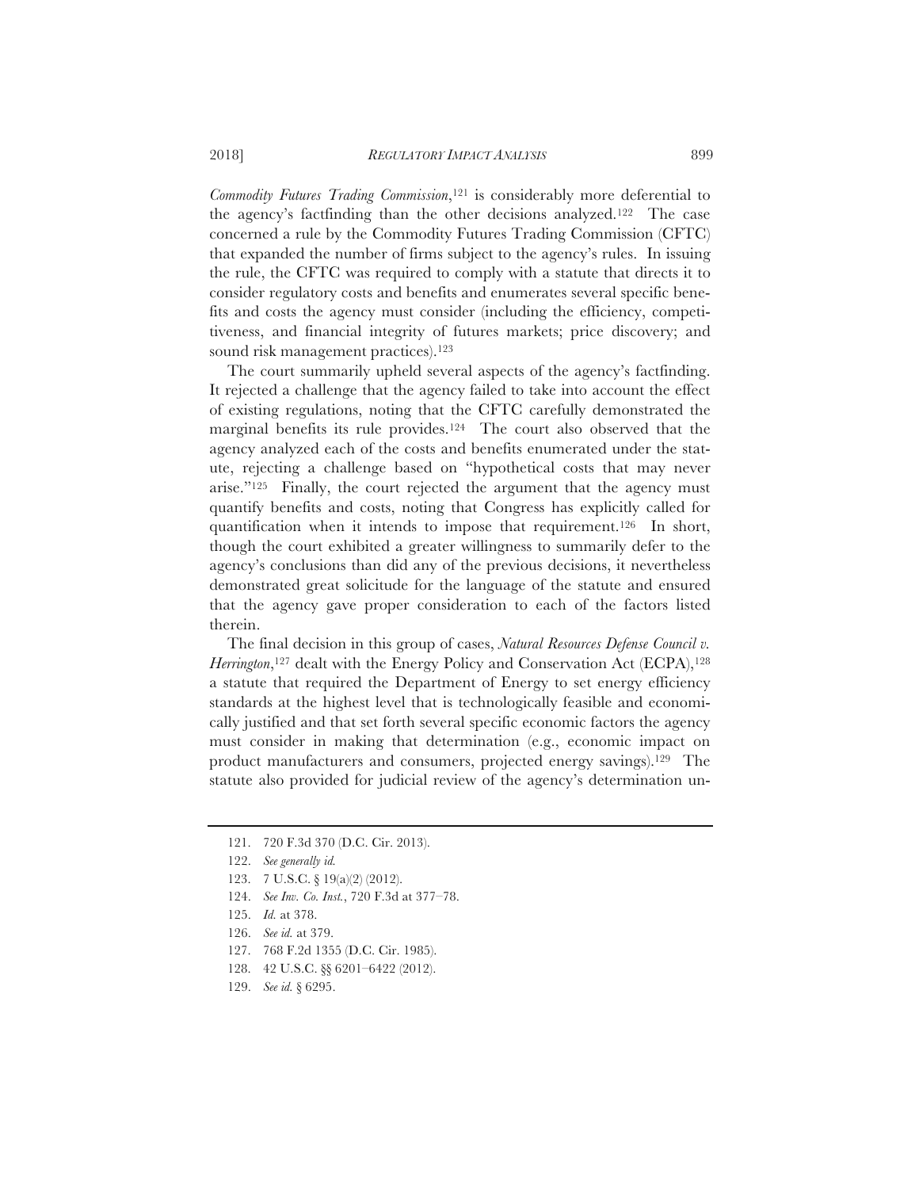*Commodity Futures Trading Commission*,[121] is considerably more deferential to the agency's factfinding than the other decisions analyzed.[122] The case concerned a rule by the Commodity Futures Trading Commission (CFTC) that expanded the number of firms subject to the agency's rules. In issuing the rule, the CFTC was required to comply with a statute that directs it to consider regulatory costs and benefits and enumerates several specific benefits and costs the agency must consider (including the efficiency, competitiveness, and financial integrity of futures markets; price discovery; and sound risk management practices).[123]

The court summarily upheld several aspects of the agency's factfinding. It rejected a challenge that the agency failed to take into account the effect of existing regulations, noting that the CFTC carefully demonstrated the marginal benefits its rule provides.[124] The court also observed that the agency analyzed each of the costs and benefits enumerated under the statute, rejecting a challenge based on "hypothetical costs that may never arise."[125] Finally, the court rejected the argument that the agency must quantify benefits and costs, noting that Congress has explicitly called for quantification when it intends to impose that requirement.[126] In short, though the court exhibited a greater willingness to summarily defer to the agency's conclusions than did any of the previous decisions, it nevertheless demonstrated great solicitude for the language of the statute and ensured that the agency gave proper consideration to each of the factors listed therein.

The final decision in this group of cases, *Natural Resources Defense Council v. Herrington*,[127] dealt with the Energy Policy and Conservation Act (ECPA),[128] a statute that required the Department of Energy to set energy efficiency standards at the highest level that is technologically feasible and economically justified and that set forth several specific economic factors the agency must consider in making that determination (e.g., economic impact on product manufacturers and consumers, projected energy savings).[129] The statute also provided for judicial review of the agency's determination un-

---

121. 720 F.3d 370 (D.C. Cir. 2013).

122. *See generally id.*

123. 7 U.S.C. § 19(a)(2) (2012).

124. *See Inv. Co. Inst.*, 720 F.3d at 377–78.

125. *Id.* at 378.

126. *See id.* at 379.

127. 768 F.2d 1355 (D.C. Cir. 1985).

128. 42 U.S.C. §§ 6201–6422 (2012).

129. *See id.* § 6295.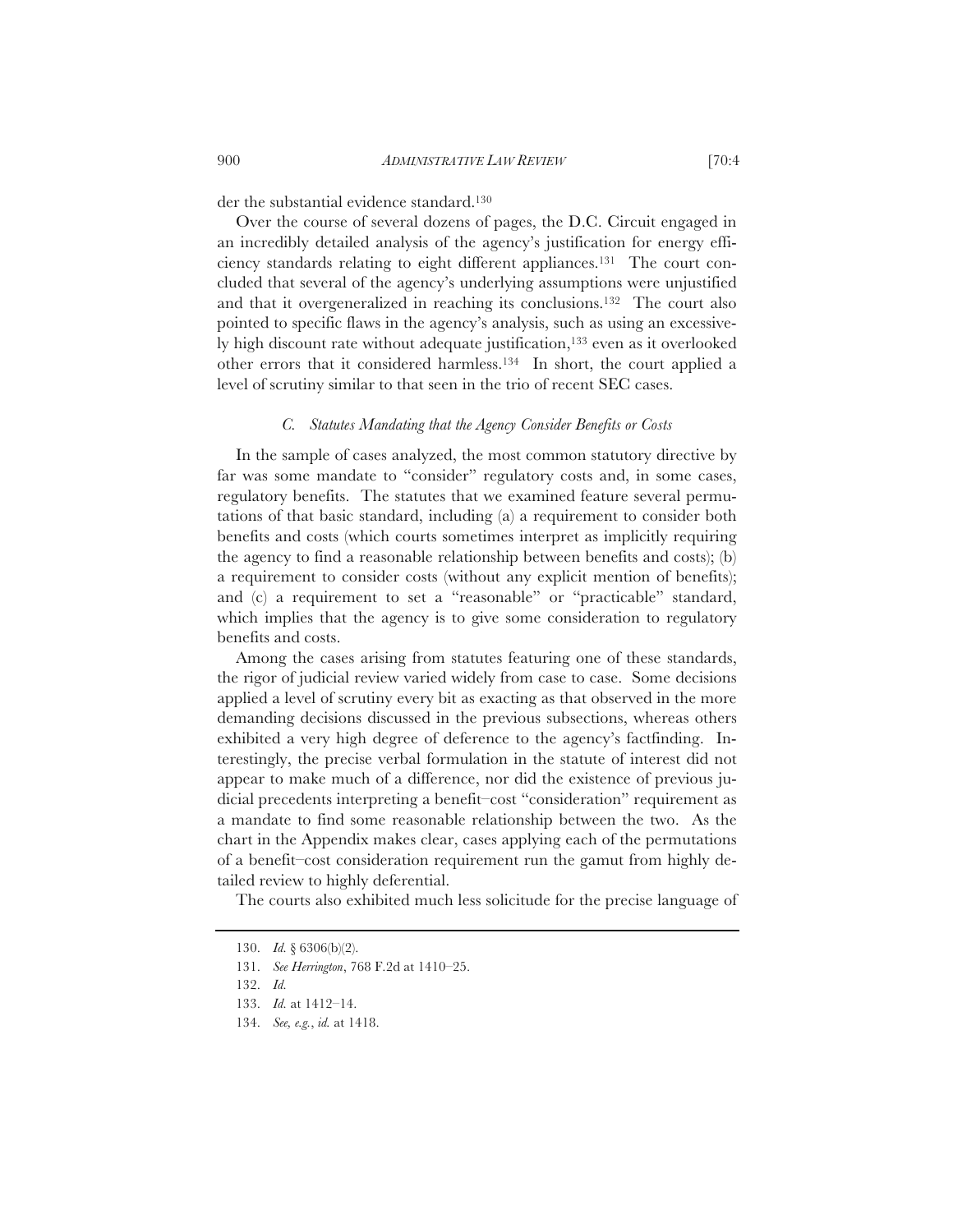der the substantial evidence standard.[130]

Over the course of several dozens of pages, the D.C. Circuit engaged in an incredibly detailed analysis of the agency's justification for energy efficiency standards relating to eight different appliances.[131] The court concluded that several of the agency's underlying assumptions were unjustified and that it overgeneralized in reaching its conclusions.[132] The court also pointed to specific flaws in the agency's analysis, such as using an excessively high discount rate without adequate justification,[133] even as it overlooked other errors that it considered harmless.[134] In short, the court applied a level of scrutiny similar to that seen in the trio of recent SEC cases.

### *C. Statutes Mandating that the Agency Consider Benefits or Costs*

In the sample of cases analyzed, the most common statutory directive by far was some mandate to "consider" regulatory costs and, in some cases, regulatory benefits. The statutes that we examined feature several permutations of that basic standard, including (a) a requirement to consider both benefits and costs (which courts sometimes interpret as implicitly requiring the agency to find a reasonable relationship between benefits and costs); (b) a requirement to consider costs (without any explicit mention of benefits); and (c) a requirement to set a "reasonable" or "practicable" standard, which implies that the agency is to give some consideration to regulatory benefits and costs.

Among the cases arising from statutes featuring one of these standards, the rigor of judicial review varied widely from case to case. Some decisions applied a level of scrutiny every bit as exacting as that observed in the more demanding decisions discussed in the previous subsections, whereas others exhibited a very high degree of deference to the agency's factfinding. Interestingly, the precise verbal formulation in the statute of interest did not appear to make much of a difference, nor did the existence of previous judicial precedents interpreting a benefit–cost "consideration" requirement as a mandate to find some reasonable relationship between the two. As the chart in the Appendix makes clear, cases applying each of the permutations of a benefit–cost consideration requirement run the gamut from highly detailed review to highly deferential.

The courts also exhibited much less solicitude for the precise language of

---

130. *Id.* § 6306(b)(2).

131. *See Herrington*, 768 F.2d at 1410–25.

132. *Id.*

133. *Id.* at 1412–14.

134. *See, e.g.*, *id.* at 1418.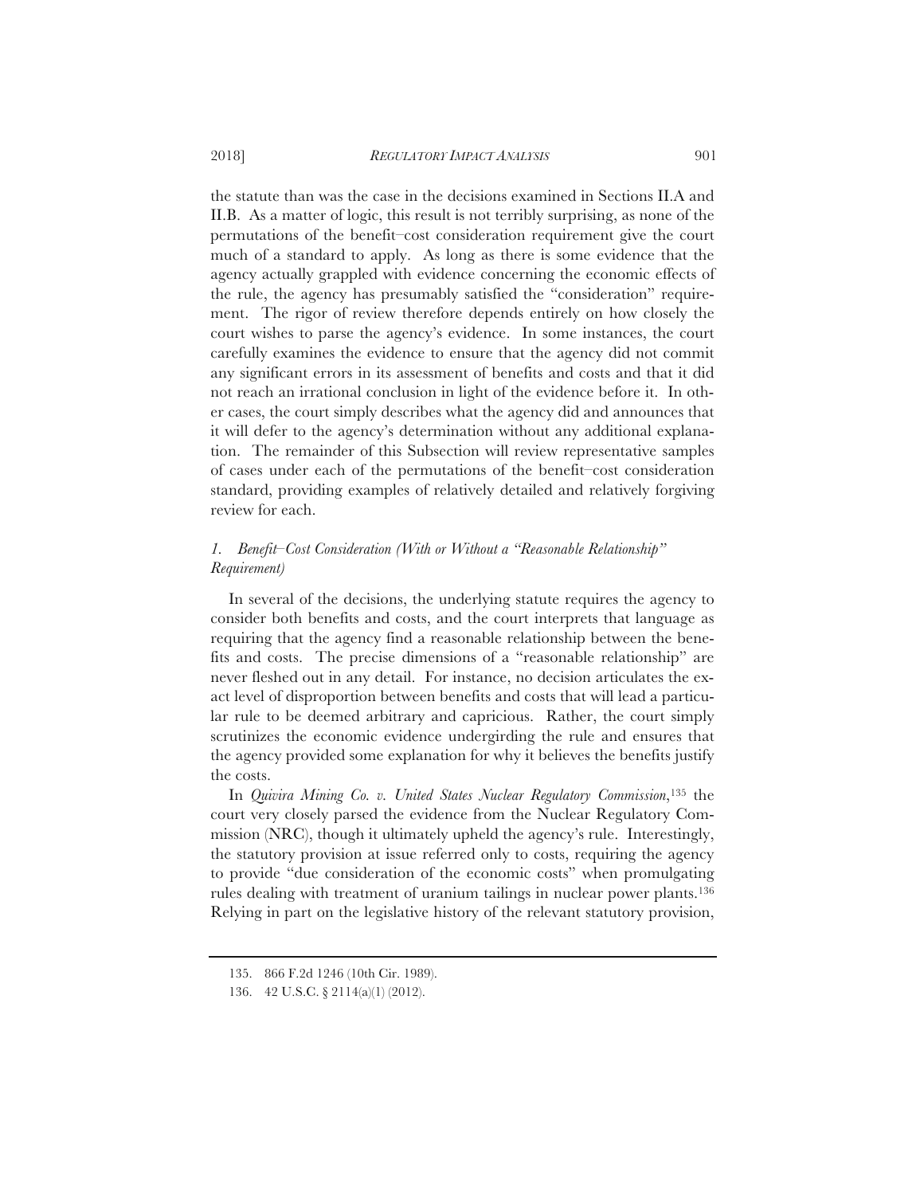the statute than was the case in the decisions examined in Sections II.A and II.B. As a matter of logic, this result is not terribly surprising, as none of the permutations of the benefit–cost consideration requirement give the court much of a standard to apply. As long as there is some evidence that the agency actually grappled with evidence concerning the economic effects of the rule, the agency has presumably satisfied the "consideration" requirement. The rigor of review therefore depends entirely on how closely the court wishes to parse the agency's evidence. In some instances, the court carefully examines the evidence to ensure that the agency did not commit any significant errors in its assessment of benefits and costs and that it did not reach an irrational conclusion in light of the evidence before it. In other cases, the court simply describes what the agency did and announces that it will defer to the agency's determination without any additional explanation. The remainder of this Subsection will review representative samples of cases under each of the permutations of the benefit–cost consideration standard, providing examples of relatively detailed and relatively forgiving review for each.

### *1. Benefit–Cost Consideration (With or Without a "Reasonable Relationship" Requirement)*

In several of the decisions, the underlying statute requires the agency to consider both benefits and costs, and the court interprets that language as requiring that the agency find a reasonable relationship between the benefits and costs. The precise dimensions of a "reasonable relationship" are never fleshed out in any detail. For instance, no decision articulates the exact level of disproportion between benefits and costs that will lead a particular rule to be deemed arbitrary and capricious. Rather, the court simply scrutinizes the economic evidence undergirding the rule and ensures that the agency provided some explanation for why it believes the benefits justify the costs.

In *Quivira Mining Co. v. United States Nuclear Regulatory Commission*,[135] the court very closely parsed the evidence from the Nuclear Regulatory Commission (NRC), though it ultimately upheld the agency's rule. Interestingly, the statutory provision at issue referred only to costs, requiring the agency to provide "due consideration of the economic costs" when promulgating rules dealing with treatment of uranium tailings in nuclear power plants.[136] Relying in part on the legislative history of the relevant statutory provision,

---

135. 866 F.2d 1246 (10th Cir. 1989).

136. 42 U.S.C. § 2114(a)(1) (2012).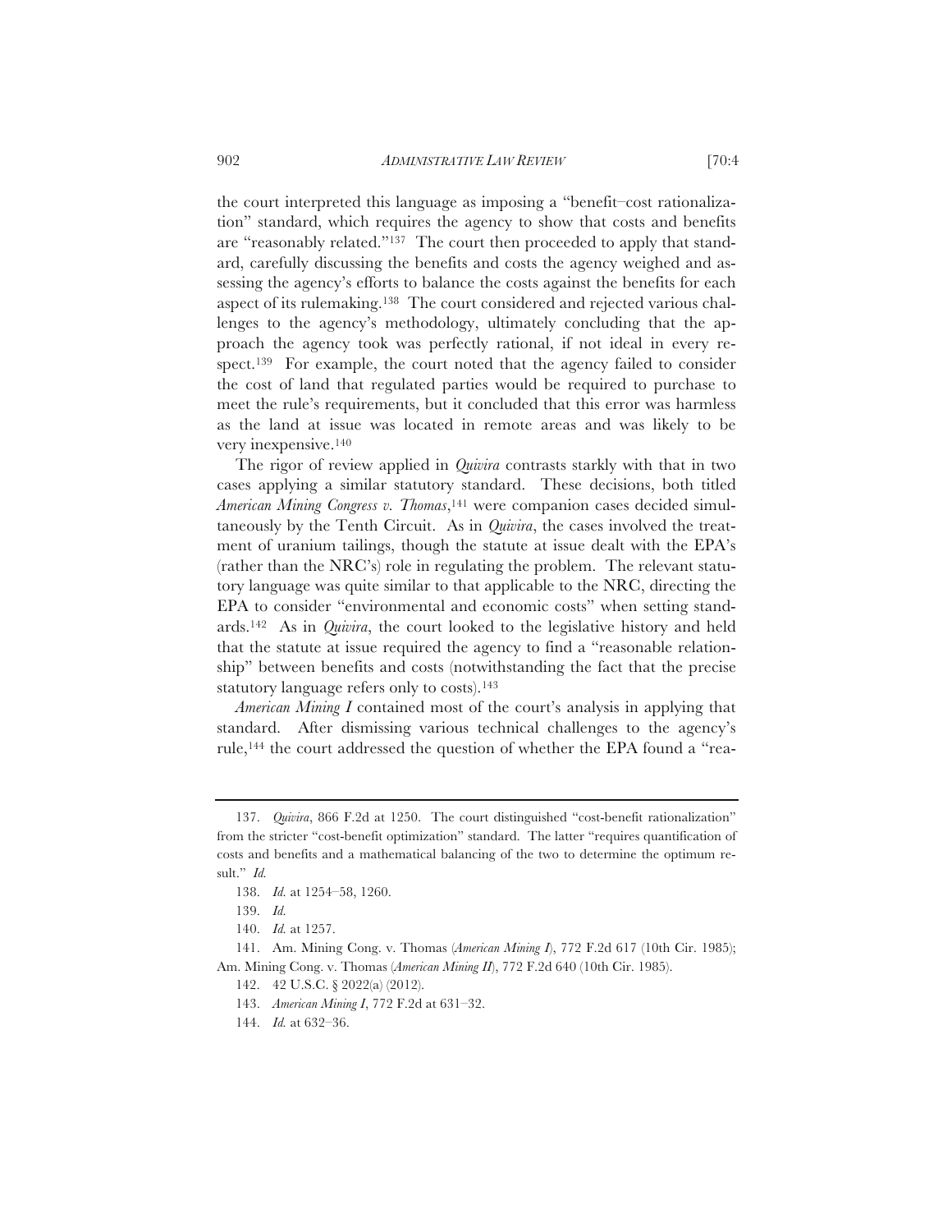the court interpreted this language as imposing a "benefit–cost rationalization" standard, which requires the agency to show that costs and benefits are "reasonably related."[137] The court then proceeded to apply that standard, carefully discussing the benefits and costs the agency weighed and assessing the agency's efforts to balance the costs against the benefits for each aspect of its rulemaking.[138] The court considered and rejected various challenges to the agency's methodology, ultimately concluding that the approach the agency took was perfectly rational, if not ideal in every respect.[139] For example, the court noted that the agency failed to consider the cost of land that regulated parties would be required to purchase to meet the rule's requirements, but it concluded that this error was harmless as the land at issue was located in remote areas and was likely to be very inexpensive.[140]

The rigor of review applied in *Quivira* contrasts starkly with that in two cases applying a similar statutory standard. These decisions, both titled *American Mining Congress v. Thomas*,[141] were companion cases decided simultaneously by the Tenth Circuit. As in *Quivira*, the cases involved the treatment of uranium tailings, though the statute at issue dealt with the EPA's (rather than the NRC's) role in regulating the problem. The relevant statutory language was quite similar to that applicable to the NRC, directing the EPA to consider "environmental and economic costs" when setting standards.[142] As in *Quivira*, the court looked to the legislative history and held that the statute at issue required the agency to find a "reasonable relationship" between benefits and costs (notwithstanding the fact that the precise statutory language refers only to costs).[143]

*American Mining I* contained most of the court's analysis in applying that standard. After dismissing various technical challenges to the agency's rule,[144] the court addressed the question of whether the EPA found a "rea-

---

137. *Quivira*, 866 F.2d at 1250. The court distinguished "cost-benefit rationalization" from the stricter "cost-benefit optimization" standard. The latter "requires quantification of costs and benefits and a mathematical balancing of the two to determine the optimum result." *Id.*

138. *Id.* at 1254–58, 1260.

139. *Id.*

140. *Id.* at 1257.

141. Am. Mining Cong. v. Thomas (*American Mining I*), 772 F.2d 617 (10th Cir. 1985); Am. Mining Cong. v. Thomas (*American Mining II*), 772 F.2d 640 (10th Cir. 1985).

142. 42 U.S.C. § 2022(a) (2012).

143. *American Mining I*, 772 F.2d at 631–32.

144. *Id.* at 632–36.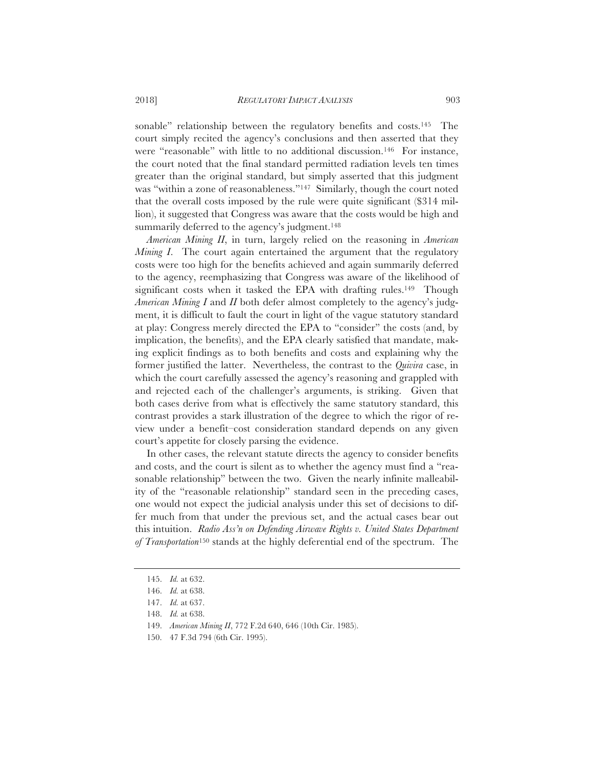sonable" relationship between the regulatory benefits and costs.[145] The court simply recited the agency's conclusions and then asserted that they were "reasonable" with little to no additional discussion.[146] For instance, the court noted that the final standard permitted radiation levels ten times greater than the original standard, but simply asserted that this judgment was "within a zone of reasonableness."[147] Similarly, though the court noted that the overall costs imposed by the rule were quite significant ($314 million), it suggested that Congress was aware that the costs would be high and summarily deferred to the agency's judgment.[148]

*American Mining II*, in turn, largely relied on the reasoning in *American Mining I*. The court again entertained the argument that the regulatory costs were too high for the benefits achieved and again summarily deferred to the agency, reemphasizing that Congress was aware of the likelihood of significant costs when it tasked the EPA with drafting rules.[149] Though *American Mining I* and *II* both defer almost completely to the agency's judgment, it is difficult to fault the court in light of the vague statutory standard at play: Congress merely directed the EPA to "consider" the costs (and, by implication, the benefits), and the EPA clearly satisfied that mandate, making explicit findings as to both benefits and costs and explaining why the former justified the latter. Nevertheless, the contrast to the *Quivira* case, in which the court carefully assessed the agency's reasoning and grappled with and rejected each of the challenger's arguments, is striking. Given that both cases derive from what is effectively the same statutory standard, this contrast provides a stark illustration of the degree to which the rigor of review under a benefit–cost consideration standard depends on any given court's appetite for closely parsing the evidence.

In other cases, the relevant statute directs the agency to consider benefits and costs, and the court is silent as to whether the agency must find a "reasonable relationship" between the two. Given the nearly infinite malleability of the "reasonable relationship" standard seen in the preceding cases, one would not expect the judicial analysis under this set of decisions to differ much from that under the previous set, and the actual cases bear out this intuition. *Radio Ass'n on Defending Airwave Rights v. United States Department of Transportation*[150] stands at the highly deferential end of the spectrum. The

---

145. *Id.* at 632.

146. *Id.* at 638.

147. *Id.* at 637.

148. *Id.* at 638.

149. *American Mining II*, 772 F.2d 640, 646 (10th Cir. 1985).

150. 47 F.3d 794 (6th Cir. 1995).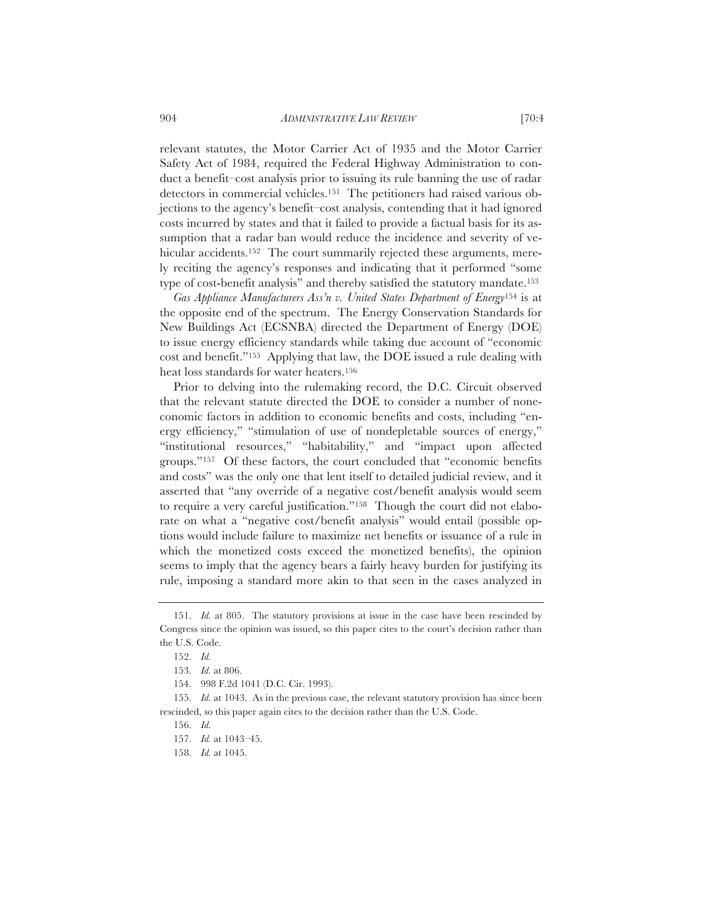relevant statutes, the Motor Carrier Act of 1935 and the Motor Carrier Safety Act of 1984, required the Federal Highway Administration to conduct a benefit–cost analysis prior to issuing its rule banning the use of radar detectors in commercial vehicles.[151] The petitioners had raised various objections to the agency's benefit–cost analysis, contending that it had ignored costs incurred by states and that it failed to provide a factual basis for its assumption that a radar ban would reduce the incidence and severity of vehicular accidents.[152] The court summarily rejected these arguments, merely reciting the agency's responses and indicating that it performed "some type of cost-benefit analysis" and thereby satisfied the statutory mandate.[153]

*Gas Appliance Manufacturers Ass'n v. United States Department of Energy*[154] is at the opposite end of the spectrum. The Energy Conservation Standards for New Buildings Act (ECSNBA) directed the Department of Energy (DOE) to issue energy efficiency standards while taking due account of "economic cost and benefit."[155] Applying that law, the DOE issued a rule dealing with heat loss standards for water heaters.[156]

Prior to delving into the rulemaking record, the D.C. Circuit observed that the relevant statute directed the DOE to consider a number of noneconomic factors in addition to economic benefits and costs, including "energy efficiency," "stimulation of use of nondepletable sources of energy," "institutional resources," "habitability," and "impact upon affected groups."[157] Of these factors, the court concluded that "economic benefits and costs" was the only one that lent itself to detailed judicial review, and it asserted that "any override of a negative cost/benefit analysis would seem to require a very careful justification."[158] Though the court did not elaborate on what a "negative cost/benefit analysis" would entail (possible options would include failure to maximize net benefits or issuance of a rule in which the monetized costs exceed the monetized benefits), the opinion seems to imply that the agency bears a fairly heavy burden for justifying its rule, imposing a standard more akin to that seen in the cases analyzed in

---

151. *Id.* at 805. The statutory provisions at issue in the case have been rescinded by Congress since the opinion was issued, so this paper cites to the court's decision rather than the U.S. Code.

152. *Id.*

153. *Id.* at 806.

154. 998 F.2d 1041 (D.C. Cir. 1993).

155. *Id.* at 1043. As in the previous case, the relevant statutory provision has since been rescinded, so this paper again cites to the decision rather than the U.S. Code.

156. *Id.*

157. *Id.* at 1043–45.

158. *Id.* at 1045.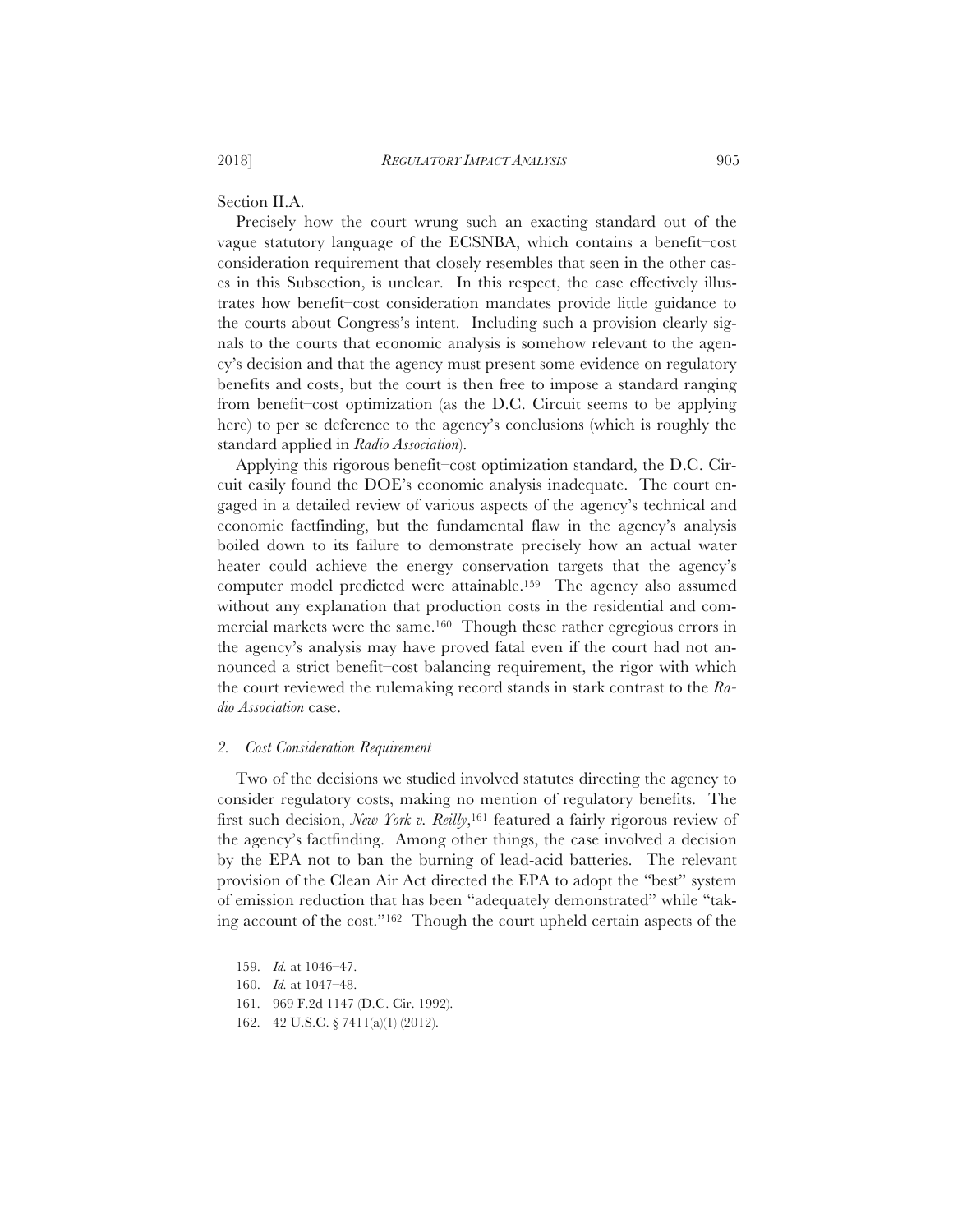Section II.A.

Precisely how the court wrung such an exacting standard out of the vague statutory language of the ECSNBA, which contains a benefit–cost consideration requirement that closely resembles that seen in the other cases in this Subsection, is unclear. In this respect, the case effectively illustrates how benefit–cost consideration mandates provide little guidance to the courts about Congress's intent. Including such a provision clearly signals to the courts that economic analysis is somehow relevant to the agency's decision and that the agency must present some evidence on regulatory benefits and costs, but the court is then free to impose a standard ranging from benefit–cost optimization (as the D.C. Circuit seems to be applying here) to per se deference to the agency's conclusions (which is roughly the standard applied in *Radio Association*).

Applying this rigorous benefit–cost optimization standard, the D.C. Circuit easily found the DOE's economic analysis inadequate. The court engaged in a detailed review of various aspects of the agency's technical and economic factfinding, but the fundamental flaw in the agency's analysis boiled down to its failure to demonstrate precisely how an actual water heater could achieve the energy conservation targets that the agency's computer model predicted were attainable.[159] The agency also assumed without any explanation that production costs in the residential and commercial markets were the same.[160] Though these rather egregious errors in the agency's analysis may have proved fatal even if the court had not announced a strict benefit–cost balancing requirement, the rigor with which the court reviewed the rulemaking record stands in stark contrast to the *Radio Association* case.

### *2. Cost Consideration Requirement*

Two of the decisions we studied involved statutes directing the agency to consider regulatory costs, making no mention of regulatory benefits. The first such decision, *New York v. Reilly*,[161] featured a fairly rigorous review of the agency's factfinding. Among other things, the case involved a decision by the EPA not to ban the burning of lead-acid batteries. The relevant provision of the Clean Air Act directed the EPA to adopt the "best" system of emission reduction that has been "adequately demonstrated" while "taking account of the cost."[162] Though the court upheld certain aspects of the

---

159. *Id.* at 1046–47.

160. *Id.* at 1047–48.

161. 969 F.2d 1147 (D.C. Cir. 1992).

162. 42 U.S.C. § 7411(a)(1) (2012).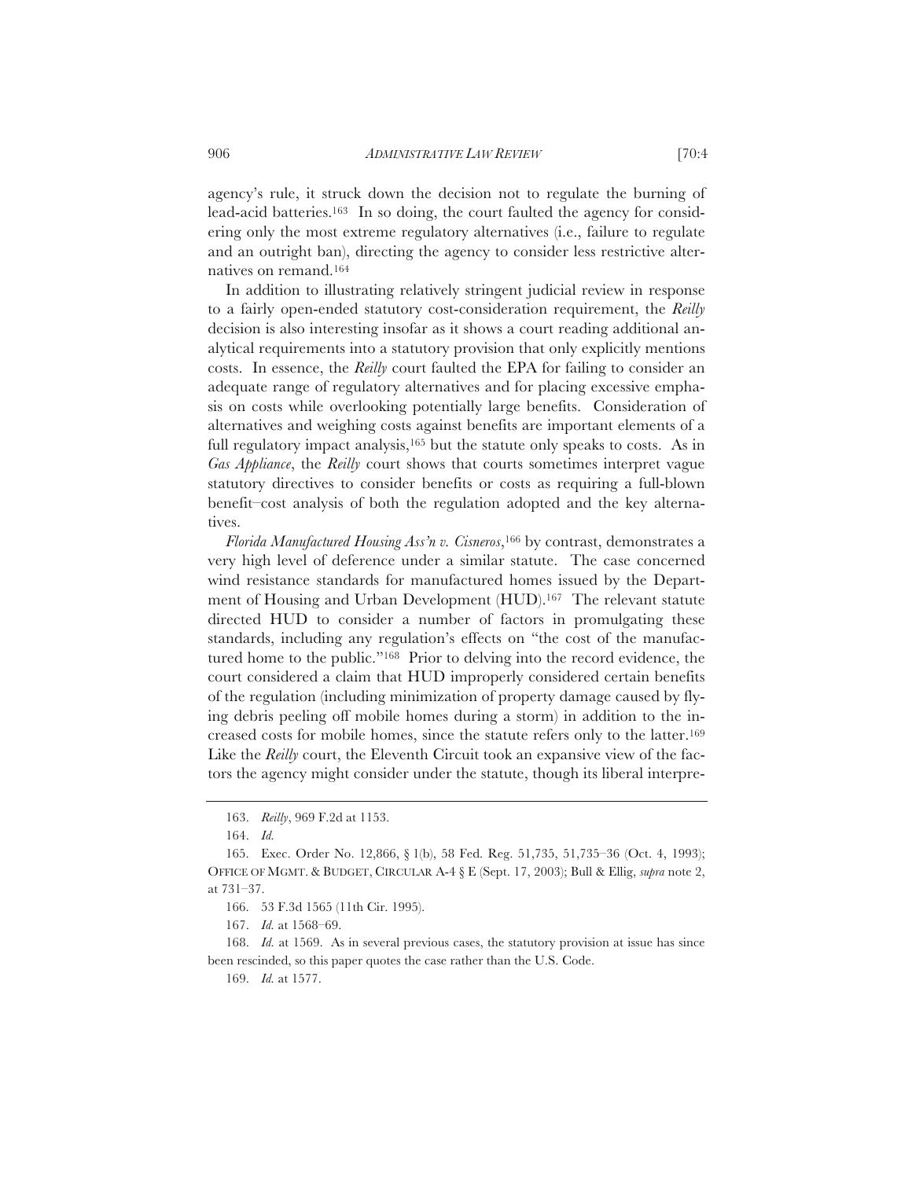agency's rule, it struck down the decision not to regulate the burning of lead-acid batteries.[163] In so doing, the court faulted the agency for considering only the most extreme regulatory alternatives (i.e., failure to regulate and an outright ban), directing the agency to consider less restrictive alternatives on remand.[164]

In addition to illustrating relatively stringent judicial review in response to a fairly open-ended statutory cost-consideration requirement, the *Reilly* decision is also interesting insofar as it shows a court reading additional analytical requirements into a statutory provision that only explicitly mentions costs. In essence, the *Reilly* court faulted the EPA for failing to consider an adequate range of regulatory alternatives and for placing excessive emphasis on costs while overlooking potentially large benefits. Consideration of alternatives and weighing costs against benefits are important elements of a full regulatory impact analysis,[165] but the statute only speaks to costs. As in *Gas Appliance*, the *Reilly* court shows that courts sometimes interpret vague statutory directives to consider benefits or costs as requiring a full-blown benefit–cost analysis of both the regulation adopted and the key alternatives.

*Florida Manufactured Housing Ass'n v. Cisneros*,[166] by contrast, demonstrates a very high level of deference under a similar statute. The case concerned wind resistance standards for manufactured homes issued by the Department of Housing and Urban Development (HUD).[167] The relevant statute directed HUD to consider a number of factors in promulgating these standards, including any regulation's effects on "the cost of the manufactured home to the public."[168] Prior to delving into the record evidence, the court considered a claim that HUD improperly considered certain benefits of the regulation (including minimization of property damage caused by flying debris peeling off mobile homes during a storm) in addition to the increased costs for mobile homes, since the statute refers only to the latter.[169] Like the *Reilly* court, the Eleventh Circuit took an expansive view of the factors the agency might consider under the statute, though its liberal interpre-

---

163. *Reilly*, 969 F.2d at 1153.

164. *Id.*

165. Exec. Order No. 12,866, § 1(b), 58 Fed. Reg. 51,735, 51,735–36 (Oct. 4, 1993); OFFICE OF MGMT. & BUDGET, CIRCULAR A-4 § E (Sept. 17, 2003); Bull & Ellig, *supra* note 2, at 731–37.

166. 53 F.3d 1565 (11th Cir. 1995).

167. *Id.* at 1568–69.

168. *Id.* at 1569. As in several previous cases, the statutory provision at issue has since been rescinded, so this paper quotes the case rather than the U.S. Code.

169. *Id.* at 1577.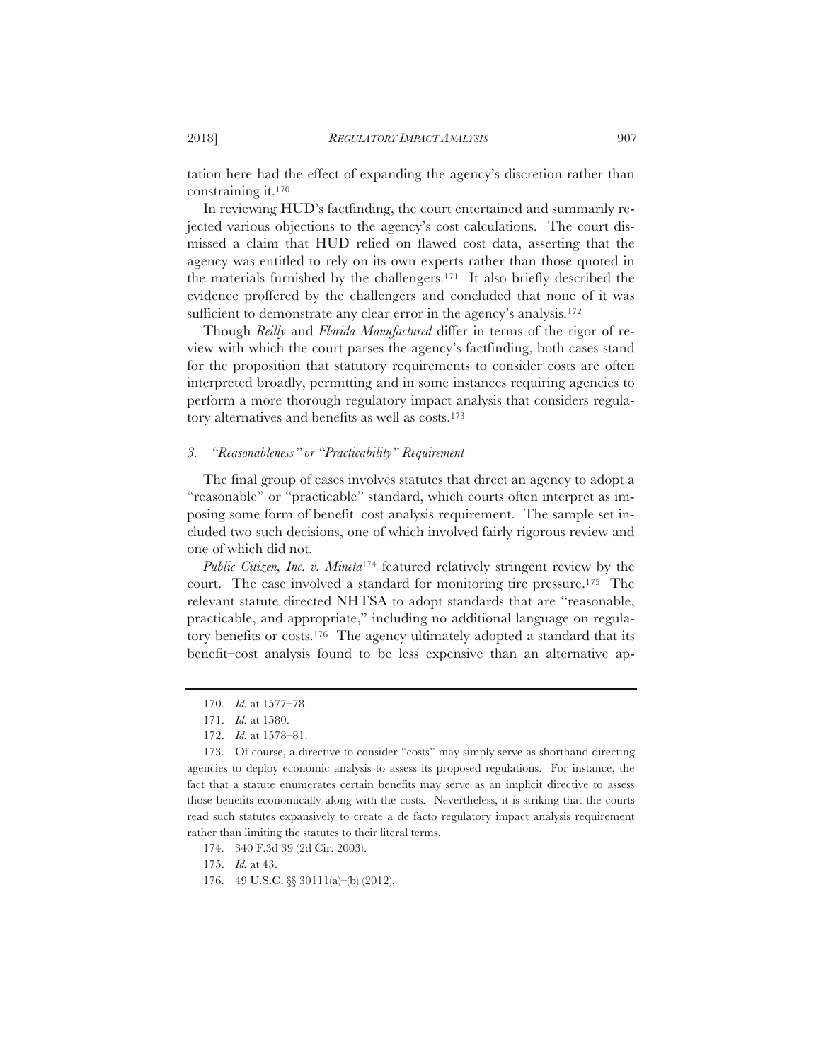tation here had the effect of expanding the agency's discretion rather than constraining it.[170]

In reviewing HUD's factfinding, the court entertained and summarily rejected various objections to the agency's cost calculations. The court dismissed a claim that HUD relied on flawed cost data, asserting that the agency was entitled to rely on its own experts rather than those quoted in the materials furnished by the challengers.[171] It also briefly described the evidence proffered by the challengers and concluded that none of it was sufficient to demonstrate any clear error in the agency's analysis.[172]

Though *Reilly* and *Florida Manufactured* differ in terms of the rigor of review with which the court parses the agency's factfinding, both cases stand for the proposition that statutory requirements to consider costs are often interpreted broadly, permitting and in some instances requiring agencies to perform a more thorough regulatory impact analysis that considers regulatory alternatives and benefits as well as costs.[173]

### *3. "Reasonableness" or "Practicability" Requirement*

The final group of cases involves statutes that direct an agency to adopt a "reasonable" or "practicable" standard, which courts often interpret as imposing some form of benefit–cost analysis requirement. The sample set included two such decisions, one of which involved fairly rigorous review and one of which did not.

*Public Citizen, Inc. v. Mineta*[174] featured relatively stringent review by the court. The case involved a standard for monitoring tire pressure.[175] The relevant statute directed NHTSA to adopt standards that are "reasonable, practicable, and appropriate," including no additional language on regulatory benefits or costs.[176] The agency ultimately adopted a standard that its benefit–cost analysis found to be less expensive than an alternative ap-

---

170. *Id.* at 1577–78.

171. *Id.* at 1580.

172. *Id.* at 1578–81.

173. Of course, a directive to consider "costs" may simply serve as shorthand directing agencies to deploy economic analysis to assess its proposed regulations. For instance, the fact that a statute enumerates certain benefits may serve as an implicit directive to assess those benefits economically along with the costs. Nevertheless, it is striking that the courts read such statutes expansively to create a de facto regulatory impact analysis requirement rather than limiting the statutes to their literal terms.

174. 340 F.3d 39 (2d Cir. 2003).

175. *Id.* at 43.

176. 49 U.S.C. §§ 30111(a)–(b) (2012).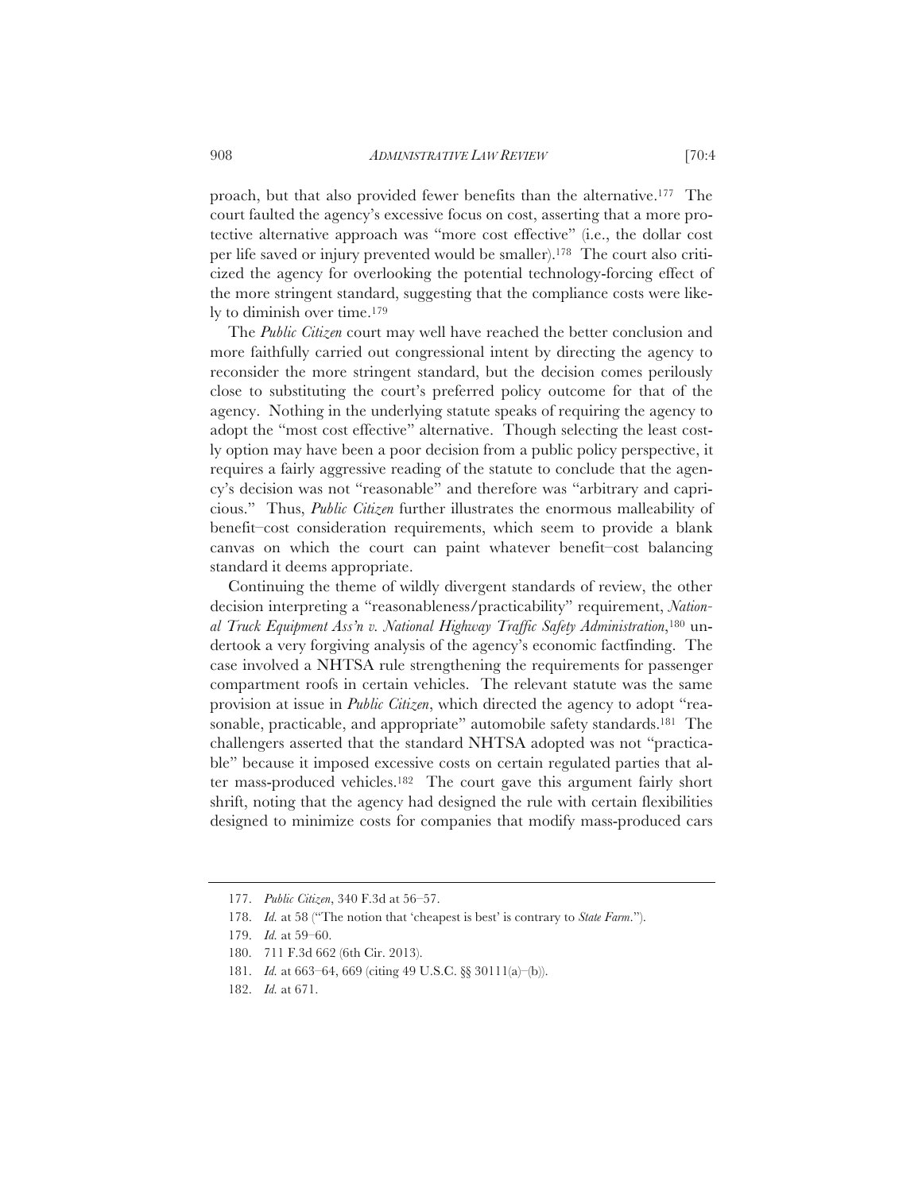proach, but that also provided fewer benefits than the alternative.[177] The court faulted the agency's excessive focus on cost, asserting that a more protective alternative approach was "more cost effective" (i.e., the dollar cost per life saved or injury prevented would be smaller).[178] The court also criticized the agency for overlooking the potential technology-forcing effect of the more stringent standard, suggesting that the compliance costs were likely to diminish over time.[179]

The *Public Citizen* court may well have reached the better conclusion and more faithfully carried out congressional intent by directing the agency to reconsider the more stringent standard, but the decision comes perilously close to substituting the court's preferred policy outcome for that of the agency. Nothing in the underlying statute speaks of requiring the agency to adopt the "most cost effective" alternative. Though selecting the least costly option may have been a poor decision from a public policy perspective, it requires a fairly aggressive reading of the statute to conclude that the agency's decision was not "reasonable" and therefore was "arbitrary and capricious." Thus, *Public Citizen* further illustrates the enormous malleability of benefit–cost consideration requirements, which seem to provide a blank canvas on which the court can paint whatever benefit–cost balancing standard it deems appropriate.

Continuing the theme of wildly divergent standards of review, the other decision interpreting a "reasonableness/practicability" requirement, *National Truck Equipment Ass'n v. National Highway Traffic Safety Administration*,[180] undertook a very forgiving analysis of the agency's economic factfinding. The case involved a NHTSA rule strengthening the requirements for passenger compartment roofs in certain vehicles. The relevant statute was the same provision at issue in *Public Citizen*, which directed the agency to adopt "reasonable, practicable, and appropriate" automobile safety standards.[181] The challengers asserted that the standard NHTSA adopted was not "practicable" because it imposed excessive costs on certain regulated parties that alter mass-produced vehicles.[182] The court gave this argument fairly short shrift, noting that the agency had designed the rule with certain flexibilities designed to minimize costs for companies that modify mass-produced cars

---

177. *Public Citizen*, 340 F.3d at 56–57.

178. *Id.* at 58 ("The notion that 'cheapest is best' is contrary to *State Farm*.").

179. *Id.* at 59–60.

180. 711 F.3d 662 (6th Cir. 2013).

181. *Id.* at 663–64, 669 (citing 49 U.S.C. §§ 30111(a)–(b)).

182. *Id.* at 671.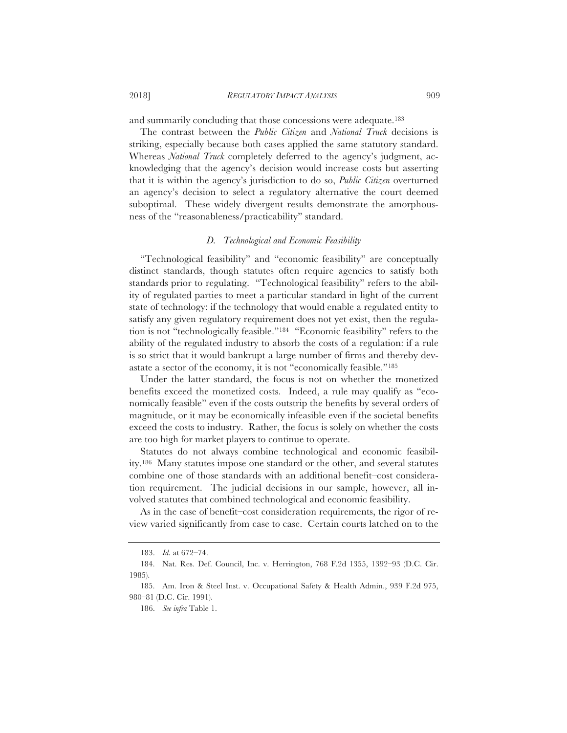and summarily concluding that those concessions were adequate.[183]

The contrast between the *Public Citizen* and *National Truck* decisions is striking, especially because both cases applied the same statutory standard. Whereas *National Truck* completely deferred to the agency's judgment, acknowledging that the agency's decision would increase costs but asserting that it is within the agency's jurisdiction to do so, *Public Citizen* overturned an agency's decision to select a regulatory alternative the court deemed suboptimal. These widely divergent results demonstrate the amorphousness of the "reasonableness/practicability" standard.

### *D. Technological and Economic Feasibility*

"Technological feasibility" and "economic feasibility" are conceptually distinct standards, though statutes often require agencies to satisfy both standards prior to regulating. "Technological feasibility" refers to the ability of regulated parties to meet a particular standard in light of the current state of technology: if the technology that would enable a regulated entity to satisfy any given regulatory requirement does not yet exist, then the regulation is not "technologically feasible."[184] "Economic feasibility" refers to the ability of the regulated industry to absorb the costs of a regulation: if a rule is so strict that it would bankrupt a large number of firms and thereby devastate a sector of the economy, it is not "economically feasible."[185]

Under the latter standard, the focus is not on whether the monetized benefits exceed the monetized costs. Indeed, a rule may qualify as "economically feasible" even if the costs outstrip the benefits by several orders of magnitude, or it may be economically infeasible even if the societal benefits exceed the costs to industry. Rather, the focus is solely on whether the costs are too high for market players to continue to operate.

Statutes do not always combine technological and economic feasibility.[186] Many statutes impose one standard or the other, and several statutes combine one of those standards with an additional benefit–cost consideration requirement. The judicial decisions in our sample, however, all involved statutes that combined technological and economic feasibility.

As in the case of benefit–cost consideration requirements, the rigor of review varied significantly from case to case. Certain courts latched on to the

---

183. *Id.* at 672–74.

184. Nat. Res. Def. Council, Inc. v. Herrington, 768 F.2d 1355, 1392–93 (D.C. Cir. 1985).

185. Am. Iron & Steel Inst. v. Occupational Safety & Health Admin., 939 F.2d 975, 980–81 (D.C. Cir. 1991).

186. *See infra* Table 1.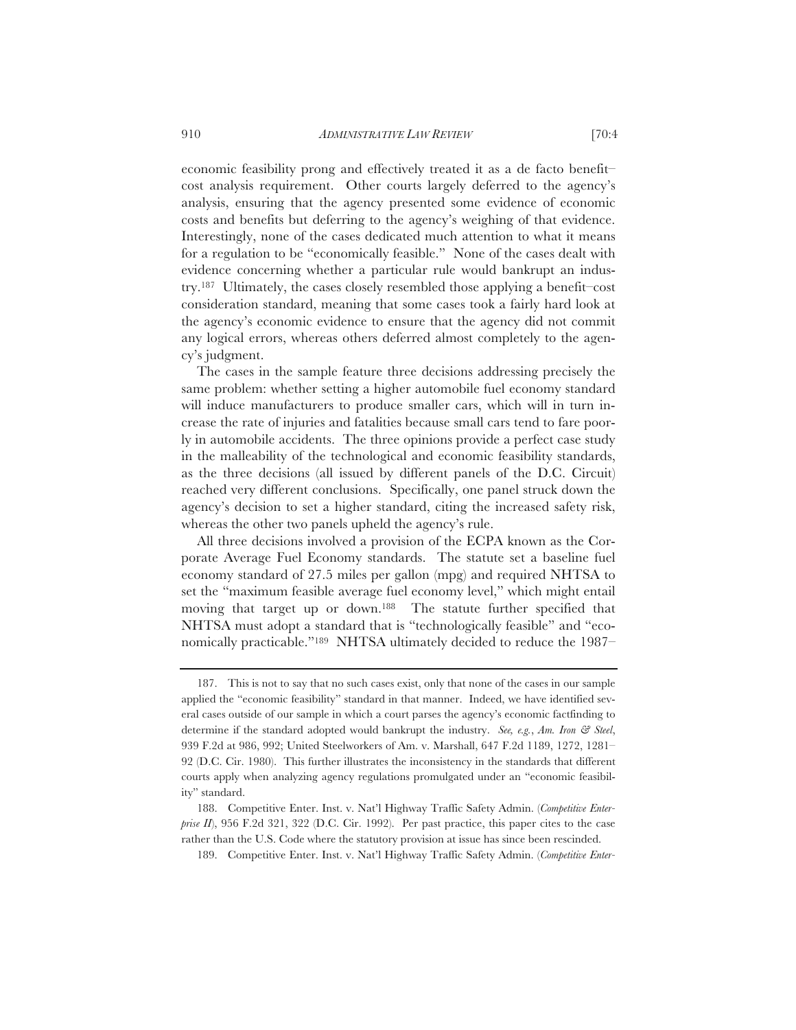economic feasibility prong and effectively treated it as a de facto benefit–cost analysis requirement. Other courts largely deferred to the agency's analysis, ensuring that the agency presented some evidence of economic costs and benefits but deferring to the agency's weighing of that evidence. Interestingly, none of the cases dedicated much attention to what it means for a regulation to be "economically feasible." None of the cases dealt with evidence concerning whether a particular rule would bankrupt an industry.[187] Ultimately, the cases closely resembled those applying a benefit–cost consideration standard, meaning that some cases took a fairly hard look at the agency's economic evidence to ensure that the agency did not commit any logical errors, whereas others deferred almost completely to the agency's judgment.

The cases in the sample feature three decisions addressing precisely the same problem: whether setting a higher automobile fuel economy standard will induce manufacturers to produce smaller cars, which will in turn increase the rate of injuries and fatalities because small cars tend to fare poorly in automobile accidents. The three opinions provide a perfect case study in the malleability of the technological and economic feasibility standards, as the three decisions (all issued by different panels of the D.C. Circuit) reached very different conclusions. Specifically, one panel struck down the agency's decision to set a higher standard, citing the increased safety risk, whereas the other two panels upheld the agency's rule.

All three decisions involved a provision of the ECPA known as the Corporate Average Fuel Economy standards. The statute set a baseline fuel economy standard of 27.5 miles per gallon (mpg) and required NHTSA to set the "maximum feasible average fuel economy level," which might entail moving that target up or down.[188] The statute further specified that NHTSA must adopt a standard that is "technologically feasible" and "economically practicable."[189] NHTSA ultimately decided to reduce the 1987–

---

187. This is not to say that no such cases exist, only that none of the cases in our sample applied the "economic feasibility" standard in that manner. Indeed, we have identified several cases outside of our sample in which a court parses the agency's economic factfinding to determine if the standard adopted would bankrupt the industry. *See, e.g.*, *Am. Iron & Steel*, 939 F.2d at 986, 992; United Steelworkers of Am. v. Marshall, 647 F.2d 1189, 1272, 1281–92 (D.C. Cir. 1980). This further illustrates the inconsistency in the standards that different courts apply when analyzing agency regulations promulgated under an "economic feasibility" standard.

188. Competitive Enter. Inst. v. Nat'l Highway Traffic Safety Admin. (*Competitive Enterprise II*), 956 F.2d 321, 322 (D.C. Cir. 1992). Per past practice, this paper cites to the case rather than the U.S. Code where the statutory provision at issue has since been rescinded.

189. Competitive Enter. Inst. v. Nat'l Highway Traffic Safety Admin. (*Competitive Enter-*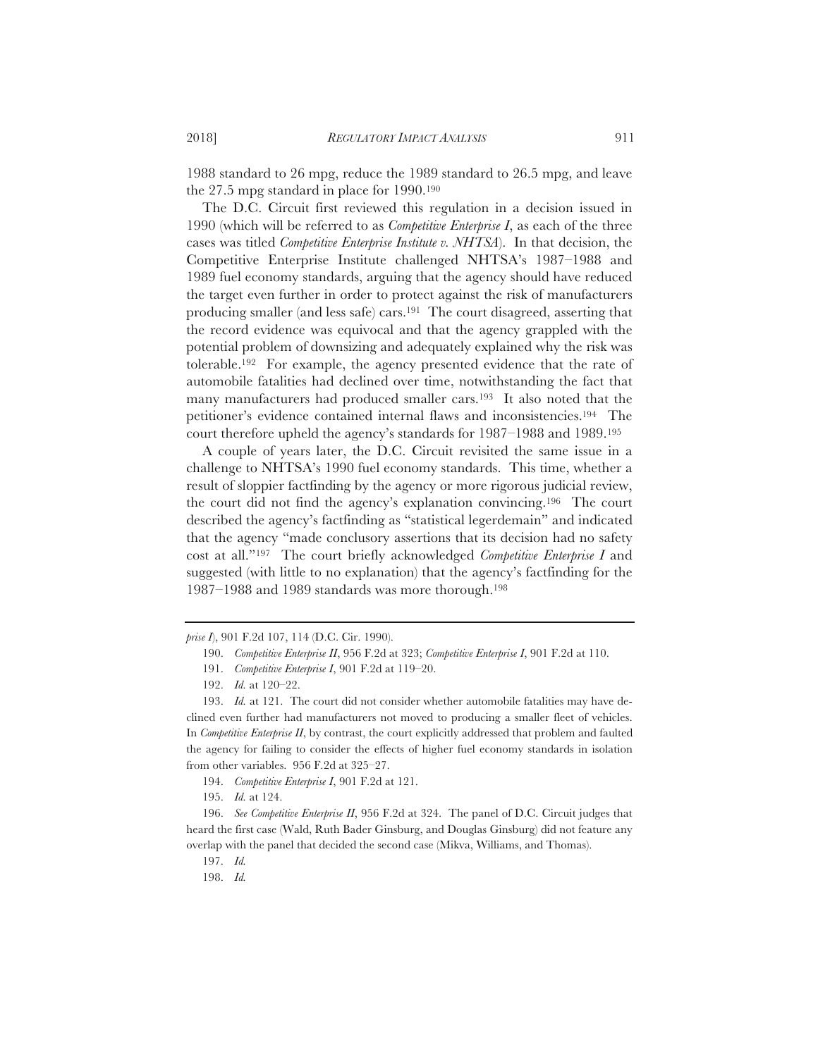1988 standard to 26 mpg, reduce the 1989 standard to 26.5 mpg, and leave the 27.5 mpg standard in place for 1990.[190]

The D.C. Circuit first reviewed this regulation in a decision issued in 1990 (which will be referred to as *Competitive Enterprise I*, as each of the three cases was titled *Competitive Enterprise Institute v. NHTSA*). In that decision, the Competitive Enterprise Institute challenged NHTSA's 1987–1988 and 1989 fuel economy standards, arguing that the agency should have reduced the target even further in order to protect against the risk of manufacturers producing smaller (and less safe) cars.[191] The court disagreed, asserting that the record evidence was equivocal and that the agency grappled with the potential problem of downsizing and adequately explained why the risk was tolerable.[192] For example, the agency presented evidence that the rate of automobile fatalities had declined over time, notwithstanding the fact that many manufacturers had produced smaller cars.[193] It also noted that the petitioner's evidence contained internal flaws and inconsistencies.[194] The court therefore upheld the agency's standards for 1987–1988 and 1989.[195]

A couple of years later, the D.C. Circuit revisited the same issue in a challenge to NHTSA's 1990 fuel economy standards. This time, whether a result of sloppier factfinding by the agency or more rigorous judicial review, the court did not find the agency's explanation convincing.[196] The court described the agency's factfinding as "statistical legerdemain" and indicated that the agency "made conclusory assertions that its decision had no safety cost at all."[197] The court briefly acknowledged *Competitive Enterprise I* and suggested (with little to no explanation) that the agency's factfinding for the 1987–1988 and 1989 standards was more thorough.[198]

---

*prise I*), 901 F.2d 107, 114 (D.C. Cir. 1990).

190. *Competitive Enterprise II*, 956 F.2d at 323; *Competitive Enterprise I*, 901 F.2d at 110.

191. *Competitive Enterprise I*, 901 F.2d at 119–20.

192. *Id.* at 120–22.

193. *Id.* at 121. The court did not consider whether automobile fatalities may have declined even further had manufacturers not moved to producing a smaller fleet of vehicles. In *Competitive Enterprise II*, by contrast, the court explicitly addressed that problem and faulted the agency for failing to consider the effects of higher fuel economy standards in isolation from other variables. 956 F.2d at 325–27.

194. *Competitive Enterprise I*, 901 F.2d at 121.

195. *Id.* at 124.

196. *See Competitive Enterprise II*, 956 F.2d at 324. The panel of D.C. Circuit judges that heard the first case (Wald, Ruth Bader Ginsburg, and Douglas Ginsburg) did not feature any overlap with the panel that decided the second case (Mikva, Williams, and Thomas).

197. *Id.*

198. *Id.*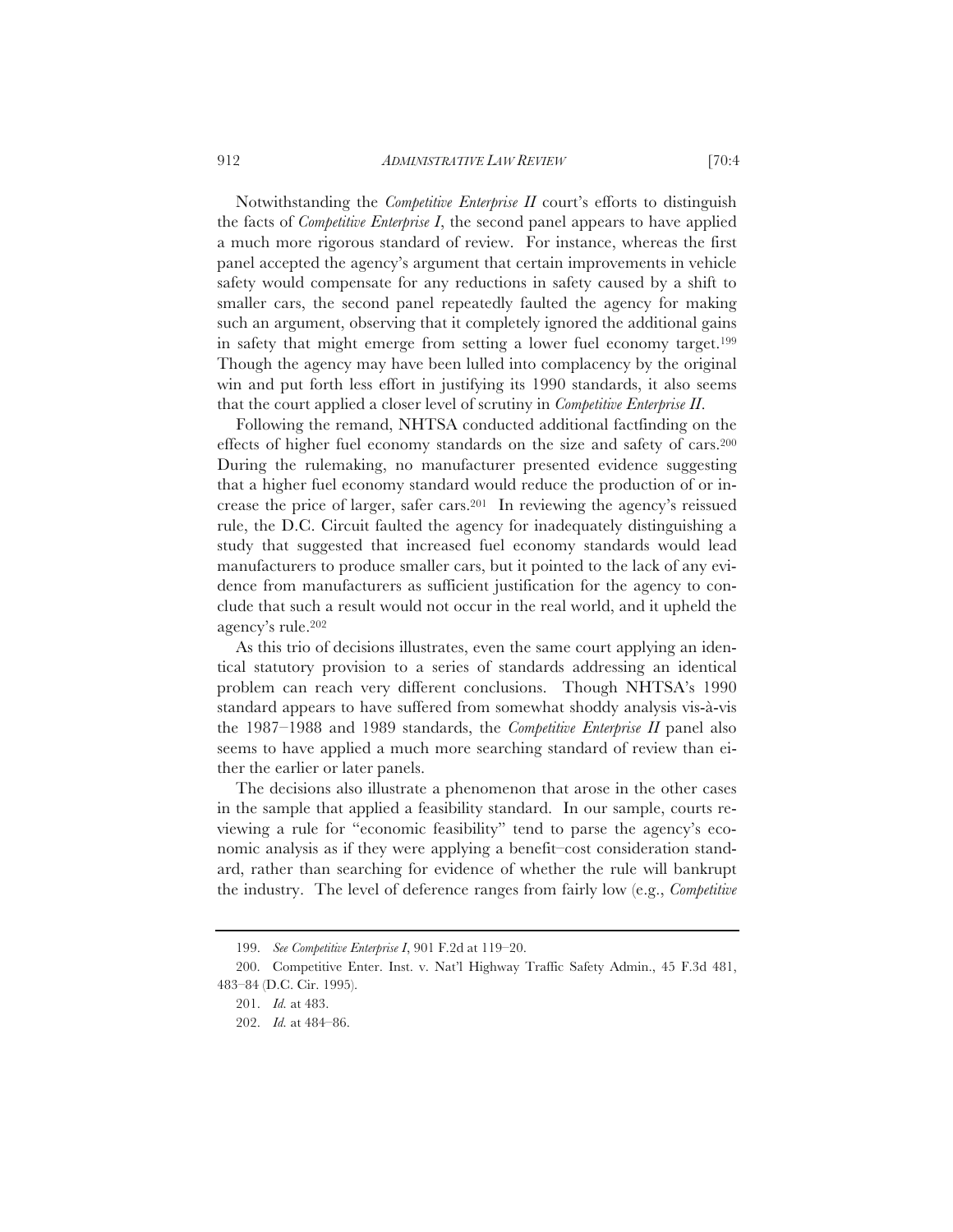Notwithstanding the *Competitive Enterprise II* court's efforts to distinguish the facts of *Competitive Enterprise I*, the second panel appears to have applied a much more rigorous standard of review. For instance, whereas the first panel accepted the agency's argument that certain improvements in vehicle safety would compensate for any reductions in safety caused by a shift to smaller cars, the second panel repeatedly faulted the agency for making such an argument, observing that it completely ignored the additional gains in safety that might emerge from setting a lower fuel economy target.[199] Though the agency may have been lulled into complacency by the original win and put forth less effort in justifying its 1990 standards, it also seems that the court applied a closer level of scrutiny in *Competitive Enterprise II*.

Following the remand, NHTSA conducted additional factfinding on the effects of higher fuel economy standards on the size and safety of cars.[200] During the rulemaking, no manufacturer presented evidence suggesting that a higher fuel economy standard would reduce the production of or increase the price of larger, safer cars.[201] In reviewing the agency's reissued rule, the D.C. Circuit faulted the agency for inadequately distinguishing a study that suggested that increased fuel economy standards would lead manufacturers to produce smaller cars, but it pointed to the lack of any evidence from manufacturers as sufficient justification for the agency to conclude that such a result would not occur in the real world, and it upheld the agency's rule.[202]

As this trio of decisions illustrates, even the same court applying an identical statutory provision to a series of standards addressing an identical problem can reach very different conclusions. Though NHTSA's 1990 standard appears to have suffered from somewhat shoddy analysis vis-à-vis the 1987–1988 and 1989 standards, the *Competitive Enterprise II* panel also seems to have applied a much more searching standard of review than either the earlier or later panels.

The decisions also illustrate a phenomenon that arose in the other cases in the sample that applied a feasibility standard. In our sample, courts reviewing a rule for "economic feasibility" tend to parse the agency's economic analysis as if they were applying a benefit–cost consideration standard, rather than searching for evidence of whether the rule will bankrupt the industry. The level of deference ranges from fairly low (e.g., *Competitive*

---

199. *See Competitive Enterprise I*, 901 F.2d at 119–20.

200. Competitive Enter. Inst. v. Nat'l Highway Traffic Safety Admin., 45 F.3d 481, 483–84 (D.C. Cir. 1995).

201. *Id.* at 483.

202. *Id.* at 484–86.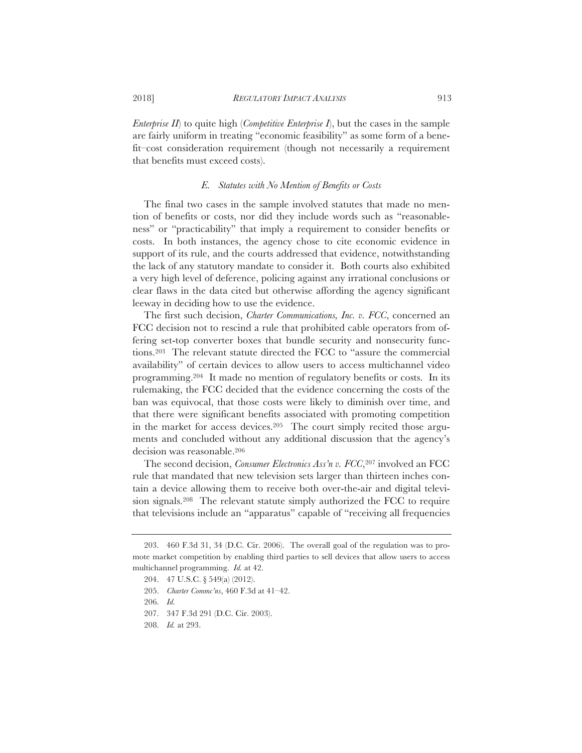*Enterprise II*) to quite high (*Competitive Enterprise I*), but the cases in the sample are fairly uniform in treating "economic feasibility" as some form of a benefit–cost consideration requirement (though not necessarily a requirement that benefits must exceed costs).

### *E. Statutes with No Mention of Benefits or Costs*

The final two cases in the sample involved statutes that made no mention of benefits or costs, nor did they include words such as "reasonableness" or "practicability" that imply a requirement to consider benefits or costs. In both instances, the agency chose to cite economic evidence in support of its rule, and the courts addressed that evidence, notwithstanding the lack of any statutory mandate to consider it. Both courts also exhibited a very high level of deference, policing against any irrational conclusions or clear flaws in the data cited but otherwise affording the agency significant leeway in deciding how to use the evidence.

The first such decision, *Charter Communications, Inc. v. FCC*, concerned an FCC decision not to rescind a rule that prohibited cable operators from offering set-top converter boxes that bundle security and nonsecurity functions.[203] The relevant statute directed the FCC to "assure the commercial availability" of certain devices to allow users to access multichannel video programming.[204] It made no mention of regulatory benefits or costs. In its rulemaking, the FCC decided that the evidence concerning the costs of the ban was equivocal, that those costs were likely to diminish over time, and that there were significant benefits associated with promoting competition in the market for access devices.[205] The court simply recited those arguments and concluded without any additional discussion that the agency's decision was reasonable.[206]

The second decision, *Consumer Electronics Ass'n v. FCC*,[207] involved an FCC rule that mandated that new television sets larger than thirteen inches contain a device allowing them to receive both over-the-air and digital television signals.[208] The relevant statute simply authorized the FCC to require that televisions include an "apparatus" capable of "receiving all frequencies

---

203. 460 F.3d 31, 34 (D.C. Cir. 2006). The overall goal of the regulation was to promote market competition by enabling third parties to sell devices that allow users to access multichannel programming. *Id.* at 42.

204. 47 U.S.C. § 549(a) (2012).

205. *Charter Commc'ns*, 460 F.3d at 41–42.

206. *Id.*

207. 347 F.3d 291 (D.C. Cir. 2003).

208. *Id.* at 293.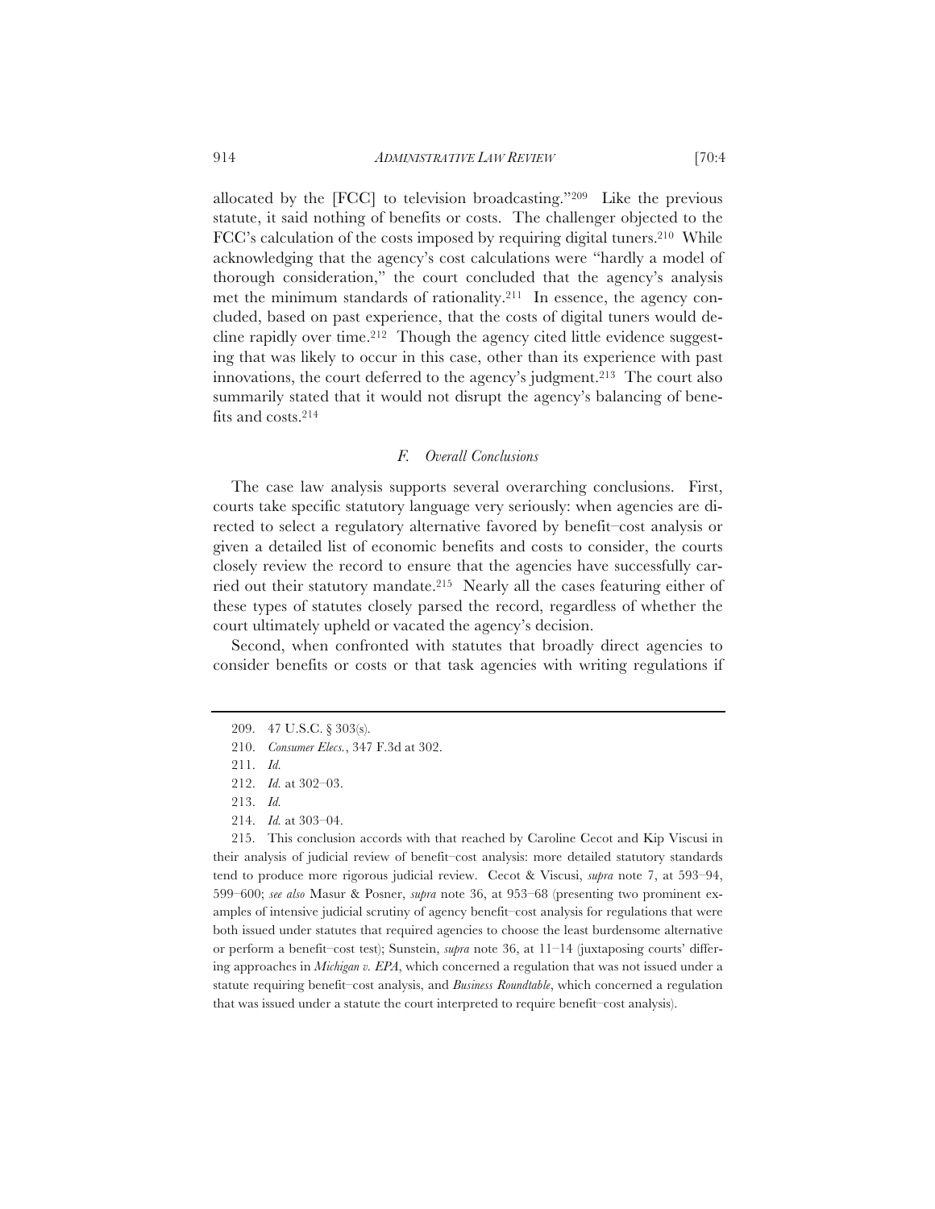allocated by the [FCC] to television broadcasting."[209] Like the previous statute, it said nothing of benefits or costs. The challenger objected to the FCC's calculation of the costs imposed by requiring digital tuners.[210] While acknowledging that the agency's cost calculations were "hardly a model of thorough consideration," the court concluded that the agency's analysis met the minimum standards of rationality.[211] In essence, the agency concluded, based on past experience, that the costs of digital tuners would decline rapidly over time.[212] Though the agency cited little evidence suggesting that was likely to occur in this case, other than its experience with past innovations, the court deferred to the agency's judgment.[213] The court also summarily stated that it would not disrupt the agency's balancing of benefits and costs.[214]

### *F. Overall Conclusions*

The case law analysis supports several overarching conclusions. First, courts take specific statutory language very seriously: when agencies are directed to select a regulatory alternative favored by benefit–cost analysis or given a detailed list of economic benefits and costs to consider, the courts closely review the record to ensure that the agencies have successfully carried out their statutory mandate.[215] Nearly all the cases featuring either of these types of statutes closely parsed the record, regardless of whether the court ultimately upheld or vacated the agency's decision.

Second, when confronted with statutes that broadly direct agencies to consider benefits or costs or that task agencies with writing regulations if

---

209. 47 U.S.C. § 303(s).

210. *Consumer Elecs.*, 347 F.3d at 302.

211. *Id.*

212. *Id.* at 302–03.

213. *Id.*

214. *Id.* at 303–04.

215. This conclusion accords with that reached by Caroline Cecot and Kip Viscusi in their analysis of judicial review of benefit–cost analysis: more detailed statutory standards tend to produce more rigorous judicial review. Cecot & Viscusi, *supra* note 7, at 593–94, 599–600; *see also* Masur & Posner, *supra* note 36, at 953–68 (presenting two prominent examples of intensive judicial scrutiny of agency benefit–cost analysis for regulations that were both issued under statutes that required agencies to choose the least burdensome alternative or perform a benefit–cost test); Sunstein, *supra* note 36, at 11–14 (juxtaposing courts' differing approaches in *Michigan v. EPA*, which concerned a regulation that was not issued under a statute requiring benefit–cost analysis, and *Business Roundtable*, which concerned a regulation that was issued under a statute the court interpreted to require benefit–cost analysis).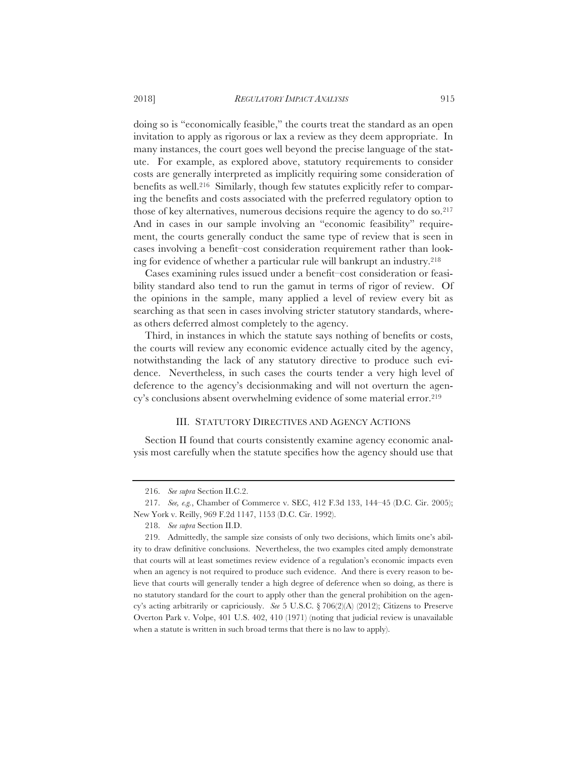doing so is "economically feasible," the courts treat the standard as an open invitation to apply as rigorous or lax a review as they deem appropriate. In many instances, the court goes well beyond the precise language of the statute. For example, as explored above, statutory requirements to consider costs are generally interpreted as implicitly requiring some consideration of benefits as well.[216] Similarly, though few statutes explicitly refer to comparing the benefits and costs associated with the preferred regulatory option to those of key alternatives, numerous decisions require the agency to do so.[217] And in cases in our sample involving an "economic feasibility" requirement, the courts generally conduct the same type of review that is seen in cases involving a benefit–cost consideration requirement rather than looking for evidence of whether a particular rule will bankrupt an industry.[218]

Cases examining rules issued under a benefit–cost consideration or feasibility standard also tend to run the gamut in terms of rigor of review. Of the opinions in the sample, many applied a level of review every bit as searching as that seen in cases involving stricter statutory standards, whereas others deferred almost completely to the agency.

Third, in instances in which the statute says nothing of benefits or costs, the courts will review any economic evidence actually cited by the agency, notwithstanding the lack of any statutory directive to produce such evidence. Nevertheless, in such cases the courts tender a very high level of deference to the agency's decisionmaking and will not overturn the agency's conclusions absent overwhelming evidence of some material error.[219]

## III. STATUTORY DIRECTIVES AND AGENCY ACTIONS

Section II found that courts consistently examine agency economic analysis most carefully when the statute specifies how the agency should use that

---

216. *See supra* Section II.C.2.

217. *See, e.g.*, Chamber of Commerce v. SEC, 412 F.3d 133, 144–45 (D.C. Cir. 2005); New York v. Reilly, 969 F.2d 1147, 1153 (D.C. Cir. 1992).

218. *See supra* Section II.D.

219. Admittedly, the sample size consists of only two decisions, which limits one's ability to draw definitive conclusions. Nevertheless, the two examples cited amply demonstrate that courts will at least sometimes review evidence of a regulation's economic impacts even when an agency is not required to produce such evidence. And there is every reason to believe that courts will generally tender a high degree of deference when so doing, as there is no statutory standard for the court to apply other than the general prohibition on the agency's acting arbitrarily or capriciously. *See* 5 U.S.C. § 706(2)(A) (2012); Citizens to Preserve Overton Park v. Volpe, 401 U.S. 402, 410 (1971) (noting that judicial review is unavailable when a statute is written in such broad terms that there is no law to apply).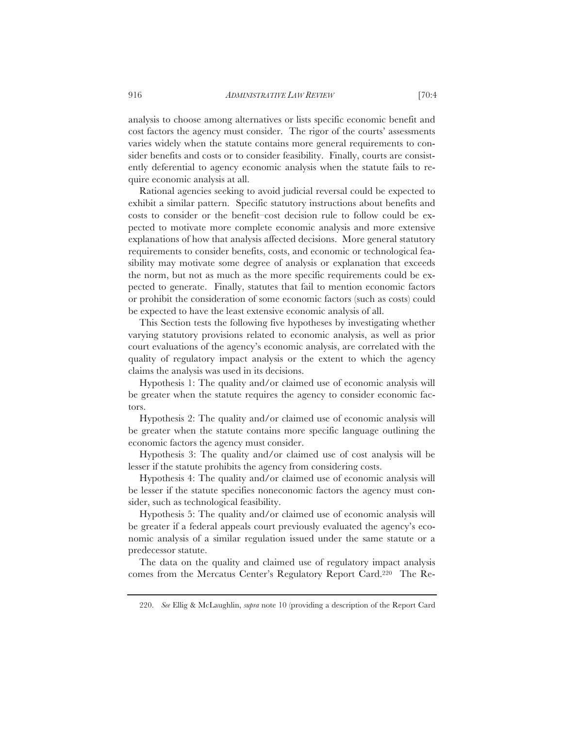analysis to choose among alternatives or lists specific economic benefit and cost factors the agency must consider. The rigor of the courts' assessments varies widely when the statute contains more general requirements to consider benefits and costs or to consider feasibility. Finally, courts are consistently deferential to agency economic analysis when the statute fails to require economic analysis at all.

Rational agencies seeking to avoid judicial reversal could be expected to exhibit a similar pattern. Specific statutory instructions about benefits and costs to consider or the benefit–cost decision rule to follow could be expected to motivate more complete economic analysis and more extensive explanations of how that analysis affected decisions. More general statutory requirements to consider benefits, costs, and economic or technological feasibility may motivate some degree of analysis or explanation that exceeds the norm, but not as much as the more specific requirements could be expected to generate. Finally, statutes that fail to mention economic factors or prohibit the consideration of some economic factors (such as costs) could be expected to have the least extensive economic analysis of all.

This Section tests the following five hypotheses by investigating whether varying statutory provisions related to economic analysis, as well as prior court evaluations of the agency's economic analysis, are correlated with the quality of regulatory impact analysis or the extent to which the agency claims the analysis was used in its decisions.

Hypothesis 1: The quality and/or claimed use of economic analysis will be greater when the statute requires the agency to consider economic factors.

Hypothesis 2: The quality and/or claimed use of economic analysis will be greater when the statute contains more specific language outlining the economic factors the agency must consider.

Hypothesis 3: The quality and/or claimed use of cost analysis will be lesser if the statute prohibits the agency from considering costs.

Hypothesis 4: The quality and/or claimed use of economic analysis will be lesser if the statute specifies noneconomic factors the agency must consider, such as technological feasibility.

Hypothesis 5: The quality and/or claimed use of economic analysis will be greater if a federal appeals court previously evaluated the agency's economic analysis of a similar regulation issued under the same statute or a predecessor statute.

The data on the quality and claimed use of regulatory impact analysis comes from the Mercatus Center's Regulatory Report Card.[220] The Re-

---

220. *See* Ellig & McLaughlin, *supra* note 10 (providing a description of the Report Card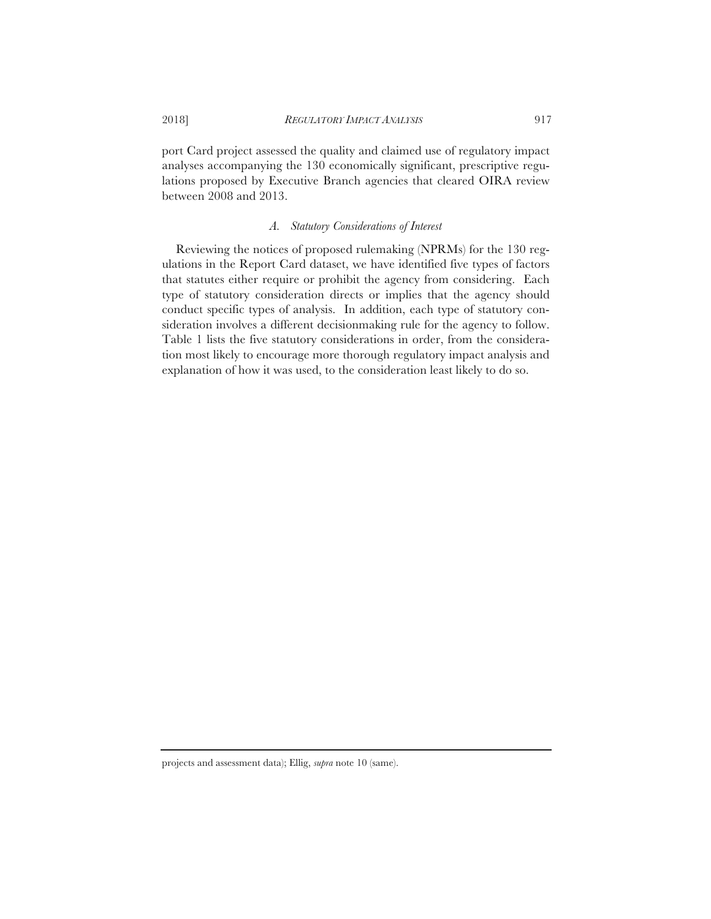port Card project assessed the quality and claimed use of regulatory impact analyses accompanying the 130 economically significant, prescriptive regulations proposed by Executive Branch agencies that cleared OIRA review between 2008 and 2013.

### *A. Statutory Considerations of Interest*

Reviewing the notices of proposed rulemaking (NPRMs) for the 130 regulations in the Report Card dataset, we have identified five types of factors that statutes either require or prohibit the agency from considering. Each type of statutory consideration directs or implies that the agency should conduct specific types of analysis. In addition, each type of statutory consideration involves a different decisionmaking rule for the agency to follow. Table 1 lists the five statutory considerations in order, from the consideration most likely to encourage more thorough regulatory impact analysis and explanation of how it was used, to the consideration least likely to do so.

---

projects and assessment data); Ellig, *supra* note 10 (same).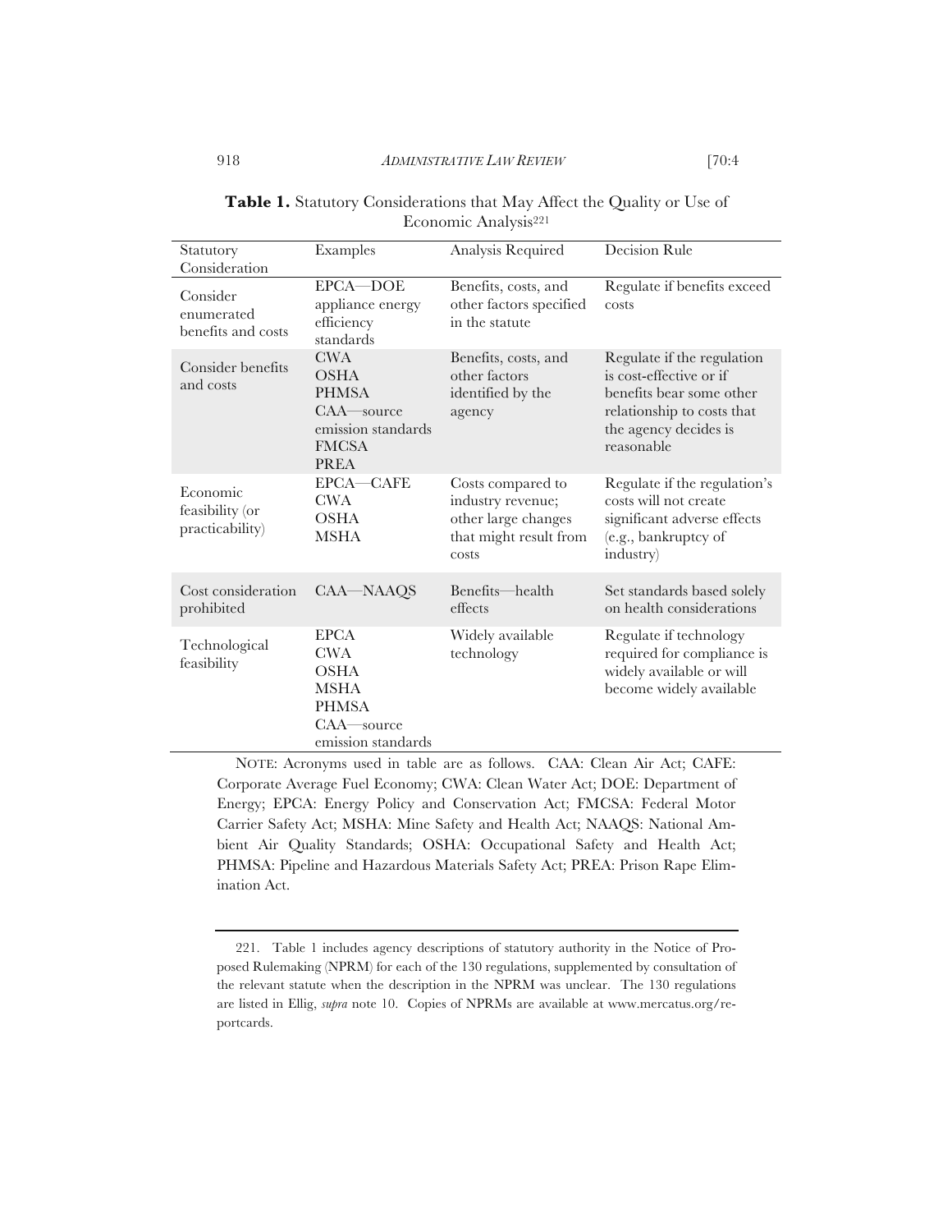**Table 1.** Statutory Considerations that May Affect the Quality or Use of Economic Analysis[221]

| Statutory Consideration | Examples | Analysis Required | Decision Rule |
|---|---|---|---|
| Consider enumerated benefits and costs | EPCA—DOE appliance energy efficiency standards | Benefits, costs, and other factors specified in the statute | Regulate if benefits exceed costs |
| Consider benefits and costs | CWA<br>OSHA<br>PHMSA<br>CAA—source emission standards<br>FMCSA<br>PREA | Benefits, costs, and other factors identified by the agency | Regulate if the regulation is cost-effective or if benefits bear some other relationship to costs that the agency decides is reasonable |
| Economic feasibility (or practicability) | EPCA—CAFE<br>CWA<br>OSHA<br>MSHA | Costs compared to industry revenue; other large changes that might result from costs | Regulate if the regulation's costs will not create significant adverse effects (e.g., bankruptcy of industry) |
| Cost consideration prohibited | CAA—NAAQS | Benefits—health effects | Set standards based solely on health considerations |
| Technological feasibility | EPCA<br>CWA<br>OSHA<br>MSHA<br>PHMSA<br>CAA—source emission standards | Widely available technology | Regulate if technology required for compliance is widely available or will become widely available |

NOTE: Acronyms used in table are as follows. CAA: Clean Air Act; CAFE: Corporate Average Fuel Economy; CWA: Clean Water Act; DOE: Department of Energy; EPCA: Energy Policy and Conservation Act; FMCSA: Federal Motor Carrier Safety Act; MSHA: Mine Safety and Health Act; NAAQS: National Ambient Air Quality Standards; OSHA: Occupational Safety and Health Act; PHMSA: Pipeline and Hazardous Materials Safety Act; PREA: Prison Rape Elimination Act.

221. Table 1 includes agency descriptions of statutory authority in the Notice of Proposed Rulemaking (NPRM) for each of the 130 regulations, supplemented by consultation of the relevant statute when the description in the NPRM was unclear. The 130 regulations are listed in Ellig, *supra* note 10. Copies of NPRMs are available at www.mercatus.org/reportcards.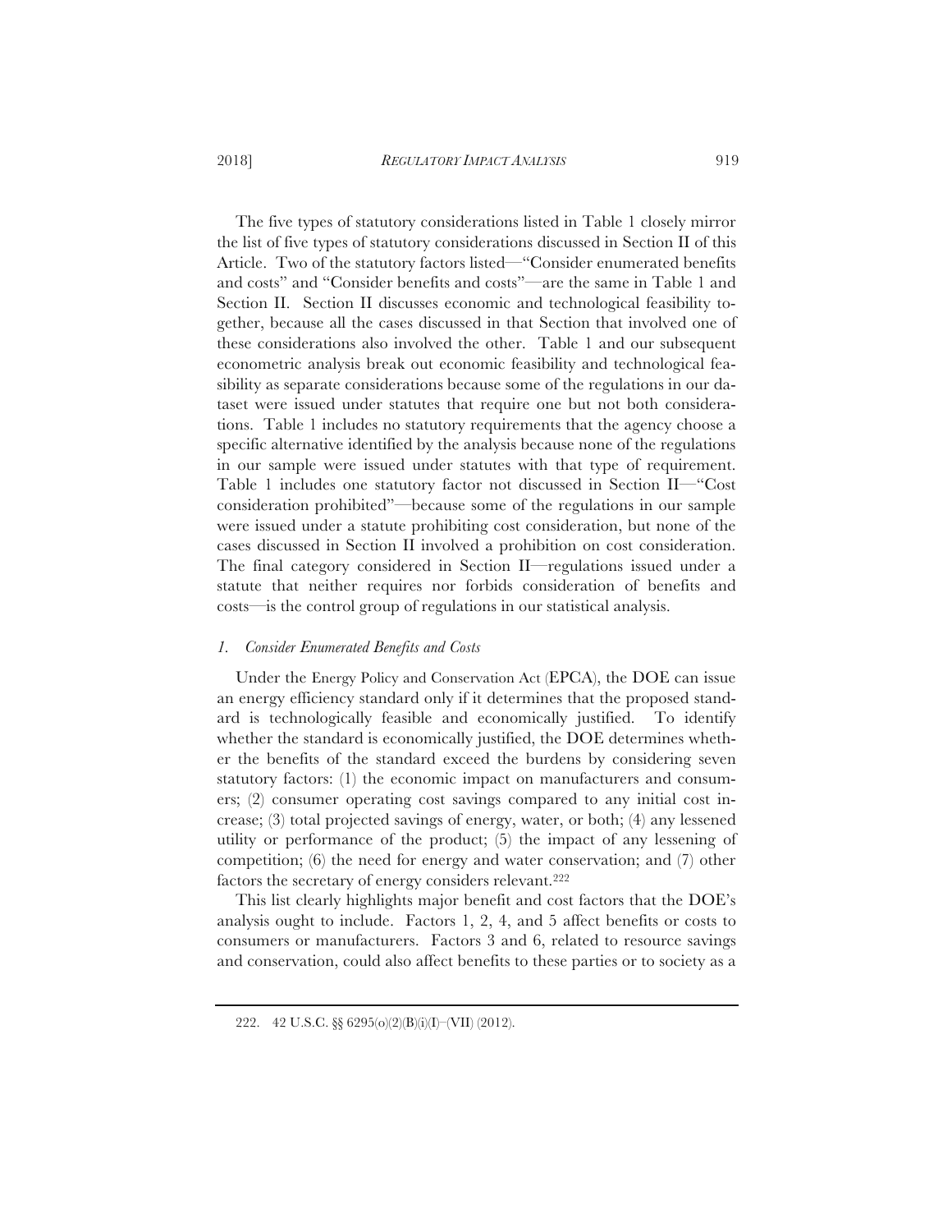The five types of statutory considerations listed in Table 1 closely mirror the list of five types of statutory considerations discussed in Section II of this Article. Two of the statutory factors listed—"Consider enumerated benefits and costs" and "Consider benefits and costs"—are the same in Table 1 and Section II. Section II discusses economic and technological feasibility together, because all the cases discussed in that Section that involved one of these considerations also involved the other. Table 1 and our subsequent econometric analysis break out economic feasibility and technological feasibility as separate considerations because some of the regulations in our dataset were issued under statutes that require one but not both considerations. Table 1 includes no statutory requirements that the agency choose a specific alternative identified by the analysis because none of the regulations in our sample were issued under statutes with that type of requirement. Table 1 includes one statutory factor not discussed in Section II—"Cost consideration prohibited"—because some of the regulations in our sample were issued under a statute prohibiting cost consideration, but none of the cases discussed in Section II involved a prohibition on cost consideration. The final category considered in Section II—regulations issued under a statute that neither requires nor forbids consideration of benefits and costs—is the control group of regulations in our statistical analysis.

### *1. Consider Enumerated Benefits and Costs*

Under the Energy Policy and Conservation Act (EPCA), the DOE can issue an energy efficiency standard only if it determines that the proposed standard is technologically feasible and economically justified. To identify whether the standard is economically justified, the DOE determines whether the benefits of the standard exceed the burdens by considering seven statutory factors: (1) the economic impact on manufacturers and consumers; (2) consumer operating cost savings compared to any initial cost increase; (3) total projected savings of energy, water, or both; (4) any lessened utility or performance of the product; (5) the impact of any lessening of competition; (6) the need for energy and water conservation; and (7) other factors the secretary of energy considers relevant.[222]

This list clearly highlights major benefit and cost factors that the DOE's analysis ought to include. Factors 1, 2, 4, and 5 affect benefits or costs to consumers or manufacturers. Factors 3 and 6, related to resource savings and conservation, could also affect benefits to these parties or to society as a

---

222. 42 U.S.C. §§ 6295(o)(2)(B)(i)(I)–(VII) (2012).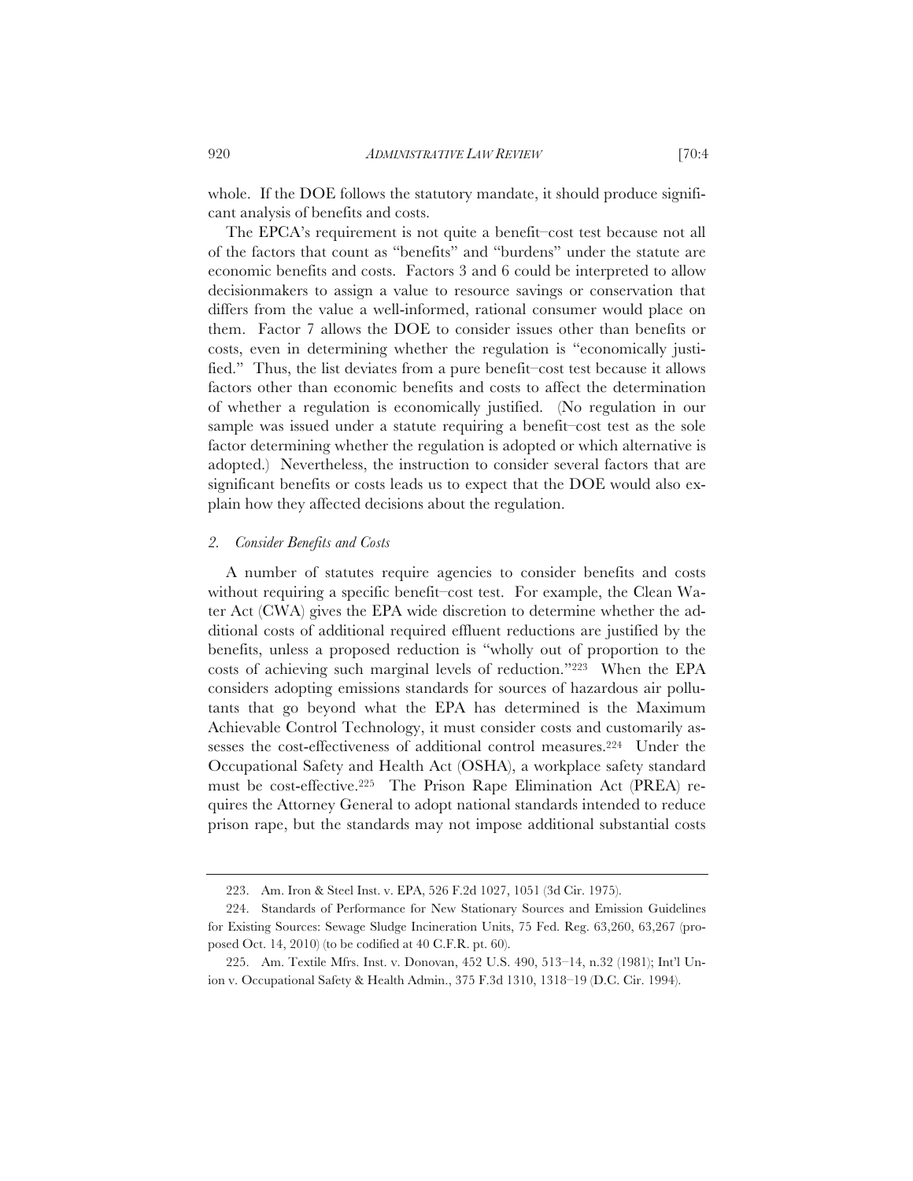whole. If the DOE follows the statutory mandate, it should produce significant analysis of benefits and costs.

The EPCA's requirement is not quite a benefit–cost test because not all of the factors that count as "benefits" and "burdens" under the statute are economic benefits and costs. Factors 3 and 6 could be interpreted to allow decisionmakers to assign a value to resource savings or conservation that differs from the value a well-informed, rational consumer would place on them. Factor 7 allows the DOE to consider issues other than benefits or costs, even in determining whether the regulation is "economically justified." Thus, the list deviates from a pure benefit–cost test because it allows factors other than economic benefits and costs to affect the determination of whether a regulation is economically justified. (No regulation in our sample was issued under a statute requiring a benefit–cost test as the sole factor determining whether the regulation is adopted or which alternative is adopted.) Nevertheless, the instruction to consider several factors that are significant benefits or costs leads us to expect that the DOE would also explain how they affected decisions about the regulation.

### *2. Consider Benefits and Costs*

A number of statutes require agencies to consider benefits and costs without requiring a specific benefit–cost test. For example, the Clean Water Act (CWA) gives the EPA wide discretion to determine whether the additional costs of additional required effluent reductions are justified by the benefits, unless a proposed reduction is "wholly out of proportion to the costs of achieving such marginal levels of reduction."[223] When the EPA considers adopting emissions standards for sources of hazardous air pollutants that go beyond what the EPA has determined is the Maximum Achievable Control Technology, it must consider costs and customarily assesses the cost-effectiveness of additional control measures.[224] Under the Occupational Safety and Health Act (OSHA), a workplace safety standard must be cost-effective.[225] The Prison Rape Elimination Act (PREA) requires the Attorney General to adopt national standards intended to reduce prison rape, but the standards may not impose additional substantial costs

---

223. Am. Iron & Steel Inst. v. EPA, 526 F.2d 1027, 1051 (3d Cir. 1975).

224. Standards of Performance for New Stationary Sources and Emission Guidelines for Existing Sources: Sewage Sludge Incineration Units, 75 Fed. Reg. 63,260, 63,267 (proposed Oct. 14, 2010) (to be codified at 40 C.F.R. pt. 60).

225. Am. Textile Mfrs. Inst. v. Donovan, 452 U.S. 490, 513–14, n.32 (1981); Int'l Union v. Occupational Safety & Health Admin., 375 F.3d 1310, 1318–19 (D.C. Cir. 1994).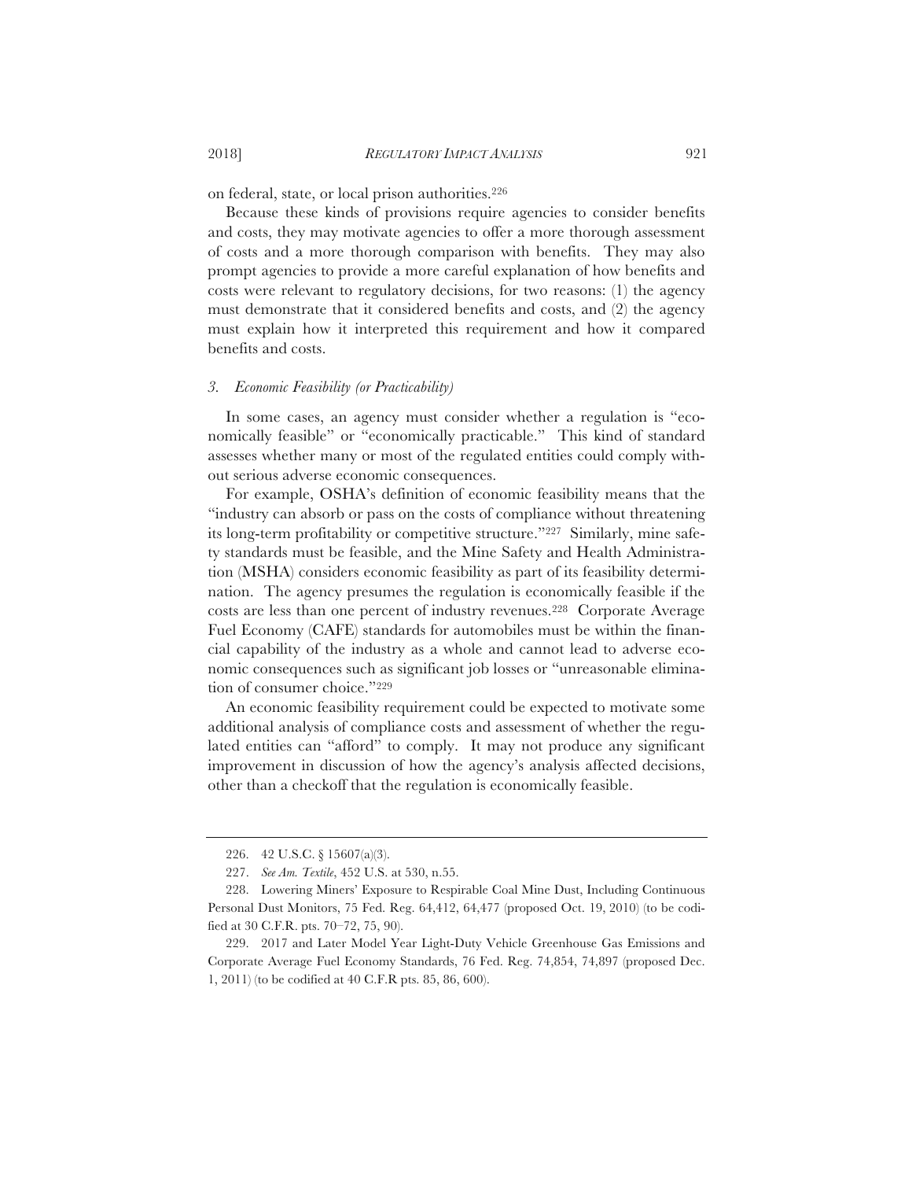on federal, state, or local prison authorities.[226]

Because these kinds of provisions require agencies to consider benefits and costs, they may motivate agencies to offer a more thorough assessment of costs and a more thorough comparison with benefits. They may also prompt agencies to provide a more careful explanation of how benefits and costs were relevant to regulatory decisions, for two reasons: (1) the agency must demonstrate that it considered benefits and costs, and (2) the agency must explain how it interpreted this requirement and how it compared benefits and costs.

### *3. Economic Feasibility (or Practicability)*

In some cases, an agency must consider whether a regulation is "economically feasible" or "economically practicable." This kind of standard assesses whether many or most of the regulated entities could comply without serious adverse economic consequences.

For example, OSHA's definition of economic feasibility means that the "industry can absorb or pass on the costs of compliance without threatening its long-term profitability or competitive structure."[227] Similarly, mine safety standards must be feasible, and the Mine Safety and Health Administration (MSHA) considers economic feasibility as part of its feasibility determination. The agency presumes the regulation is economically feasible if the costs are less than one percent of industry revenues.[228] Corporate Average Fuel Economy (CAFE) standards for automobiles must be within the financial capability of the industry as a whole and cannot lead to adverse economic consequences such as significant job losses or "unreasonable elimination of consumer choice."[229]

An economic feasibility requirement could be expected to motivate some additional analysis of compliance costs and assessment of whether the regulated entities can "afford" to comply. It may not produce any significant improvement in discussion of how the agency's analysis affected decisions, other than a checkoff that the regulation is economically feasible.

---

226. 42 U.S.C. § 15607(a)(3).

227. *See Am. Textile*, 452 U.S. at 530, n.55.

228. Lowering Miners' Exposure to Respirable Coal Mine Dust, Including Continuous Personal Dust Monitors, 75 Fed. Reg. 64,412, 64,477 (proposed Oct. 19, 2010) (to be codified at 30 C.F.R. pts. 70–72, 75, 90).

229. 2017 and Later Model Year Light-Duty Vehicle Greenhouse Gas Emissions and Corporate Average Fuel Economy Standards, 76 Fed. Reg. 74,854, 74,897 (proposed Dec. 1, 2011) (to be codified at 40 C.F.R pts. 85, 86, 600).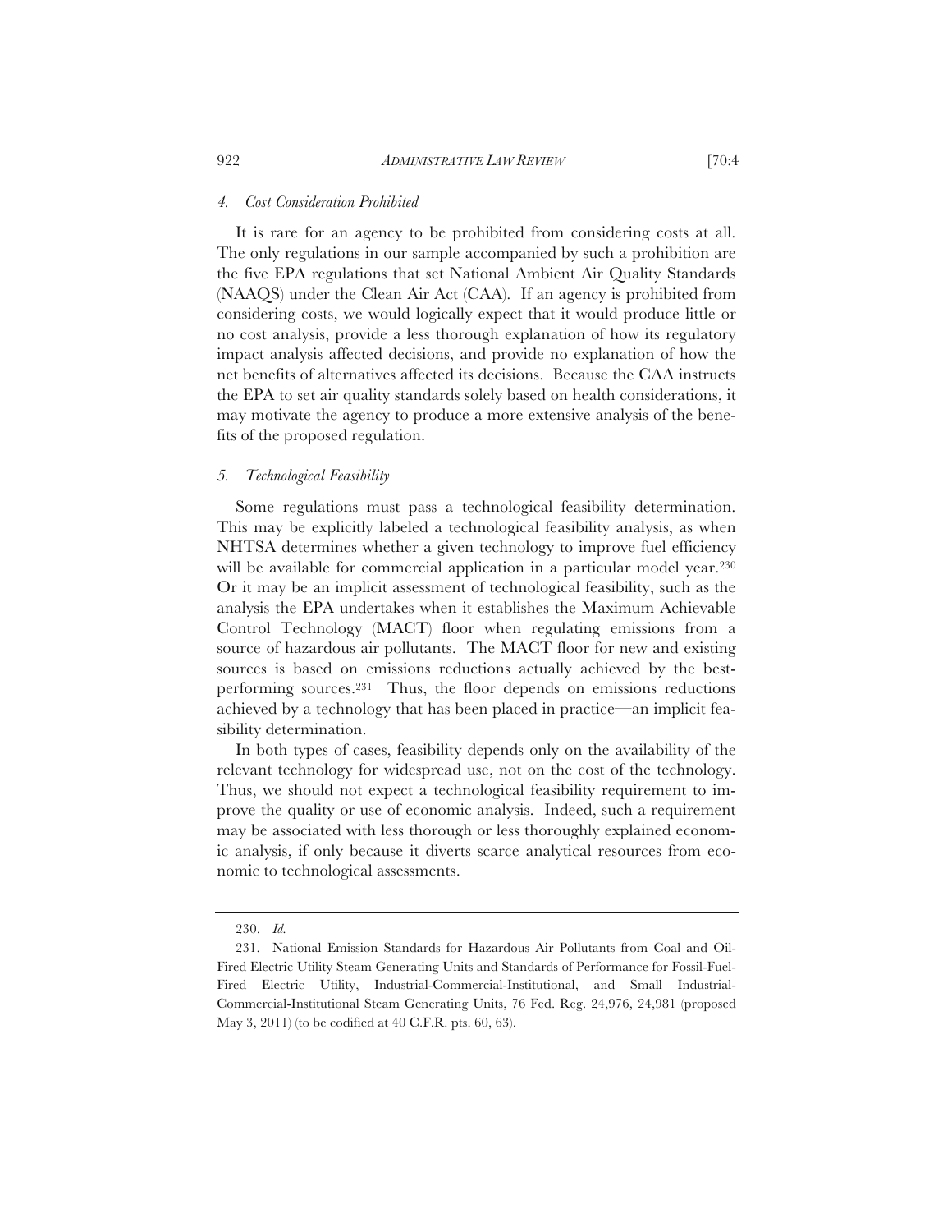#### *4. Cost Consideration Prohibited*

It is rare for an agency to be prohibited from considering costs at all. The only regulations in our sample accompanied by such a prohibition are the five EPA regulations that set National Ambient Air Quality Standards (NAAQS) under the Clean Air Act (CAA). If an agency is prohibited from considering costs, we would logically expect that it would produce little or no cost analysis, provide a less thorough explanation of how its regulatory impact analysis affected decisions, and provide no explanation of how the net benefits of alternatives affected its decisions. Because the CAA instructs the EPA to set air quality standards solely based on health considerations, it may motivate the agency to produce a more extensive analysis of the benefits of the proposed regulation.

#### *5. Technological Feasibility*

Some regulations must pass a technological feasibility determination. This may be explicitly labeled a technological feasibility analysis, as when NHTSA determines whether a given technology to improve fuel efficiency will be available for commercial application in a particular model year.[230] Or it may be an implicit assessment of technological feasibility, such as the analysis the EPA undertakes when it establishes the Maximum Achievable Control Technology (MACT) floor when regulating emissions from a source of hazardous air pollutants. The MACT floor for new and existing sources is based on emissions reductions actually achieved by the best-performing sources.[231] Thus, the floor depends on emissions reductions achieved by a technology that has been placed in practice—an implicit feasibility determination.

In both types of cases, feasibility depends only on the availability of the relevant technology for widespread use, not on the cost of the technology. Thus, we should not expect a technological feasibility requirement to improve the quality or use of economic analysis. Indeed, such a requirement may be associated with less thorough or less thoroughly explained economic analysis, if only because it diverts scarce analytical resources from economic to technological assessments.

---

230. *Id.*

231. National Emission Standards for Hazardous Air Pollutants from Coal and Oil-Fired Electric Utility Steam Generating Units and Standards of Performance for Fossil-Fuel-Fired Electric Utility, Industrial-Commercial-Institutional, and Small Industrial-Commercial-Institutional Steam Generating Units, 76 Fed. Reg. 24,976, 24,981 (proposed May 3, 2011) (to be codified at 40 C.F.R. pts. 60, 63).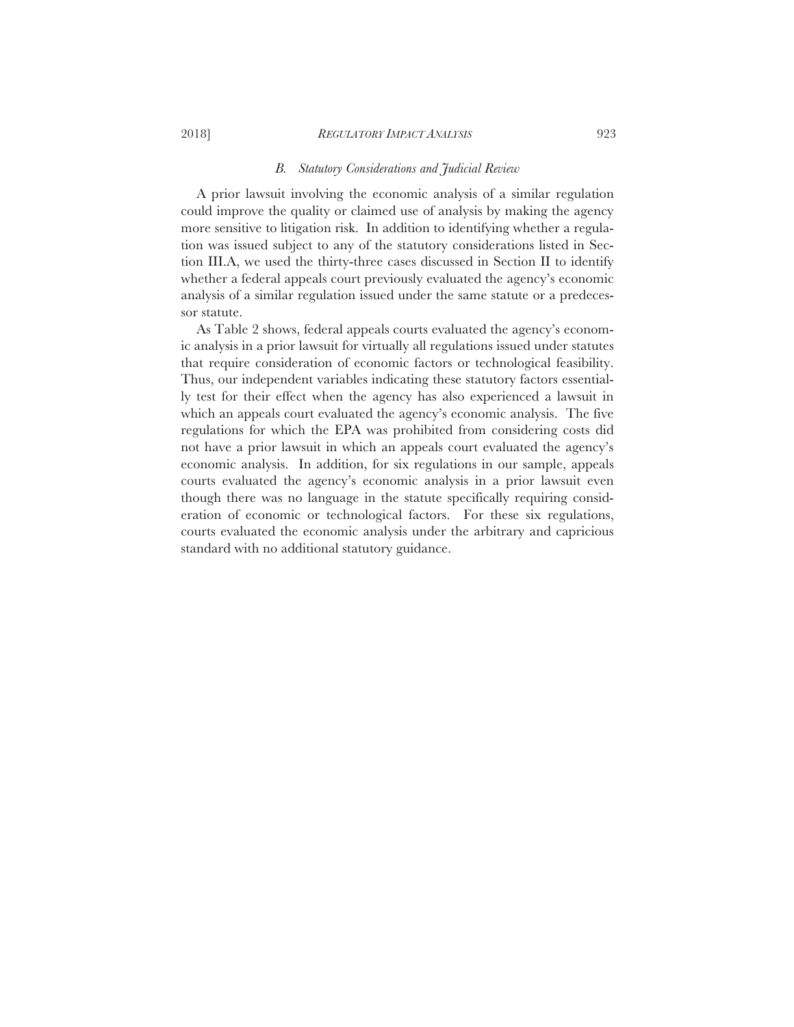### *B. Statutory Considerations and Judicial Review*

A prior lawsuit involving the economic analysis of a similar regulation could improve the quality or claimed use of analysis by making the agency more sensitive to litigation risk. In addition to identifying whether a regulation was issued subject to any of the statutory considerations listed in Section III.A, we used the thirty-three cases discussed in Section II to identify whether a federal appeals court previously evaluated the agency's economic analysis of a similar regulation issued under the same statute or a predecessor statute.

As Table 2 shows, federal appeals courts evaluated the agency's economic analysis in a prior lawsuit for virtually all regulations issued under statutes that require consideration of economic factors or technological feasibility. Thus, our independent variables indicating these statutory factors essentially test for their effect when the agency has also experienced a lawsuit in which an appeals court evaluated the agency's economic analysis. The five regulations for which the EPA was prohibited from considering costs did not have a prior lawsuit in which an appeals court evaluated the agency's economic analysis. In addition, for six regulations in our sample, appeals courts evaluated the agency's economic analysis in a prior lawsuit even though there was no language in the statute specifically requiring consideration of economic or technological factors. For these six regulations, courts evaluated the economic analysis under the arbitrary and capricious standard with no additional statutory guidance.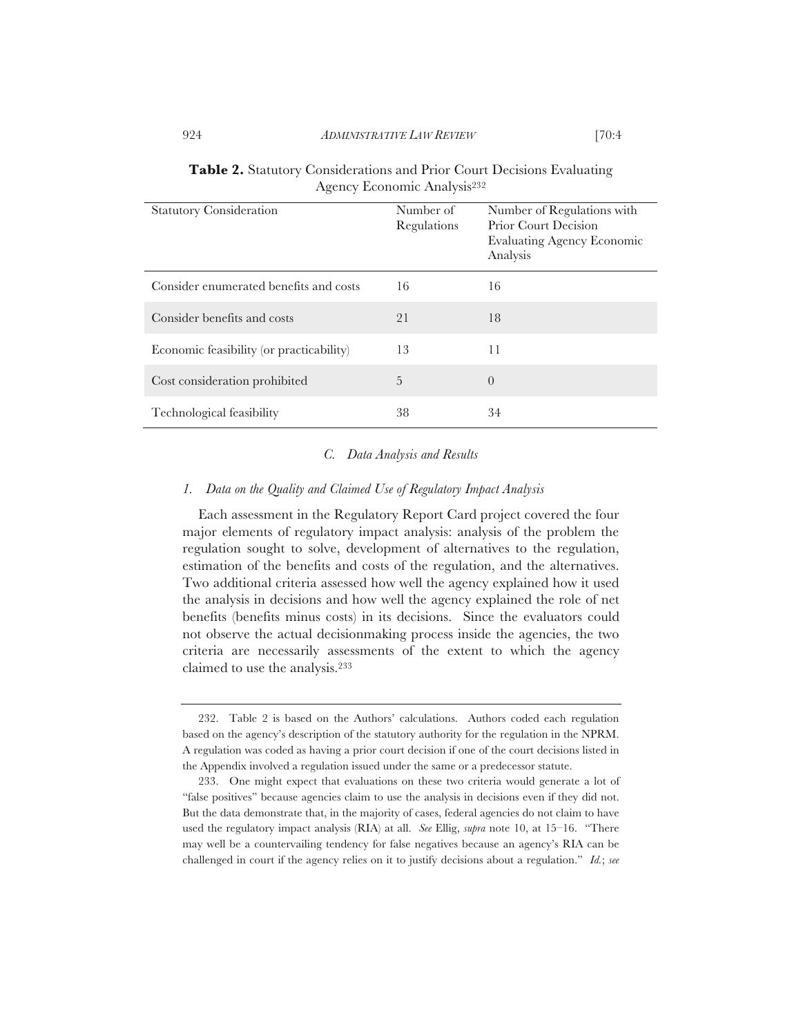**Table 2.** Statutory Considerations and Prior Court Decisions Evaluating Agency Economic Analysis[232]

| Statutory Consideration | Number of Regulations | Number of Regulations with Prior Court Decision Evaluating Agency Economic Analysis |
|---|---|---|
| Consider enumerated benefits and costs | 16 | 16 |
| Consider benefits and costs | 21 | 18 |
| Economic feasibility (or practicability) | 13 | 11 |
| Cost consideration prohibited | 5 | 0 |
| Technological feasibility | 38 | 34 |

### *C. Data Analysis and Results*

#### *1. Data on the Quality and Claimed Use of Regulatory Impact Analysis*

Each assessment in the Regulatory Report Card project covered the four major elements of regulatory impact analysis: analysis of the problem the regulation sought to solve, development of alternatives to the regulation, estimation of the benefits and costs of the regulation, and the alternatives. Two additional criteria assessed how well the agency explained how it used the analysis in decisions and how well the agency explained the role of net benefits (benefits minus costs) in its decisions. Since the evaluators could not observe the actual decisionmaking process inside the agencies, the two criteria are necessarily assessments of the extent to which the agency claimed to use the analysis.[233]

---

232. Table 2 is based on the Authors' calculations. Authors coded each regulation based on the agency's description of the statutory authority for the regulation in the NPRM. A regulation was coded as having a prior court decision if one of the court decisions listed in the Appendix involved a regulation issued under the same or a predecessor statute.

233. One might expect that evaluations on these two criteria would generate a lot of "false positives" because agencies claim to use the analysis in decisions even if they did not. But the data demonstrate that, in the majority of cases, federal agencies do not claim to have used the regulatory impact analysis (RIA) at all. *See* Ellig, *supra* note 10, at 15–16. "There may well be a countervailing tendency for false negatives because an agency's RIA can be challenged in court if the agency relies on it to justify decisions about a regulation." *Id.*; *see*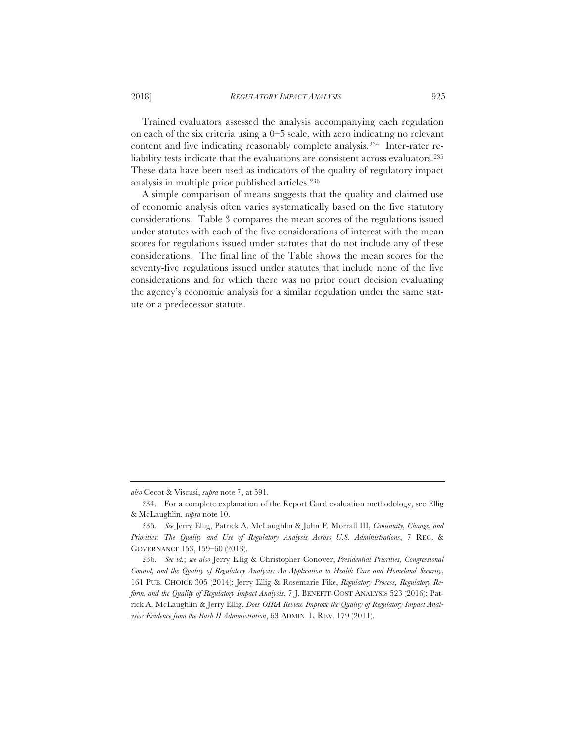Trained evaluators assessed the analysis accompanying each regulation on each of the six criteria using a 0–5 scale, with zero indicating no relevant content and five indicating reasonably complete analysis.[234] Inter-rater reliability tests indicate that the evaluations are consistent across evaluators.[235] These data have been used as indicators of the quality of regulatory impact analysis in multiple prior published articles.[236]

A simple comparison of means suggests that the quality and claimed use of economic analysis often varies systematically based on the five statutory considerations. Table 3 compares the mean scores of the regulations issued under statutes with each of the five considerations of interest with the mean scores for regulations issued under statutes that do not include any of these considerations. The final line of the Table shows the mean scores for the seventy-five regulations issued under statutes that include none of the five considerations and for which there was no prior court decision evaluating the agency's economic analysis for a similar regulation under the same statute or a predecessor statute.

---

*also* Cecot & Viscusi, *supra* note 7, at 591.

234. For a complete explanation of the Report Card evaluation methodology, see Ellig & McLaughlin, *supra* note 10.

235. *See* Jerry Ellig, Patrick A. McLaughlin & John F. Morrall III, *Continuity, Change, and Priorities: The Quality and Use of Regulatory Analysis Across U.S. Administrations*, 7 REG. & GOVERNANCE 153, 159–60 (2013).

236. *See id.*; *see also* Jerry Ellig & Christopher Conover, *Presidential Priorities, Congressional Control, and the Quality of Regulatory Analysis: An Application to Health Care and Homeland Security*, 161 PUB. CHOICE 305 (2014); Jerry Ellig & Rosemarie Fike, *Regulatory Process, Regulatory Reform, and the Quality of Regulatory Impact Analysis*, 7 J. BENEFIT-COST ANALYSIS 523 (2016); Patrick A. McLaughlin & Jerry Ellig, *Does OIRA Review Improve the Quality of Regulatory Impact Analysis? Evidence from the Bush II Administration*, 63 ADMIN. L. REV. 179 (2011).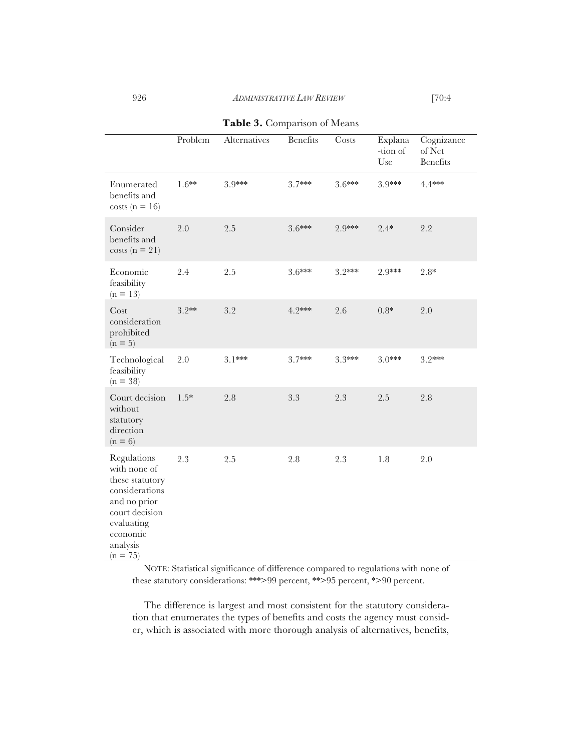**Table 3.** Comparison of Means

| | Problem | Alternatives | Benefits | Costs | Explana-tion of Use | Cognizance of Net Benefits |
|---|---|---|---|---|---|---|
| Enumerated benefits and costs (n = 16) | 1.6** | 3.9*** | 3.7*** | 3.6*** | 3.9*** | 4.4*** |
| Consider benefits and costs (n = 21) | 2.0 | 2.5 | 3.6*** | 2.9*** | 2.4* | 2.2 |
| Economic feasibility (n = 13) | 2.4 | 2.5 | 3.6*** | 3.2*** | 2.9*** | 2.8* |
| Cost consideration prohibited (n = 5) | 3.2** | 3.2 | 4.2*** | 2.6 | 0.8* | 2.0 |
| Technological feasibility (n = 38) | 2.0 | 3.1*** | 3.7*** | 3.3*** | 3.0*** | 3.2*** |
| Court decision without statutory direction (n = 6) | 1.5* | 2.8 | 3.3 | 2.3 | 2.5 | 2.8 |
| Regulations with none of these statutory considerations and no prior court decision evaluating economic analysis (n = 75) | 2.3 | 2.5 | 2.8 | 2.3 | 1.8 | 2.0 |

NOTE: Statistical significance of difference compared to regulations with none of these statutory considerations: ***>99 percent, **>95 percent, *>90 percent.

The difference is largest and most consistent for the statutory consideration that enumerates the types of benefits and costs the agency must consider, which is associated with more thorough analysis of alternatives, benefits,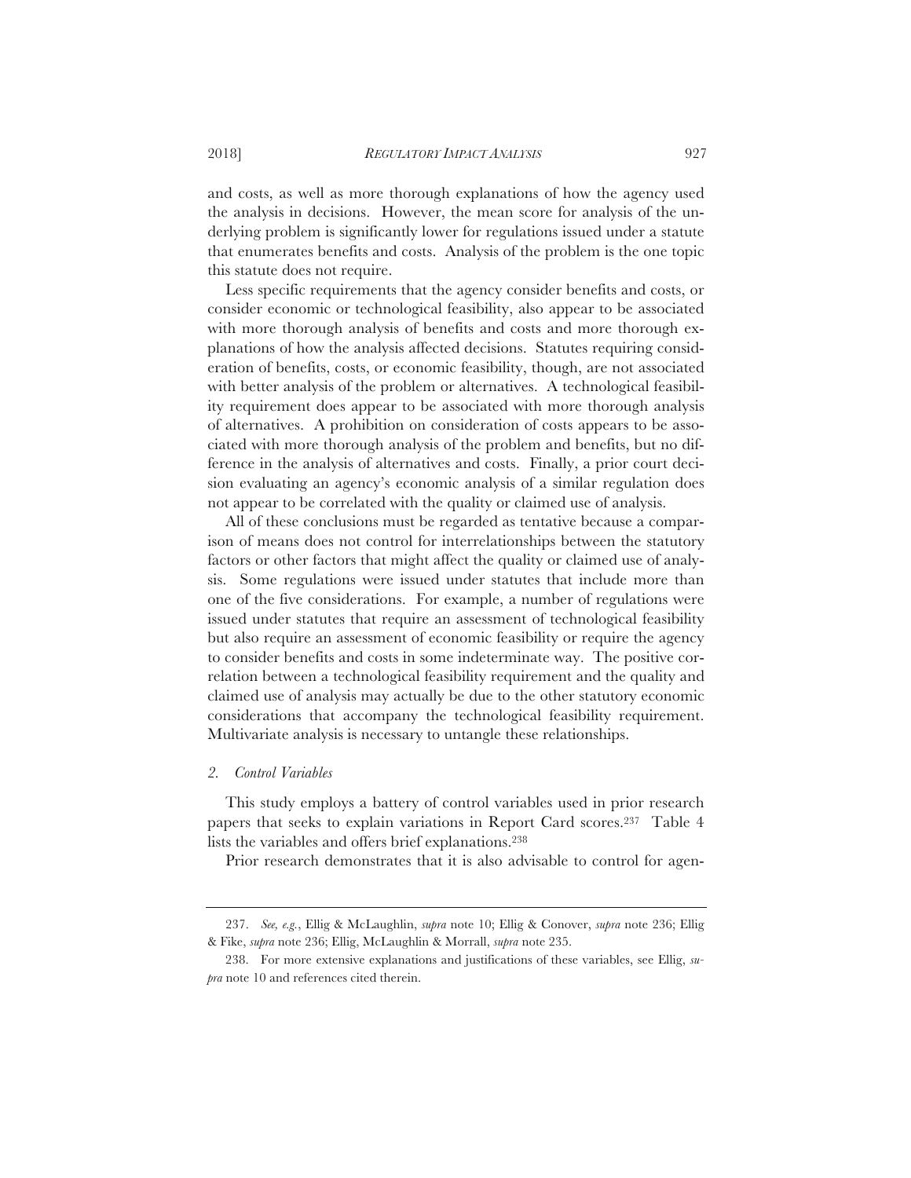and costs, as well as more thorough explanations of how the agency used the analysis in decisions. However, the mean score for analysis of the underlying problem is significantly lower for regulations issued under a statute that enumerates benefits and costs. Analysis of the problem is the one topic this statute does not require.

Less specific requirements that the agency consider benefits and costs, or consider economic or technological feasibility, also appear to be associated with more thorough analysis of benefits and costs and more thorough explanations of how the analysis affected decisions. Statutes requiring consideration of benefits, costs, or economic feasibility, though, are not associated with better analysis of the problem or alternatives. A technological feasibility requirement does appear to be associated with more thorough analysis of alternatives. A prohibition on consideration of costs appears to be associated with more thorough analysis of the problem and benefits, but no difference in the analysis of alternatives and costs. Finally, a prior court decision evaluating an agency's economic analysis of a similar regulation does not appear to be correlated with the quality or claimed use of analysis.

All of these conclusions must be regarded as tentative because a comparison of means does not control for interrelationships between the statutory factors or other factors that might affect the quality or claimed use of analysis. Some regulations were issued under statutes that include more than one of the five considerations. For example, a number of regulations were issued under statutes that require an assessment of technological feasibility but also require an assessment of economic feasibility or require the agency to consider benefits and costs in some indeterminate way. The positive correlation between a technological feasibility requirement and the quality and claimed use of analysis may actually be due to the other statutory economic considerations that accompany the technological feasibility requirement. Multivariate analysis is necessary to untangle these relationships.

### *2. Control Variables*

This study employs a battery of control variables used in prior research papers that seeks to explain variations in Report Card scores.[237] Table 4 lists the variables and offers brief explanations.[238]

Prior research demonstrates that it is also advisable to control for agen-

---

237. *See, e.g.*, Ellig & McLaughlin, *supra* note 10; Ellig & Conover, *supra* note 236; Ellig & Fike, *supra* note 236; Ellig, McLaughlin & Morrall, *supra* note 235.

238. For more extensive explanations and justifications of these variables, see Ellig, *supra* note 10 and references cited therein.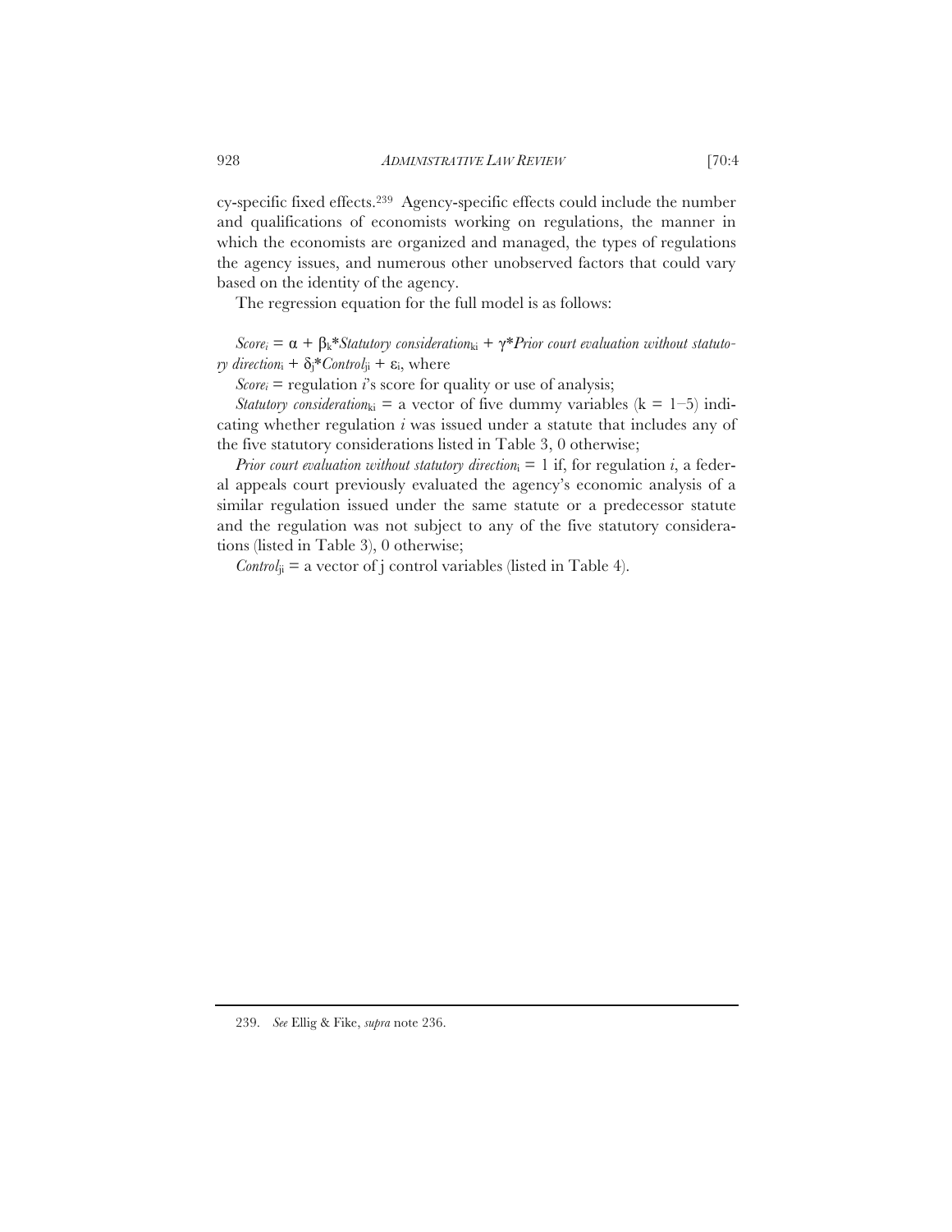cy-specific fixed effects.[239] Agency-specific effects could include the number and qualifications of economists working on regulations, the manner in which the economists are organized and managed, the types of regulations the agency issues, and numerous other unobserved factors that could vary based on the identity of the agency.

The regression equation for the full model is as follows:

$Score_i = \alpha + \beta_k * Statutory\ consideration_{ki} + \gamma * Prior\ court\ evaluation\ without\ statutory\ direction_i + \delta_j * Control_{ji} + \varepsilon_i$, where

$Score_i$ = regulation $i$'s score for quality or use of analysis;

$Statutory\ consideration_{ki}$ = a vector of five dummy variables (k = 1–5) indicating whether regulation $i$ was issued under a statute that includes any of the five statutory considerations listed in Table 3, 0 otherwise;

$Prior\ court\ evaluation\ without\ statutory\ direction_i$ = 1 if, for regulation $i$, a federal appeals court previously evaluated the agency's economic analysis of a similar regulation issued under the same statute or a predecessor statute and the regulation was not subject to any of the five statutory considerations (listed in Table 3), 0 otherwise;

$Control_{ji}$ = a vector of j control variables (listed in Table 4).

239. *See* Ellig & Fike, *supra* note 236.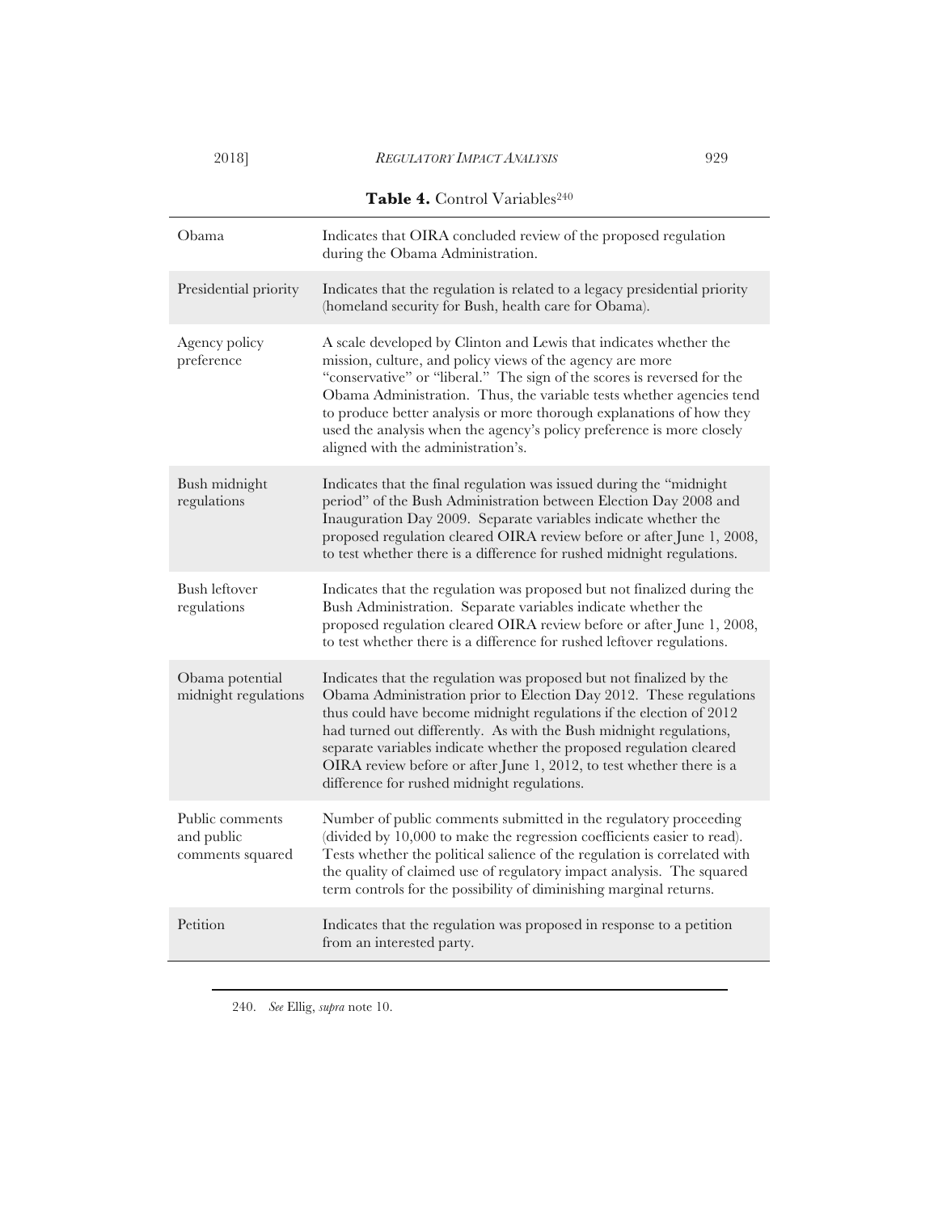**Table 4.** Control Variables[240]

| Variable | Description |
|---|---|
| Obama | Indicates that OIRA concluded review of the proposed regulation during the Obama Administration. |
| Presidential priority | Indicates that the regulation is related to a legacy presidential priority (homeland security for Bush, health care for Obama). |
| Agency policy preference | A scale developed by Clinton and Lewis that indicates whether the mission, culture, and policy views of the agency are more "conservative" or "liberal." The sign of the scores is reversed for the Obama Administration. Thus, the variable tests whether agencies tend to produce better analysis or more thorough explanations of how they used the analysis when the agency's policy preference is more closely aligned with the administration's. |
| Bush midnight regulations | Indicates that the final regulation was issued during the "midnight period" of the Bush Administration between Election Day 2008 and Inauguration Day 2009. Separate variables indicate whether the proposed regulation cleared OIRA review before or after June 1, 2008, to test whether there is a difference for rushed midnight regulations. |
| Bush leftover regulations | Indicates that the regulation was proposed but not finalized during the Bush Administration. Separate variables indicate whether the proposed regulation cleared OIRA review before or after June 1, 2008, to test whether there is a difference for rushed leftover regulations. |
| Obama potential midnight regulations | Indicates that the regulation was proposed but not finalized by the Obama Administration prior to Election Day 2012. These regulations thus could have become midnight regulations if the election of 2012 had turned out differently. As with the Bush midnight regulations, separate variables indicate whether the proposed regulation cleared OIRA review before or after June 1, 2012, to test whether there is a difference for rushed midnight regulations. |
| Public comments and public comments squared | Number of public comments submitted in the regulatory proceeding (divided by 10,000 to make the regression coefficients easier to read). Tests whether the political salience of the regulation is correlated with the quality of claimed use of regulatory impact analysis. The squared term controls for the possibility of diminishing marginal returns. |
| Petition | Indicates that the regulation was proposed in response to a petition from an interested party. |

240. *See* Ellig, *supra* note 10.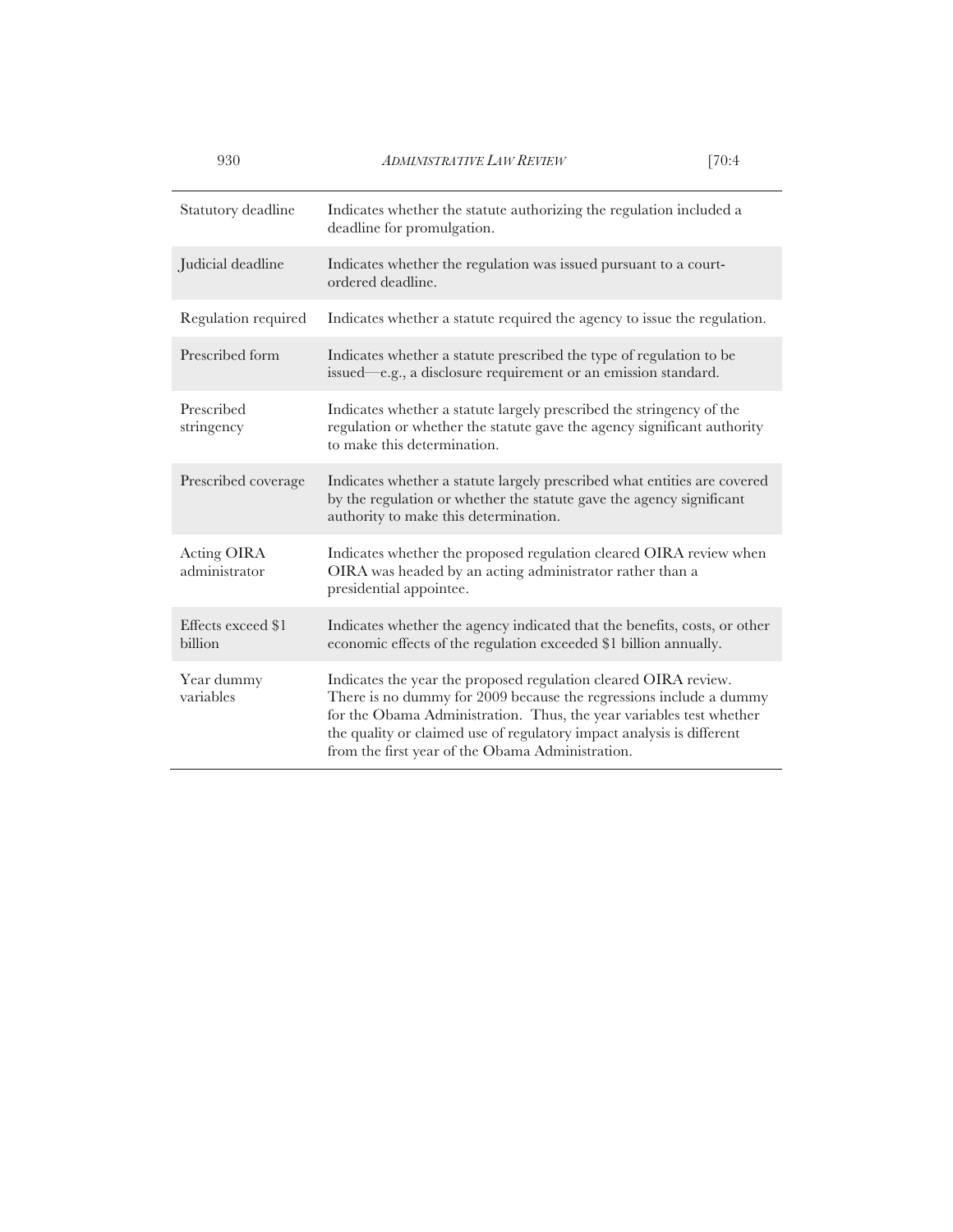| | |
|---|---|
| Statutory deadline | Indicates whether the statute authorizing the regulation included a deadline for promulgation. |
| Judicial deadline | Indicates whether the regulation was issued pursuant to a court-ordered deadline. |
| Regulation required | Indicates whether a statute required the agency to issue the regulation. |
| Prescribed form | Indicates whether a statute prescribed the type of regulation to be issued—e.g., a disclosure requirement or an emission standard. |
| Prescribed stringency | Indicates whether a statute largely prescribed the stringency of the regulation or whether the statute gave the agency significant authority to make this determination. |
| Prescribed coverage | Indicates whether a statute largely prescribed what entities are covered by the regulation or whether the statute gave the agency significant authority to make this determination. |
| Acting OIRA administrator | Indicates whether the proposed regulation cleared OIRA review when OIRA was headed by an acting administrator rather than a presidential appointee. |
| Effects exceed $1 billion | Indicates whether the agency indicated that the benefits, costs, or other economic effects of the regulation exceeded $1 billion annually. |
| Year dummy variables | Indicates the year the proposed regulation cleared OIRA review. There is no dummy for 2009 because the regressions include a dummy for the Obama Administration. Thus, the year variables test whether the quality or claimed use of regulatory impact analysis is different from the first year of the Obama Administration. |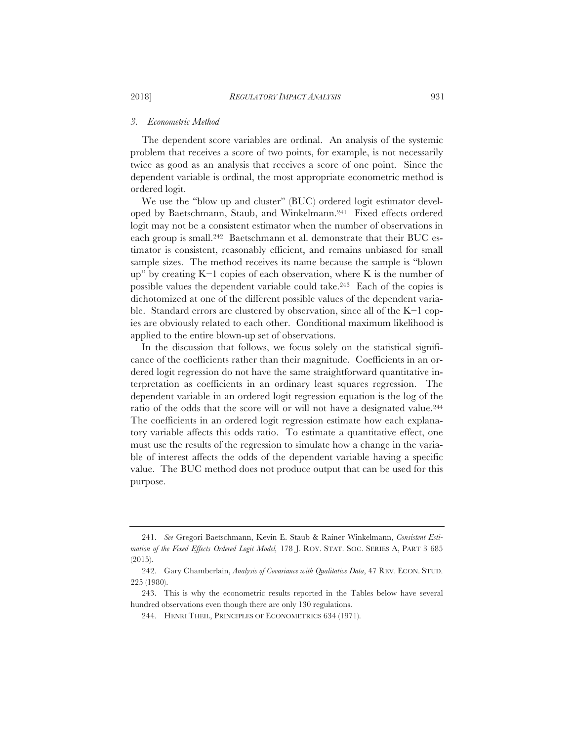### *3. Econometric Method*

The dependent score variables are ordinal. An analysis of the systemic problem that receives a score of two points, for example, is not necessarily twice as good as an analysis that receives a score of one point. Since the dependent variable is ordinal, the most appropriate econometric method is ordered logit.

We use the "blow up and cluster" (BUC) ordered logit estimator developed by Baetschmann, Staub, and Winkelmann.[241] Fixed effects ordered logit may not be a consistent estimator when the number of observations in each group is small.[242] Baetschmann et al. demonstrate that their BUC estimator is consistent, reasonably efficient, and remains unbiased for small sample sizes. The method receives its name because the sample is "blown up" by creating K−1 copies of each observation, where K is the number of possible values the dependent variable could take.[243] Each of the copies is dichotomized at one of the different possible values of the dependent variable. Standard errors are clustered by observation, since all of the K−1 copies are obviously related to each other. Conditional maximum likelihood is applied to the entire blown-up set of observations.

In the discussion that follows, we focus solely on the statistical significance of the coefficients rather than their magnitude. Coefficients in an ordered logit regression do not have the same straightforward quantitative interpretation as coefficients in an ordinary least squares regression. The dependent variable in an ordered logit regression equation is the log of the ratio of the odds that the score will or will not have a designated value.[244] The coefficients in an ordered logit regression estimate how each explanatory variable affects this odds ratio. To estimate a quantitative effect, one must use the results of the regression to simulate how a change in the variable of interest affects the odds of the dependent variable having a specific value. The BUC method does not produce output that can be used for this purpose.

---

241. *See* Gregori Baetschmann, Kevin E. Staub & Rainer Winkelmann, *Consistent Estimation of the Fixed Effects Ordered Logit Model,* 178 J. ROY. STAT. SOC. SERIES A, PART 3 685 (2015).

242. Gary Chamberlain, *Analysis of Covariance with Qualitative Data*, 47 REV. ECON. STUD. 225 (1980).

243. This is why the econometric results reported in the Tables below have several hundred observations even though there are only 130 regulations.

244. HENRI THEIL, PRINCIPLES OF ECONOMETRICS 634 (1971).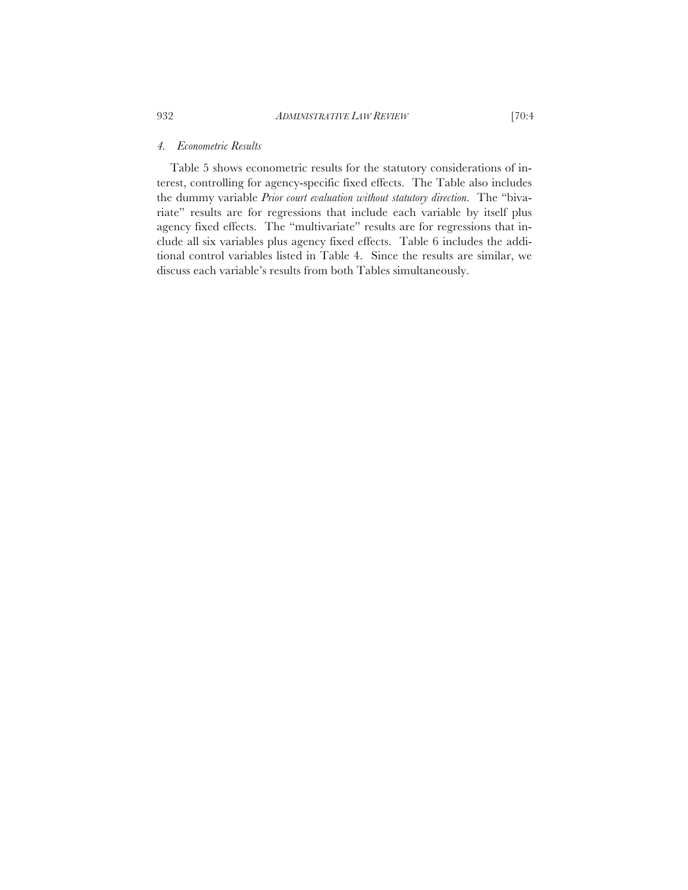#### *4. Econometric Results*

Table 5 shows econometric results for the statutory considerations of interest, controlling for agency-specific fixed effects. The Table also includes the dummy variable *Prior court evaluation without statutory direction*. The "bivariate" results are for regressions that include each variable by itself plus agency fixed effects. The "multivariate" results are for regressions that include all six variables plus agency fixed effects. Table 6 includes the additional control variables listed in Table 4. Since the results are similar, we discuss each variable's results from both Tables simultaneously.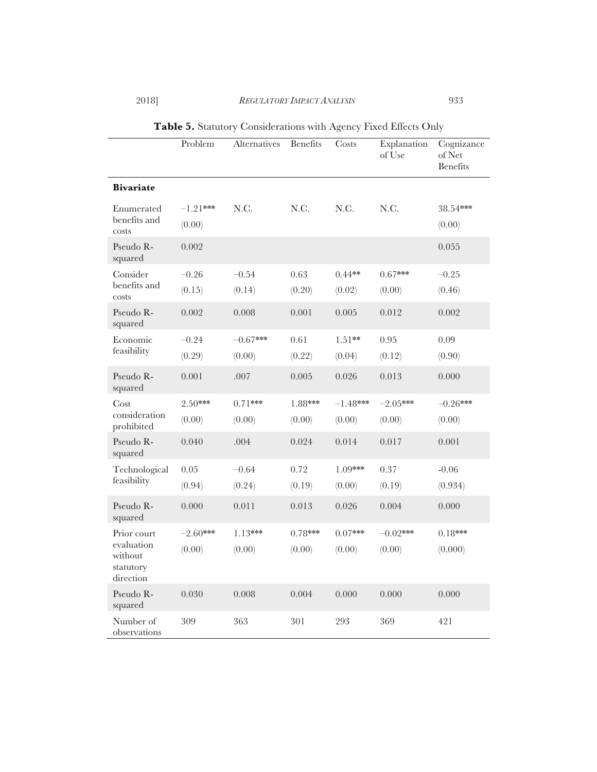**Table 5.** Statutory Considerations with Agency Fixed Effects Only

| | Problem | Alternatives | Benefits | Costs | Explanation of Use | Cognizance of Net Benefits |
|---|---|---|---|---|---|---|
| **Bivariate** | | | | | | |
| Enumerated benefits and costs | −1.21*** (0.00) | N.C. | N.C. | N.C. | N.C. | 38.54*** (0.00) |
| Pseudo R-squared | 0.002 | | | | | 0.055 |
| Consider benefits and costs | −0.26 (0.15) | −0.54 (0.14) | 0.63 (0.20) | 0.44** (0.02) | 0.67*** (0.00) | −0.25 (0.46) |
| Pseudo R-squared | 0.002 | 0.008 | 0.001 | 0.005 | 0.012 | 0.002 |
| Economic feasibility | −0.24 (0.29) | −0.67*** (0.00) | 0.61 (0.22) | 1.51** (0.04) | 0.95 (0.12) | 0.09 (0.90) |
| Pseudo R-squared | 0.001 | .007 | 0.005 | 0.026 | 0.013 | 0.000 |
| Cost consideration prohibited | 2.50*** (0.00) | 0.71*** (0.00) | 1.88*** (0.00) | −1.48*** (0.00) | −2.05*** (0.00) | −0.26*** (0.00) |
| Pseudo R-squared | 0.040 | .004 | 0.024 | 0.014 | 0.017 | 0.001 |
| Technological feasibility | 0.05 (0.94) | −0.64 (0.24) | 0.72 (0.19) | 1.09*** (0.00) | 0.37 (0.19) | -0.06 (0.934) |
| Pseudo R-squared | 0.000 | 0.011 | 0.013 | 0.026 | 0.004 | 0.000 |
| Prior court evaluation without statutory direction | −2.60*** (0.00) | 1.13*** (0.00) | 0.78*** (0.00) | 0.07*** (0.00) | −0.02*** (0.00) | 0.18*** (0.000) |
| Pseudo R-squared | 0.030 | 0.008 | 0.004 | 0.000 | 0.000 | 0.000 |
| Number of observations | 309 | 363 | 301 | 293 | 369 | 421 |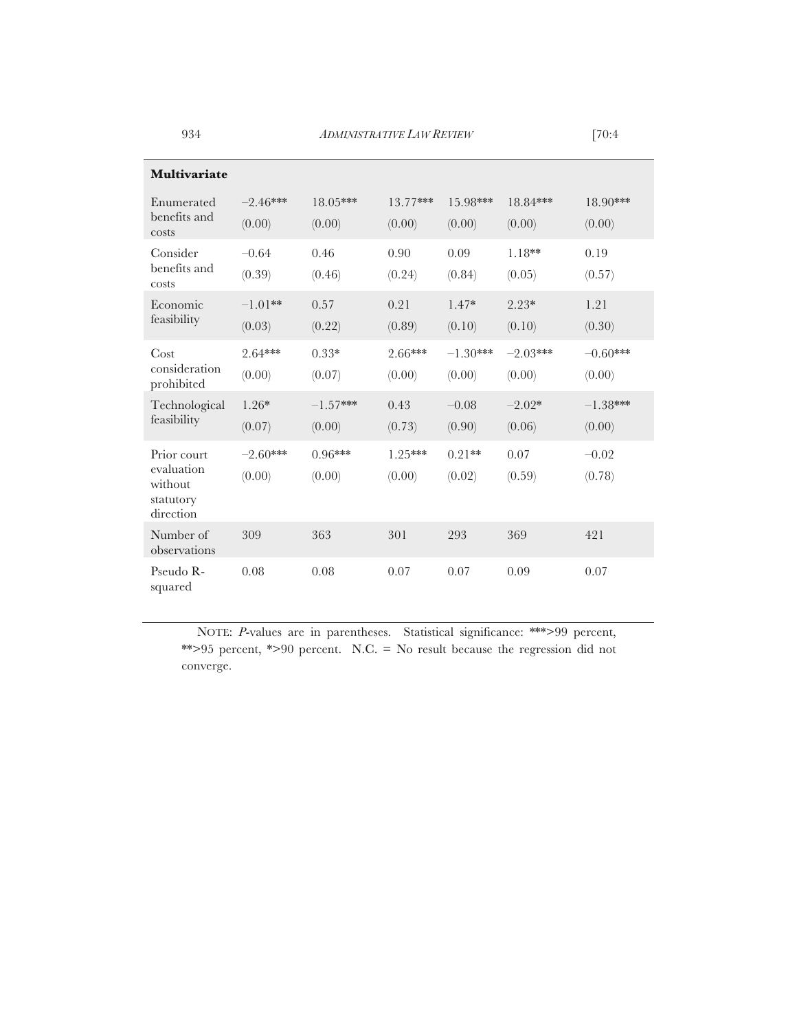| **Multivariate** | | | | | | |
|---|---|---|---|---|---|---|
| Enumerated benefits and costs | −2.46*** (0.00) | 18.05*** (0.00) | 13.77*** (0.00) | 15.98*** (0.00) | 18.84*** (0.00) | 18.90*** (0.00) |
| Consider benefits and costs | −0.64 (0.39) | 0.46 (0.46) | 0.90 (0.24) | 0.09 (0.84) | 1.18** (0.05) | 0.19 (0.57) |
| Economic feasibility | −1.01** (0.03) | 0.57 (0.22) | 0.21 (0.89) | 1.47* (0.10) | 2.23* (0.10) | 1.21 (0.30) |
| Cost consideration prohibited | 2.64*** (0.00) | 0.33* (0.07) | 2.66*** (0.00) | −1.30*** (0.00) | −2.03*** (0.00) | −0.60*** (0.00) |
| Technological feasibility | 1.26* (0.07) | −1.57*** (0.00) | 0.43 (0.73) | −0.08 (0.90) | −2.02* (0.06) | −1.38*** (0.00) |
| Prior court evaluation without statutory direction | −2.60*** (0.00) | 0.96*** (0.00) | 1.25*** (0.00) | 0.21** (0.02) | 0.07 (0.59) | −0.02 (0.78) |
| Number of observations | 309 | 363 | 301 | 293 | 369 | 421 |
| Pseudo R-squared | 0.08 | 0.08 | 0.07 | 0.07 | 0.09 | 0.07 |

NOTE: *P*-values are in parentheses. Statistical significance: ***>99 percent, **>95 percent, *>90 percent. N.C. = No result because the regression did not converge.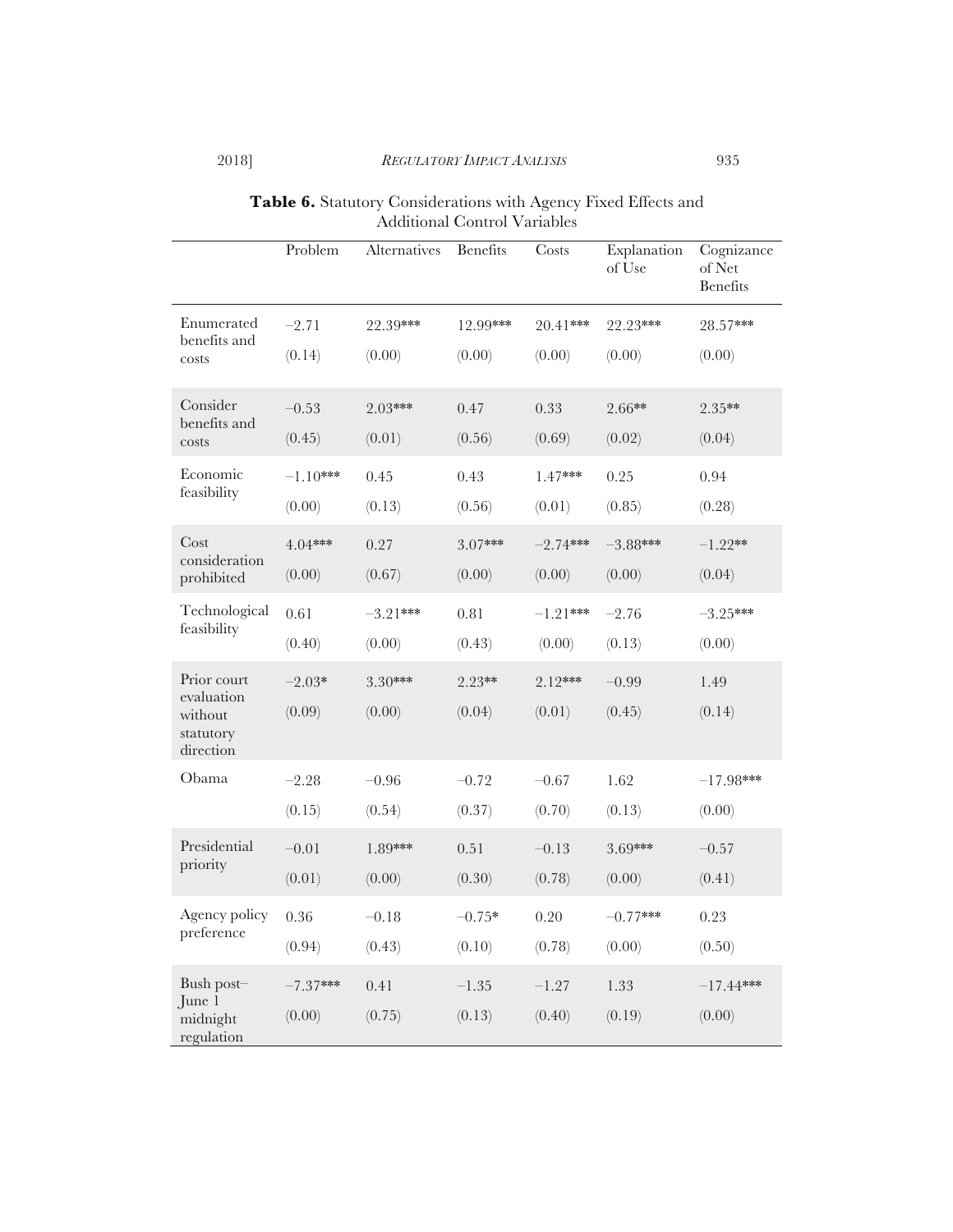**Table 6.** Statistical Considerations with Agency Fixed Effects and Additional Control Variables

| | Problem | Alternatives | Benefits | Costs | Explanation of Use | Cognizance of Net Benefits |
|---|---|---|---|---|---|---|
| Enumerated benefits and costs | −2.71 | 22.39*** | 12.99*** | 20.41*** | 22.23*** | 28.57*** |
| | (0.14) | (0.00) | (0.00) | (0.00) | (0.00) | (0.00) |
| Consider benefits and costs | −0.53 | 2.03*** | 0.47 | 0.33 | 2.66** | 2.35** |
| | (0.45) | (0.01) | (0.56) | (0.69) | (0.02) | (0.04) |
| Economic feasibility | −1.10*** | 0.45 | 0.43 | 1.47*** | 0.25 | 0.94 |
| | (0.00) | (0.13) | (0.56) | (0.01) | (0.85) | (0.28) |
| Cost consideration prohibited | 4.04*** | 0.27 | 3.07*** | −2.74*** | −3.88*** | −1.22** |
| | (0.00) | (0.67) | (0.00) | (0.00) | (0.00) | (0.04) |
| Technological feasibility | 0.61 | −3.21*** | 0.81 | −1.21*** | −2.76 | −3.25*** |
| | (0.40) | (0.00) | (0.43) | (0.00) | (0.13) | (0.00) |
| Prior court evaluation without statutory direction | −2.03* | 3.30*** | 2.23** | 2.12*** | −0.99 | 1.49 |
| | (0.09) | (0.00) | (0.04) | (0.01) | (0.45) | (0.14) |
| Obama | −2.28 | −0.96 | −0.72 | −0.67 | 1.62 | −17.98*** |
| | (0.15) | (0.54) | (0.37) | (0.70) | (0.13) | (0.00) |
| Presidential priority | −0.01 | 1.89*** | 0.51 | −0.13 | 3.69*** | −0.57 |
| | (0.01) | (0.00) | (0.30) | (0.78) | (0.00) | (0.41) |
| Agency policy preference | 0.36 | −0.18 | −0.75* | 0.20 | −0.77*** | 0.23 |
| | (0.94) | (0.43) | (0.10) | (0.78) | (0.00) | (0.50) |
| Bush post–June 1 midnight regulation | −7.37*** | 0.41 | −1.35 | −1.27 | 1.33 | −17.44*** |
| | (0.00) | (0.75) | (0.13) | (0.40) | (0.19) | (0.00) |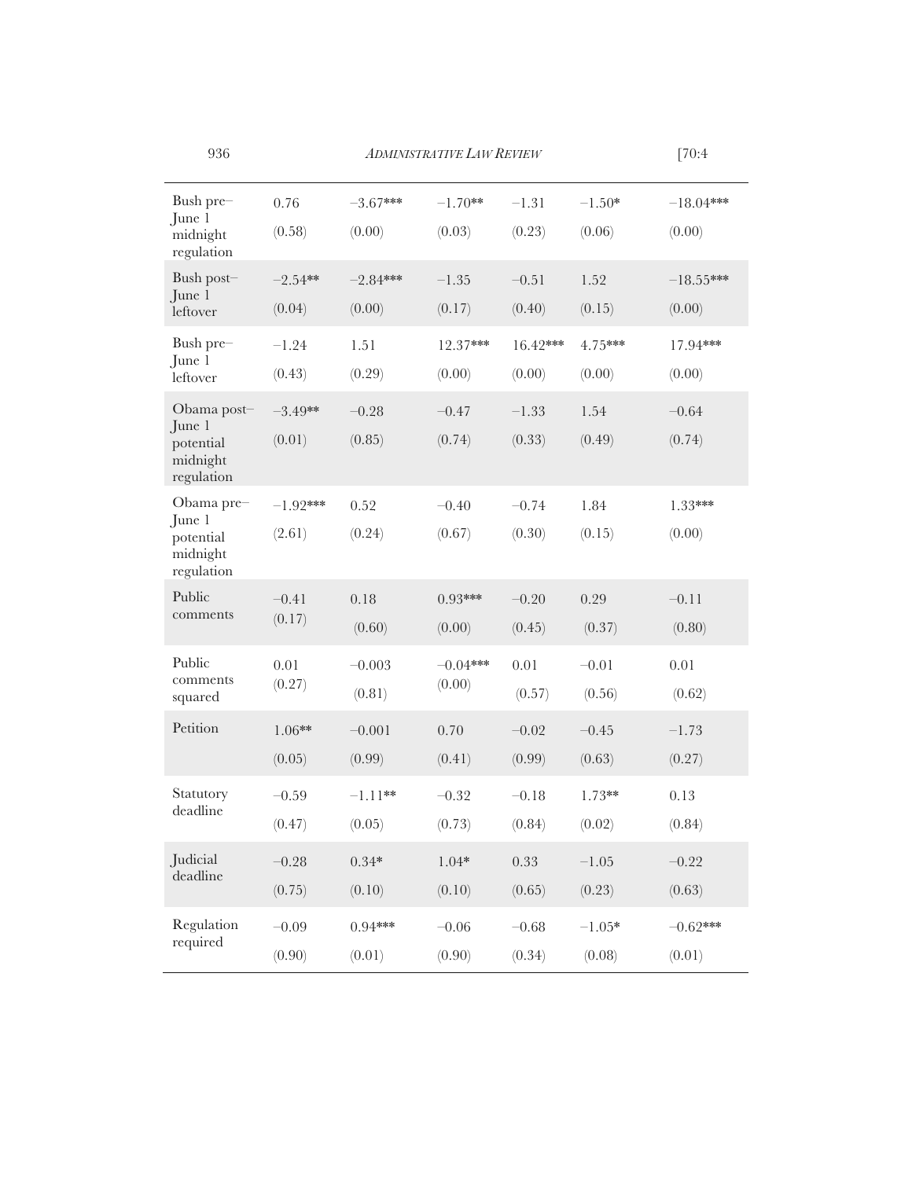| | | | | | | |
|---|---|---|---|---|---|---|
| Bush pre–June 1 midnight regulation | 0.76 (0.58) | −3.67*** (0.00) | −1.70** (0.03) | −1.31 (0.23) | −1.50* (0.06) | −18.04*** (0.00) |
| Bush post–June 1 leftover | −2.54** (0.04) | −2.84*** (0.00) | −1.35 (0.17) | −0.51 (0.40) | 1.52 (0.15) | −18.55*** (0.00) |
| Bush pre–June 1 leftover | −1.24 (0.43) | 1.51 (0.29) | 12.37*** (0.00) | 16.42*** (0.00) | 4.75*** (0.00) | 17.94*** (0.00) |
| Obama post–June 1 potential midnight regulation | −3.49** (0.01) | −0.28 (0.85) | −0.47 (0.74) | −1.33 (0.33) | 1.54 (0.49) | −0.64 (0.74) |
| Obama pre–June 1 potential midnight regulation | −1.92*** (2.61) | 0.52 (0.24) | −0.40 (0.67) | −0.74 (0.30) | 1.84 (0.15) | 1.33*** (0.00) |
| Public comments | −0.41 (0.17) | 0.18 (0.60) | 0.93*** (0.00) | −0.20 (0.45) | 0.29 (0.37) | −0.11 (0.80) |
| Public comments squared | 0.01 (0.27) | −0.003 (0.81) | −0.04*** (0.00) | 0.01 (0.57) | −0.01 (0.56) | 0.01 (0.62) |
| Petition | 1.06** (0.05) | −0.001 (0.99) | 0.70 (0.41) | −0.02 (0.99) | −0.45 (0.63) | −1.73 (0.27) |
| Statutory deadline | −0.59 (0.47) | −1.11** (0.05) | −0.32 (0.73) | −0.18 (0.84) | 1.73** (0.02) | 0.13 (0.84) |
| Judicial deadline | −0.28 (0.75) | 0.34* (0.10) | 1.04* (0.10) | 0.33 (0.65) | −1.05 (0.23) | −0.22 (0.63) |
| Regulation required | −0.09 (0.90) | 0.94*** (0.01) | −0.06 (0.90) | −0.68 (0.34) | −1.05* (0.08) | −0.62*** (0.01) |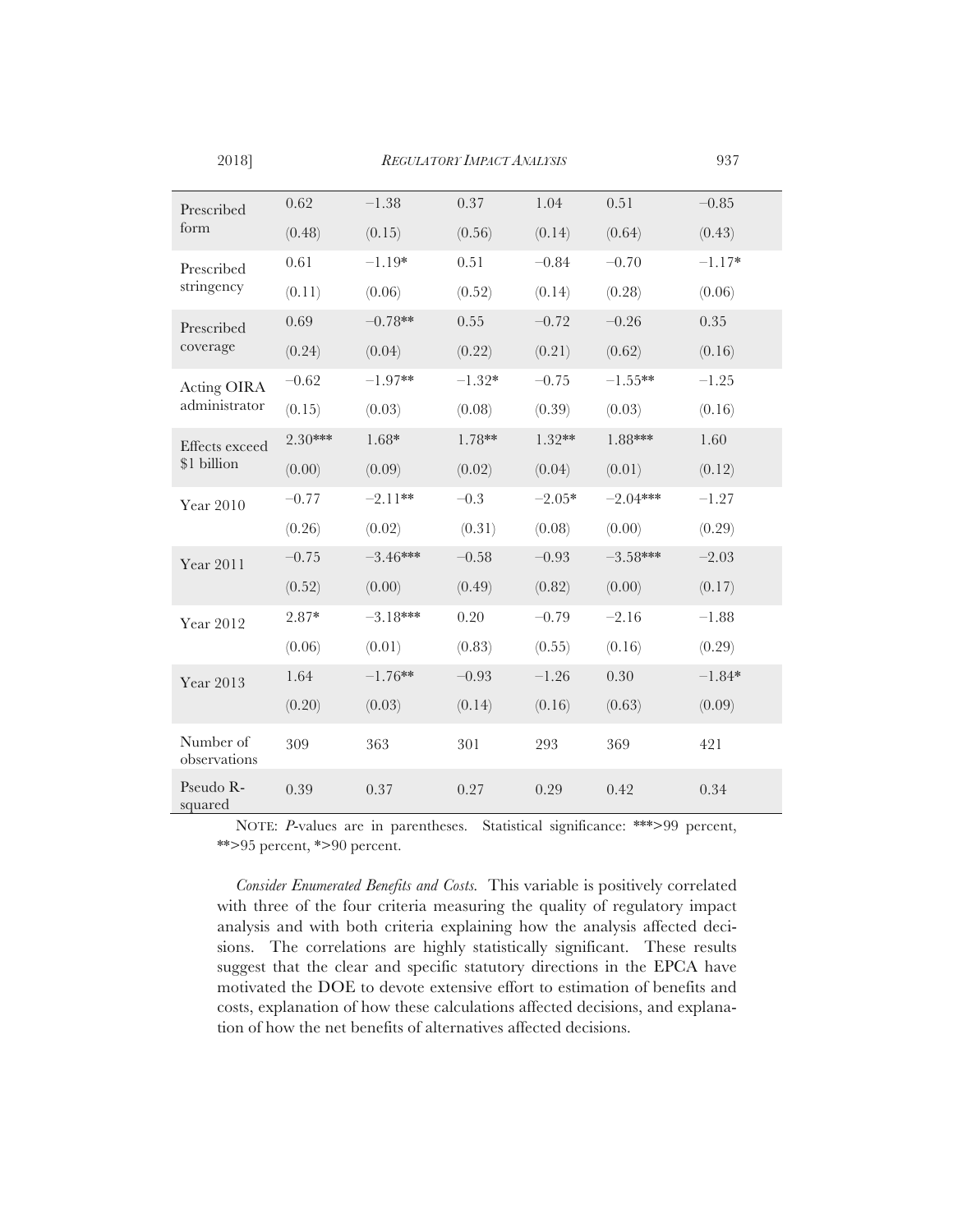| | | | | | | |
|---|---|---|---|---|---|---|
| Prescribed form | 0.62 | −1.38 | 0.37 | 1.04 | 0.51 | −0.85 |
| | (0.48) | (0.15) | (0.56) | (0.14) | (0.64) | (0.43) |
| Prescribed stringency | 0.61 | −1.19* | 0.51 | −0.84 | −0.70 | −1.17* |
| | (0.11) | (0.06) | (0.52) | (0.14) | (0.28) | (0.06) |
| Prescribed coverage | 0.69 | −0.78** | 0.55 | −0.72 | −0.26 | 0.35 |
| | (0.24) | (0.04) | (0.22) | (0.21) | (0.62) | (0.16) |
| Acting OIRA administrator | −0.62 | −1.97** | −1.32* | −0.75 | −1.55** | −1.25 |
| | (0.15) | (0.03) | (0.08) | (0.39) | (0.03) | (0.16) |
| Effects exceed $1 billion | 2.30*** | 1.68* | 1.78** | 1.32** | 1.88*** | 1.60 |
| | (0.00) | (0.09) | (0.02) | (0.04) | (0.01) | (0.12) |
| Year 2010 | −0.77 | −2.11** | −0.3 | −2.05* | −2.04*** | −1.27 |
| | (0.26) | (0.02) | (0.31) | (0.08) | (0.00) | (0.29) |
| Year 2011 | −0.75 | −3.46*** | −0.58 | −0.93 | −3.58*** | −2.03 |
| | (0.52) | (0.00) | (0.49) | (0.82) | (0.00) | (0.17) |
| Year 2012 | 2.87* | −3.18*** | 0.20 | −0.79 | −2.16 | −1.88 |
| | (0.06) | (0.01) | (0.83) | (0.55) | (0.16) | (0.29) |
| Year 2013 | 1.64 | −1.76** | −0.93 | −1.26 | 0.30 | −1.84* |
| | (0.20) | (0.03) | (0.14) | (0.16) | (0.63) | (0.09) |
| Number of observations | 309 | 363 | 301 | 293 | 369 | 421 |
| Pseudo R-squared | 0.39 | 0.37 | 0.27 | 0.29 | 0.42 | 0.34 |

NOTE: *P*-values are in parentheses. Statistical significance: ***>99 percent, **>95 percent, *>90 percent.

*Consider Enumerated Benefits and Costs.* This variable is positively correlated with three of the four criteria measuring the quality of regulatory impact analysis and with both criteria explaining how the analysis affected decisions. The correlations are highly statistically significant. These results suggest that the clear and specific statutory directions in the EPCA have motivated the DOE to devote extensive effort to estimation of benefits and costs, explanation of how these calculations affected decisions, and explanation of how the net benefits of alternatives affected decisions.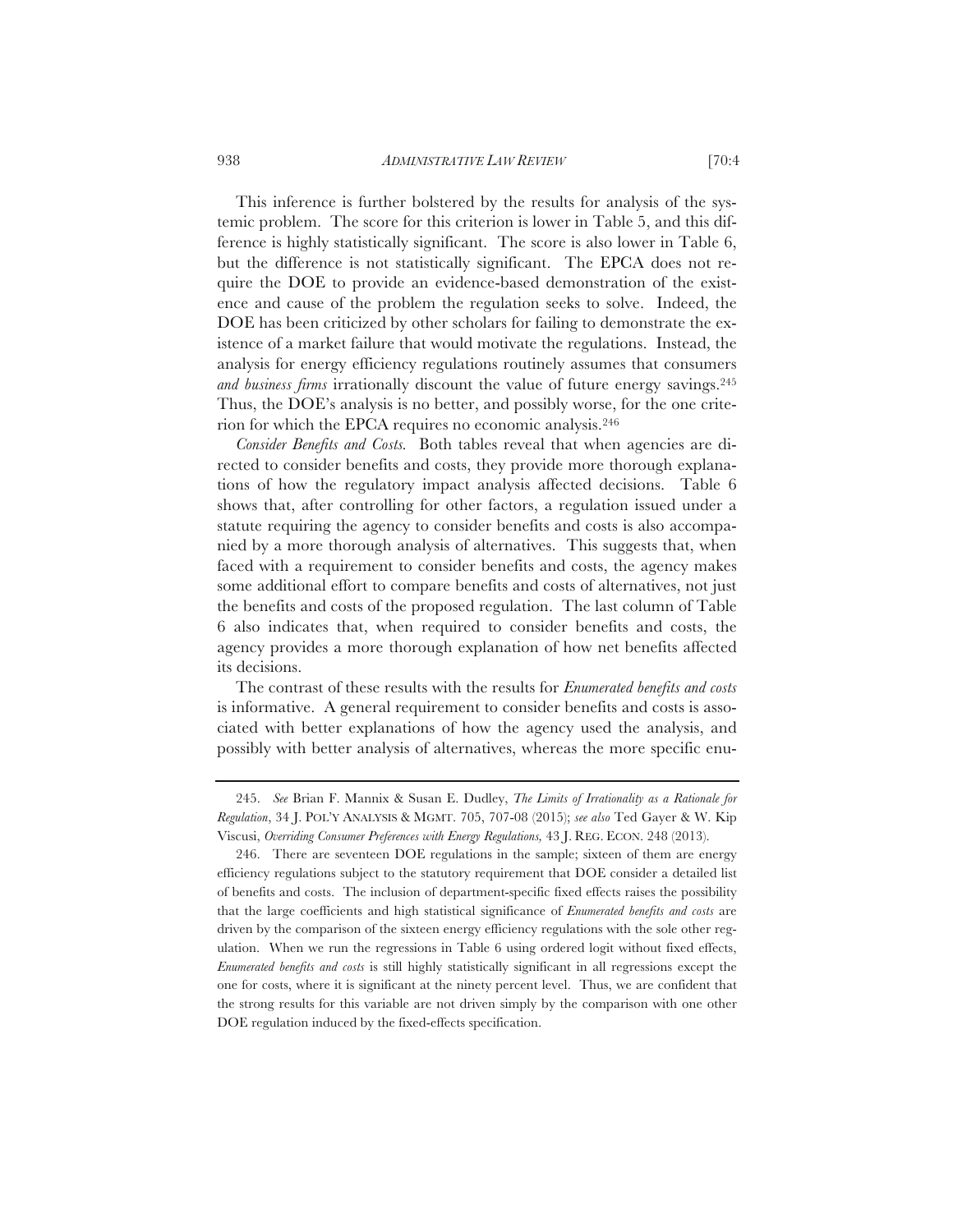This inference is further bolstered by the results for analysis of the systemic problem. The score for this criterion is lower in Table 5, and this difference is highly statistically significant. The score is also lower in Table 6, but the difference is not statistically significant. The EPCA does not require the DOE to provide an evidence-based demonstration of the existence and cause of the problem the regulation seeks to solve. Indeed, the DOE has been criticized by other scholars for failing to demonstrate the existence of a market failure that would motivate the regulations. Instead, the analysis for energy efficiency regulations routinely assumes that consumers *and business firms* irrationally discount the value of future energy savings.[245] Thus, the DOE's analysis is no better, and possibly worse, for the one criterion for which the EPCA requires no economic analysis.[246]

*Consider Benefits and Costs.* Both tables reveal that when agencies are directed to consider benefits and costs, they provide more thorough explanations of how the regulatory impact analysis affected decisions. Table 6 shows that, after controlling for other factors, a regulation issued under a statute requiring the agency to consider benefits and costs is also accompanied by a more thorough analysis of alternatives. This suggests that, when faced with a requirement to consider benefits and costs, the agency makes some additional effort to compare benefits and costs of alternatives, not just the benefits and costs of the proposed regulation. The last column of Table 6 also indicates that, when required to consider benefits and costs, the agency provides a more thorough explanation of how net benefits affected its decisions.

The contrast of these results with the results for *Enumerated benefits and costs* is informative. A general requirement to consider benefits and costs is associated with better explanations of how the agency used the analysis, and possibly with better analysis of alternatives, whereas the more specific enu-

---

245. *See* Brian F. Mannix & Susan E. Dudley, *The Limits of Irrationality as a Rationale for Regulation*, 34 J. POL'Y ANALYSIS & MGMT. 705, 707-08 (2015); *see also* Ted Gayer & W. Kip Viscusi, *Overriding Consumer Preferences with Energy Regulations,* 43 J. REG. ECON. 248 (2013).

246. There are seventeen DOE regulations in the sample; sixteen of them are energy efficiency regulations subject to the statutory requirement that DOE consider a detailed list of benefits and costs. The inclusion of department-specific fixed effects raises the possibility that the large coefficients and high statistical significance of *Enumerated benefits and costs* are driven by the comparison of the sixteen energy efficiency regulations with the sole other regulation. When we run the regressions in Table 6 using ordered logit without fixed effects, *Enumerated benefits and costs* is still highly statistically significant in all regressions except the one for costs, where it is significant at the ninety percent level. Thus, we are confident that the strong results for this variable are not driven simply by the comparison with one other DOE regulation induced by the fixed-effects specification.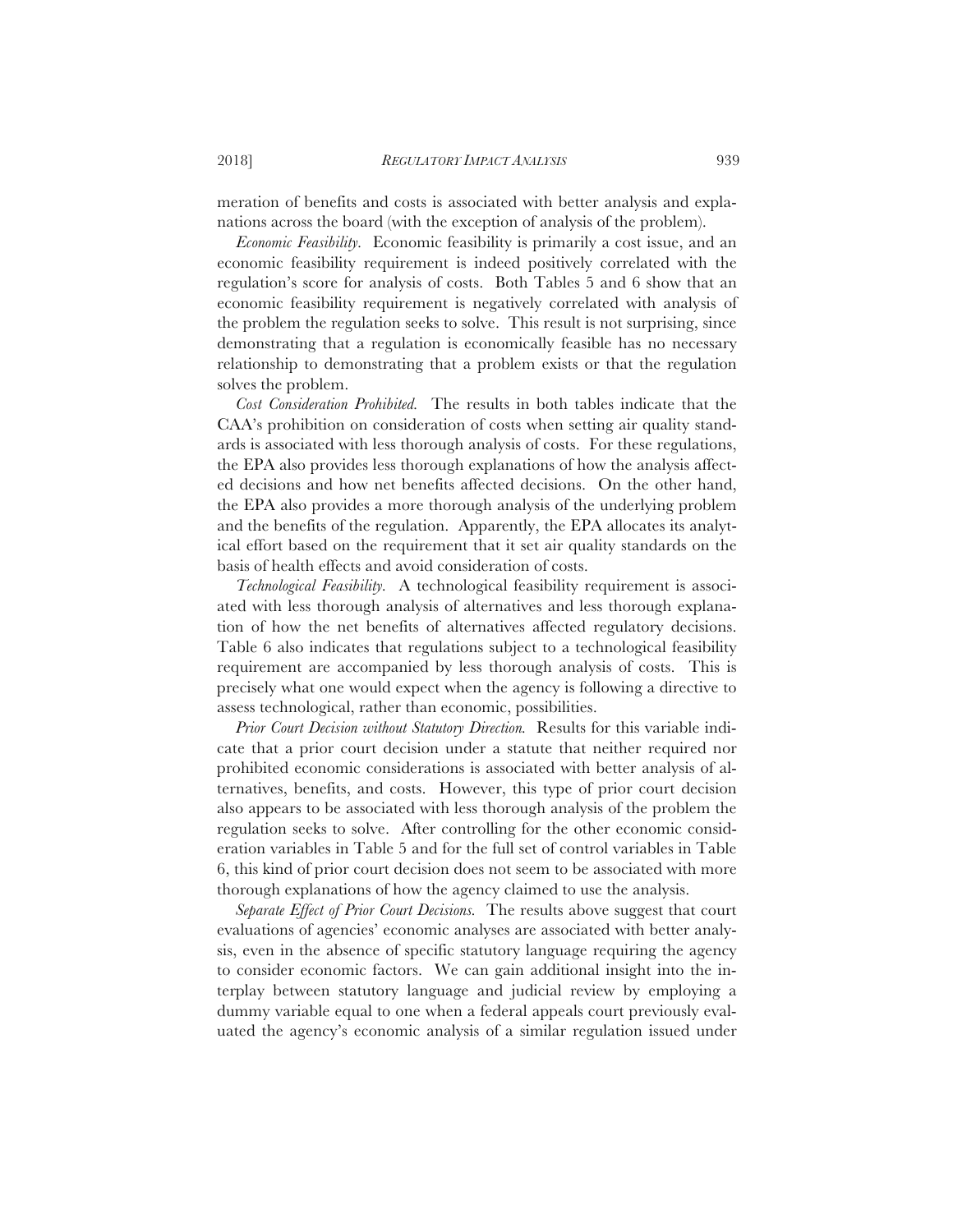meration of benefits and costs is associated with better analysis and explanations across the board (with the exception of analysis of the problem).

*Economic Feasibility*. Economic feasibility is primarily a cost issue, and an economic feasibility requirement is indeed positively correlated with the regulation's score for analysis of costs. Both Tables 5 and 6 show that an economic feasibility requirement is negatively correlated with analysis of the problem the regulation seeks to solve. This result is not surprising, since demonstrating that a regulation is economically feasible has no necessary relationship to demonstrating that a problem exists or that the regulation solves the problem.

*Cost Consideration Prohibited*. The results in both tables indicate that the CAA's prohibition on consideration of costs when setting air quality standards is associated with less thorough analysis of costs. For these regulations, the EPA also provides less thorough explanations of how the analysis affected decisions and how net benefits affected decisions. On the other hand, the EPA also provides a more thorough analysis of the underlying problem and the benefits of the regulation. Apparently, the EPA allocates its analytical effort based on the requirement that it set air quality standards on the basis of health effects and avoid consideration of costs.

*Technological Feasibility*. A technological feasibility requirement is associated with less thorough analysis of alternatives and less thorough explanation of how the net benefits of alternatives affected regulatory decisions. Table 6 also indicates that regulations subject to a technological feasibility requirement are accompanied by less thorough analysis of costs. This is precisely what one would expect when the agency is following a directive to assess technological, rather than economic, possibilities.

*Prior Court Decision without Statutory Direction*. Results for this variable indicate that a prior court decision under a statute that neither required nor prohibited economic considerations is associated with better analysis of alternatives, benefits, and costs. However, this type of prior court decision also appears to be associated with less thorough analysis of the problem the regulation seeks to solve. After controlling for the other economic consideration variables in Table 5 and for the full set of control variables in Table 6, this kind of prior court decision does not seem to be associated with more thorough explanations of how the agency claimed to use the analysis.

*Separate Effect of Prior Court Decisions*. The results above suggest that court evaluations of agencies' economic analyses are associated with better analysis, even in the absence of specific statutory language requiring the agency to consider economic factors. We can gain additional insight into the interplay between statutory language and judicial review by employing a dummy variable equal to one when a federal appeals court previously evaluated the agency's economic analysis of a similar regulation issued under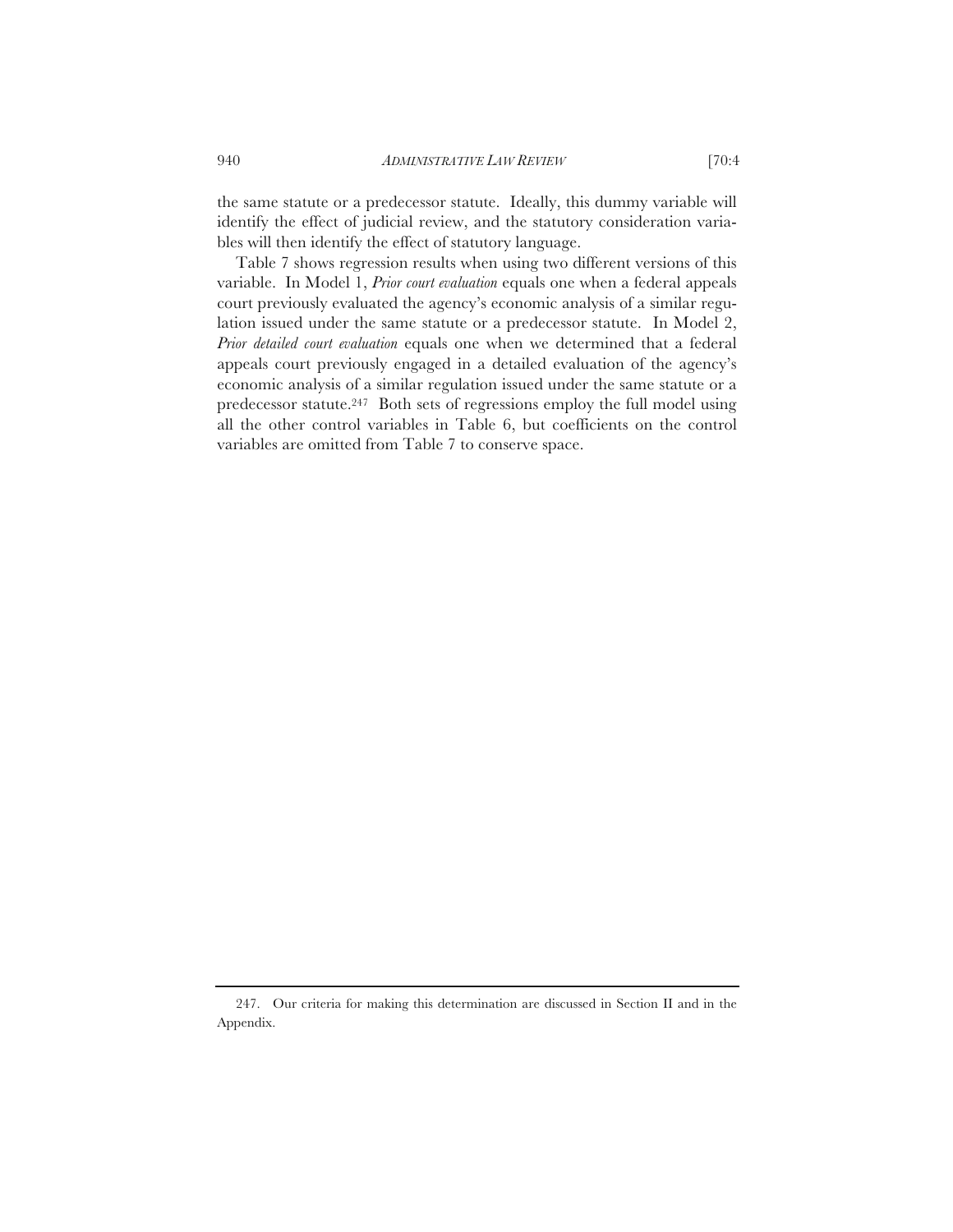the same statute or a predecessor statute. Ideally, this dummy variable will identify the effect of judicial review, and the statutory consideration variables will then identify the effect of statutory language.

Table 7 shows regression results when using two different versions of this variable. In Model 1, *Prior court evaluation* equals one when a federal appeals court previously evaluated the agency's economic analysis of a similar regulation issued under the same statute or a predecessor statute. In Model 2, *Prior detailed court evaluation* equals one when we determined that a federal appeals court previously engaged in a detailed evaluation of the agency's economic analysis of a similar regulation issued under the same statute or a predecessor statute.[247] Both sets of regressions employ the full model using all the other control variables in Table 6, but coefficients on the control variables are omitted from Table 7 to conserve space.

---

247. Our criteria for making this determination are discussed in Section II and in the Appendix.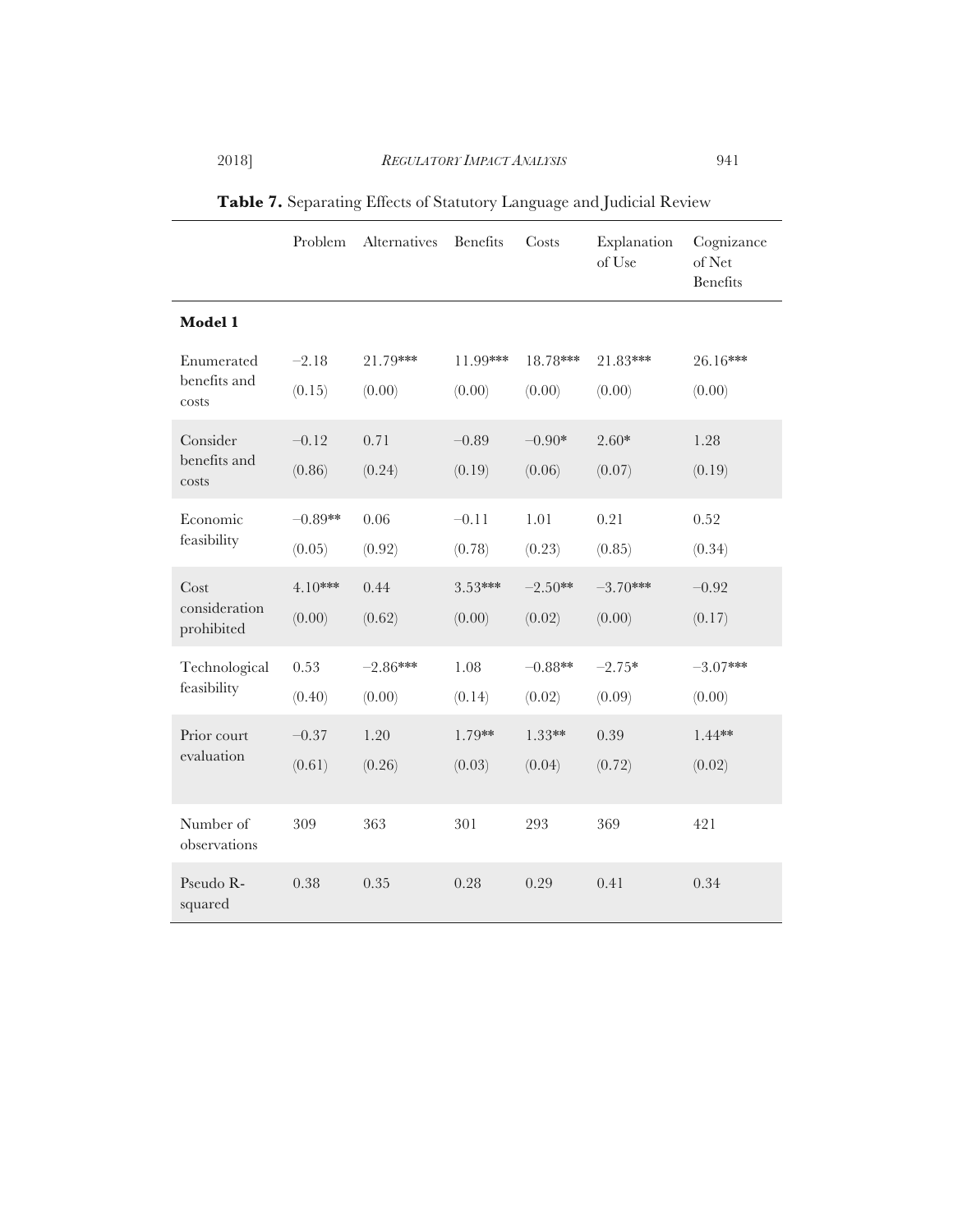**Table 7.** Separating Effects of Statutory Language and Judicial Review

| | Problem | Alternatives | Benefits | Costs | Explanation of Use | Cognizance of Net Benefits |
|---|---|---|---|---|---|---|
| **Model 1** | | | | | | |
| Enumerated benefits and costs | −2.18 | 21.79*** | 11.99*** | 18.78*** | 21.83*** | 26.16*** |
| | (0.15) | (0.00) | (0.00) | (0.00) | (0.00) | (0.00) |
| Consider benefits and costs | −0.12 | 0.71 | −0.89 | −0.90* | 2.60* | 1.28 |
| | (0.86) | (0.24) | (0.19) | (0.06) | (0.07) | (0.19) |
| Economic feasibility | −0.89** | 0.06 | −0.11 | 1.01 | 0.21 | 0.52 |
| | (0.05) | (0.92) | (0.78) | (0.23) | (0.85) | (0.34) |
| Cost consideration prohibited | 4.10*** | 0.44 | 3.53*** | −2.50** | −3.70*** | −0.92 |
| | (0.00) | (0.62) | (0.00) | (0.02) | (0.00) | (0.17) |
| Technological feasibility | 0.53 | −2.86*** | 1.08 | −0.88** | −2.75* | −3.07*** |
| | (0.40) | (0.00) | (0.14) | (0.02) | (0.09) | (0.00) |
| Prior court evaluation | −0.37 | 1.20 | 1.79** | 1.33** | 0.39 | 1.44** |
| | (0.61) | (0.26) | (0.03) | (0.04) | (0.72) | (0.02) |
| Number of observations | 309 | 363 | 301 | 293 | 369 | 421 |
| Pseudo R-squared | 0.38 | 0.35 | 0.28 | 0.29 | 0.41 | 0.34 |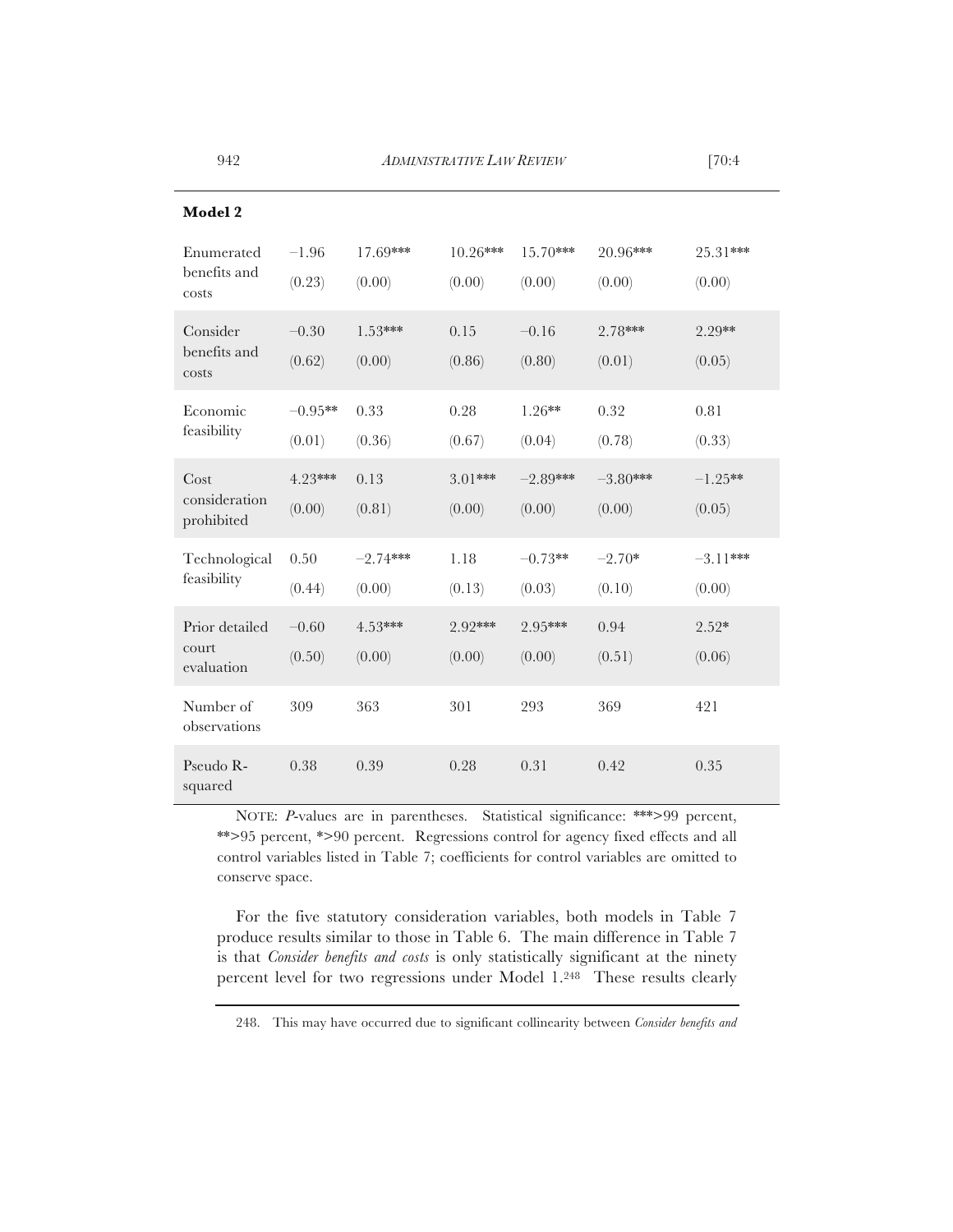**Model 2**

| | | | | | | |
|---|---|---|---|---|---|---|
| Enumerated benefits and costs | −1.96 (0.23) | 17.69*** (0.00) | 10.26*** (0.00) | 15.70*** (0.00) | 20.96*** (0.00) | 25.31*** (0.00) |
| Consider benefits and costs | −0.30 (0.62) | 1.53*** (0.00) | 0.15 (0.86) | −0.16 (0.80) | 2.78*** (0.01) | 2.29** (0.05) |
| Economic feasibility | −0.95** (0.01) | 0.33 (0.36) | 0.28 (0.67) | 1.26** (0.04) | 0.32 (0.78) | 0.81 (0.33) |
| Cost consideration prohibited | 4.23*** (0.00) | 0.13 (0.81) | 3.01*** (0.00) | −2.89*** (0.00) | −3.80*** (0.00) | −1.25** (0.05) |
| Technological feasibility | 0.50 (0.44) | −2.74*** (0.00) | 1.18 (0.13) | −0.73** (0.03) | −2.70* (0.10) | −3.11*** (0.00) |
| Prior detailed court evaluation | −0.60 (0.50) | 4.53*** (0.00) | 2.92*** (0.00) | 2.95*** (0.00) | 0.94 (0.51) | 2.52* (0.06) |
| Number of observations | 309 | 363 | 301 | 293 | 369 | 421 |
| Pseudo R-squared | 0.38 | 0.39 | 0.28 | 0.31 | 0.42 | 0.35 |

NOTE: *P*-values are in parentheses. Statistical significance: ***>99 percent, **>95 percent, *>90 percent. Regressions control for agency fixed effects and all control variables listed in Table 7; coefficients for control variables are omitted to conserve space.

For the five statutory consideration variables, both models in Table 7 produce results similar to those in Table 6. The main difference in Table 7 is that *Consider benefits and costs* is only statistically significant at the ninety percent level for two regressions under Model 1.[248] These results clearly

248. This may have occurred due to significant collinearity between *Consider benefits and*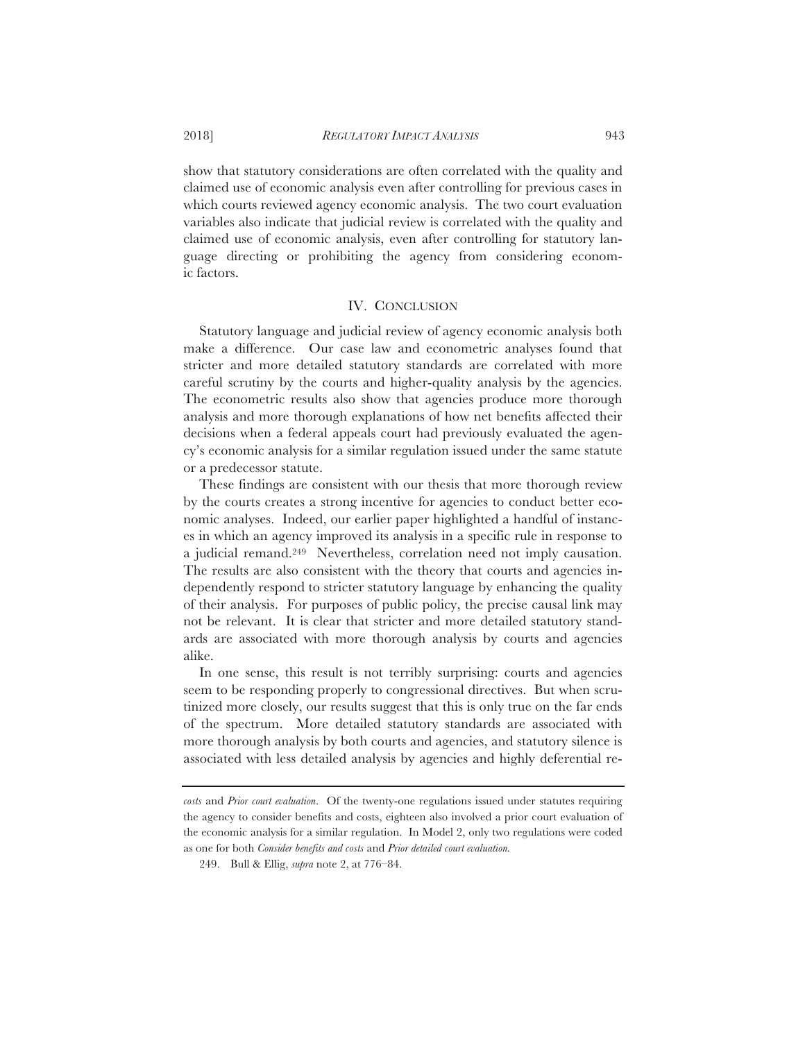show that statutory considerations are often correlated with the quality and claimed use of economic analysis even after controlling for previous cases in which courts reviewed agency economic analysis. The two court evaluation variables also indicate that judicial review is correlated with the quality and claimed use of economic analysis, even after controlling for statutory language directing or prohibiting the agency from considering economic factors.

## IV. CONCLUSION

Statutory language and judicial review of agency economic analysis both make a difference. Our case law and econometric analyses found that stricter and more detailed statutory standards are correlated with more careful scrutiny by the courts and higher-quality analysis by the agencies. The econometric results also show that agencies produce more thorough analysis and more thorough explanations of how net benefits affected their decisions when a federal appeals court had previously evaluated the agency's economic analysis for a similar regulation issued under the same statute or a predecessor statute.

These findings are consistent with our thesis that more thorough review by the courts creates a strong incentive for agencies to conduct better economic analyses. Indeed, our earlier paper highlighted a handful of instances in which an agency improved its analysis in a specific rule in response to a judicial remand.[249] Nevertheless, correlation need not imply causation. The results are also consistent with the theory that courts and agencies independently respond to stricter statutory language by enhancing the quality of their analysis. For purposes of public policy, the precise causal link may not be relevant. It is clear that stricter and more detailed statutory standards are associated with more thorough analysis by courts and agencies alike.

In one sense, this result is not terribly surprising: courts and agencies seem to be responding properly to congressional directives. But when scrutinized more closely, our results suggest that this is only true on the far ends of the spectrum. More detailed statutory standards are associated with more thorough analysis by both courts and agencies, and statutory silence is associated with less detailed analysis by agencies and highly deferential re-

---

*costs* and *Prior court evaluation*. Of the twenty-one regulations issued under statutes requiring the agency to consider benefits and costs, eighteen also involved a prior court evaluation of the economic analysis for a similar regulation. In Model 2, only two regulations were coded as one for both *Consider benefits and costs* and *Prior detailed court evaluation*.

249. Bull & Ellig, *supra* note 2, at 776–84.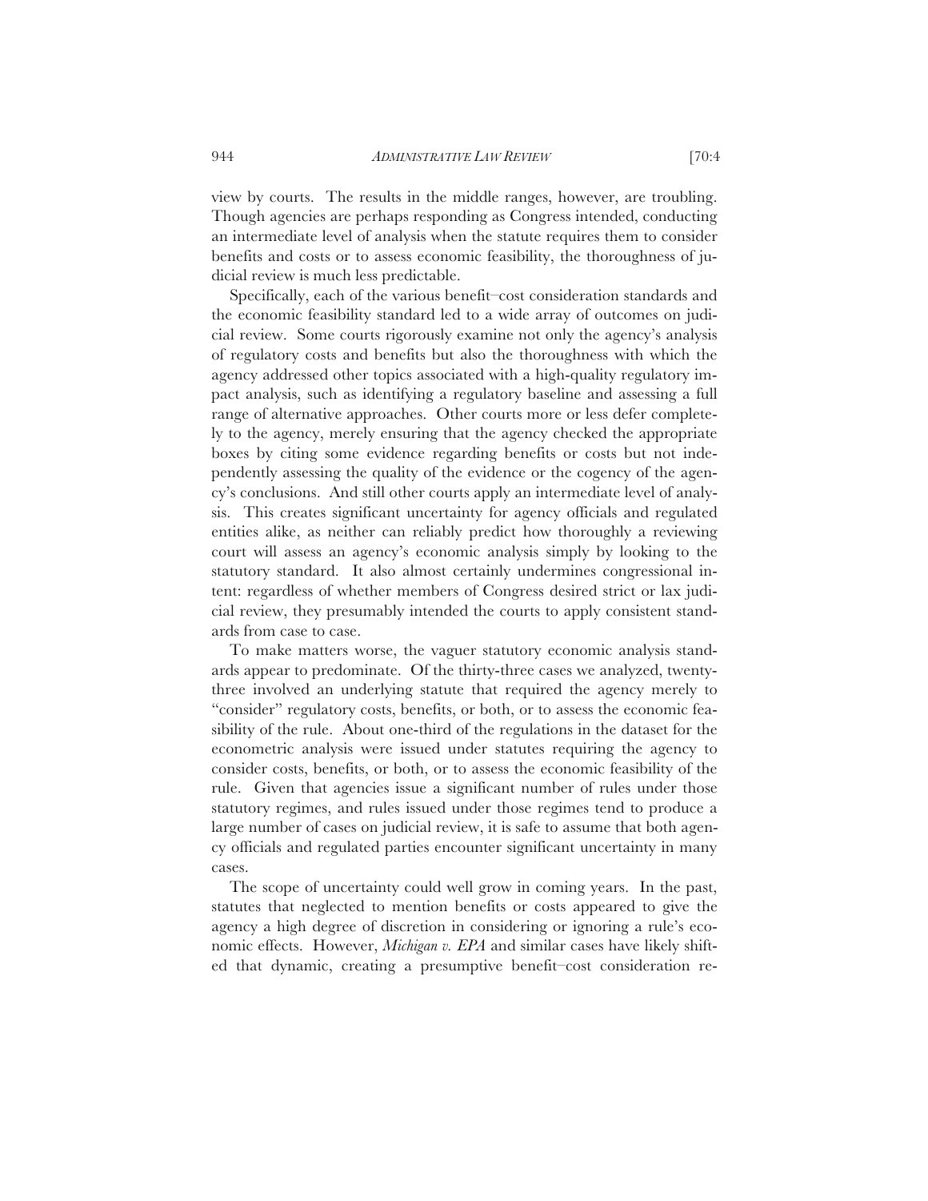view by courts. The results in the middle ranges, however, are troubling. Though agencies are perhaps responding as Congress intended, conducting an intermediate level of analysis when the statute requires them to consider benefits and costs or to assess economic feasibility, the thoroughness of judicial review is much less predictable.

Specifically, each of the various benefit–cost consideration standards and the economic feasibility standard led to a wide array of outcomes on judicial review. Some courts rigorously examine not only the agency's analysis of regulatory costs and benefits but also the thoroughness with which the agency addressed other topics associated with a high-quality regulatory impact analysis, such as identifying a regulatory baseline and assessing a full range of alternative approaches. Other courts more or less defer completely to the agency, merely ensuring that the agency checked the appropriate boxes by citing some evidence regarding benefits or costs but not independently assessing the quality of the evidence or the cogency of the agency's conclusions. And still other courts apply an intermediate level of analysis. This creates significant uncertainty for agency officials and regulated entities alike, as neither can reliably predict how thoroughly a reviewing court will assess an agency's economic analysis simply by looking to the statutory standard. It also almost certainly undermines congressional intent: regardless of whether members of Congress desired strict or lax judicial review, they presumably intended the courts to apply consistent standards from case to case.

To make matters worse, the vaguer statutory economic analysis standards appear to predominate. Of the thirty-three cases we analyzed, twenty-three involved an underlying statute that required the agency merely to "consider" regulatory costs, benefits, or both, or to assess the economic feasibility of the rule. About one-third of the regulations in the dataset for the econometric analysis were issued under statutes requiring the agency to consider costs, benefits, or both, or to assess the economic feasibility of the rule. Given that agencies issue a significant number of rules under those statutory regimes, and rules issued under those regimes tend to produce a large number of cases on judicial review, it is safe to assume that both agency officials and regulated parties encounter significant uncertainty in many cases.

The scope of uncertainty could well grow in coming years. In the past, statutes that neglected to mention benefits or costs appeared to give the agency a high degree of discretion in considering or ignoring a rule's economic effects. However, *Michigan v. EPA* and similar cases have likely shifted that dynamic, creating a presumptive benefit–cost consideration re-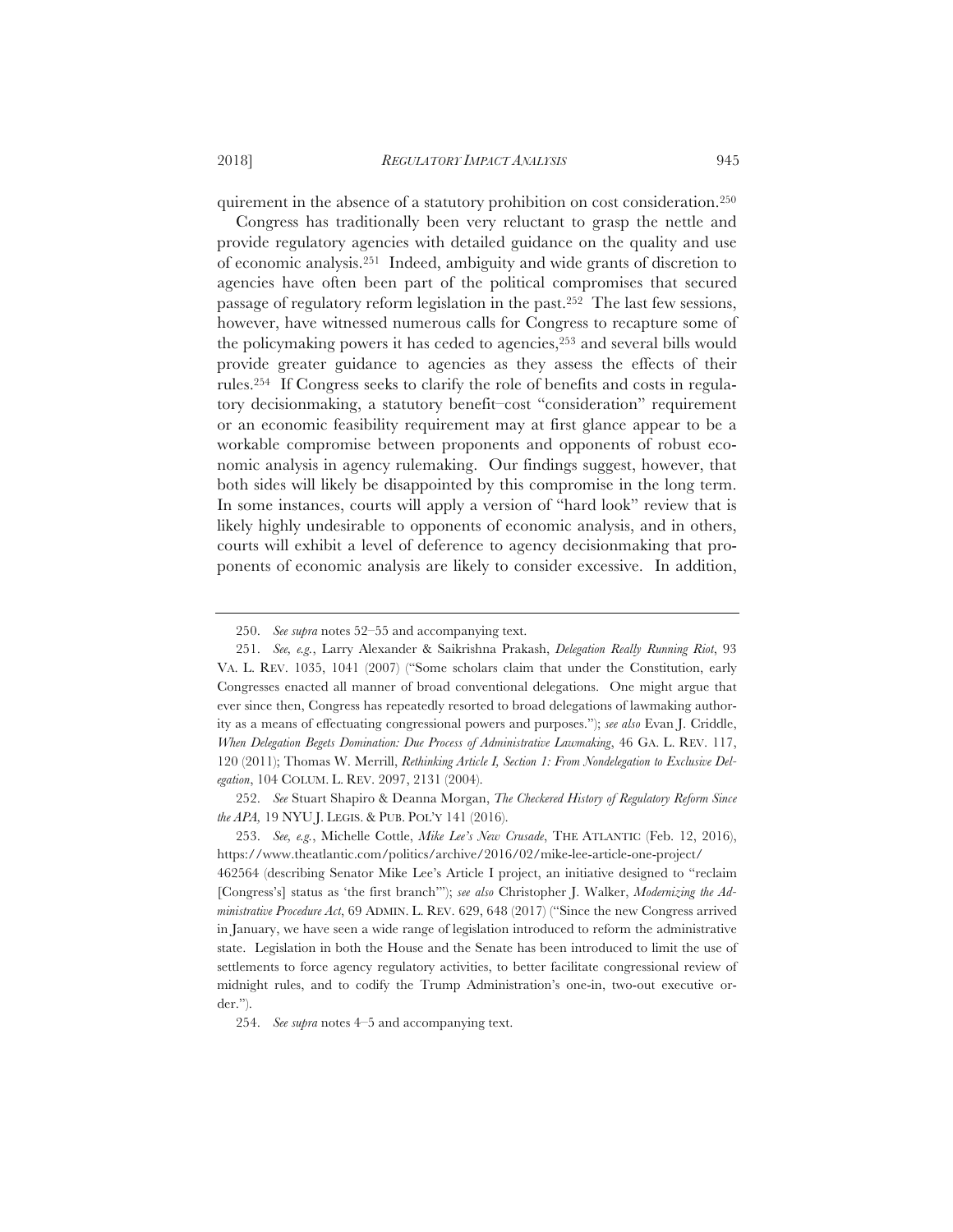quirement in the absence of a statutory prohibition on cost consideration.[250]

Congress has traditionally been very reluctant to grasp the nettle and provide regulatory agencies with detailed guidance on the quality and use of economic analysis.[251] Indeed, ambiguity and wide grants of discretion to agencies have often been part of the political compromises that secured passage of regulatory reform legislation in the past.[252] The last few sessions, however, have witnessed numerous calls for Congress to recapture some of the policymaking powers it has ceded to agencies,[253] and several bills would provide greater guidance to agencies as they assess the effects of their rules.[254] If Congress seeks to clarify the role of benefits and costs in regulatory decisionmaking, a statutory benefit–cost "consideration" requirement or an economic feasibility requirement may at first glance appear to be a workable compromise between proponents and opponents of robust economic analysis in agency rulemaking. Our findings suggest, however, that both sides will likely be disappointed by this compromise in the long term. In some instances, courts will apply a version of "hard look" review that is likely highly undesirable to opponents of economic analysis, and in others, courts will exhibit a level of deference to agency decisionmaking that proponents of economic analysis are likely to consider excessive. In addition,

---

250. *See supra* notes 52–55 and accompanying text.

251. *See, e.g.*, Larry Alexander & Saikrishna Prakash, *Delegation Really Running Riot*, 93 VA. L. REV. 1035, 1041 (2007) ("Some scholars claim that under the Constitution, early Congresses enacted all manner of broad conventional delegations. One might argue that ever since then, Congress has repeatedly resorted to broad delegations of lawmaking authority as a means of effectuating congressional powers and purposes."); *see also* Evan J. Criddle, *When Delegation Begets Domination: Due Process of Administrative Lawmaking*, 46 GA. L. REV. 117, 120 (2011); Thomas W. Merrill, *Rethinking Article I, Section 1: From Nondelegation to Exclusive Delegation*, 104 COLUM. L. REV. 2097, 2131 (2004).

252. *See* Stuart Shapiro & Deanna Morgan, *The Checkered History of Regulatory Reform Since the APA*, 19 NYU J. LEGIS. & PUB. POL'Y 141 (2016).

253. *See, e.g.*, Michelle Cottle, *Mike Lee's New Crusade*, THE ATLANTIC (Feb. 12, 2016), https://www.theatlantic.com/politics/archive/2016/02/mike-lee-article-one-project/462564 (describing Senator Mike Lee's Article I project, an initiative designed to "reclaim [Congress's] status as 'the first branch'"); *see also* Christopher J. Walker, *Modernizing the Administrative Procedure Act*, 69 ADMIN. L. REV. 629, 648 (2017) ("Since the new Congress arrived in January, we have seen a wide range of legislation introduced to reform the administrative state. Legislation in both the House and the Senate has been introduced to limit the use of settlements to force agency regulatory activities, to better facilitate congressional review of midnight rules, and to codify the Trump Administration's one-in, two-out executive order.").

254. *See supra* notes 4–5 and accompanying text.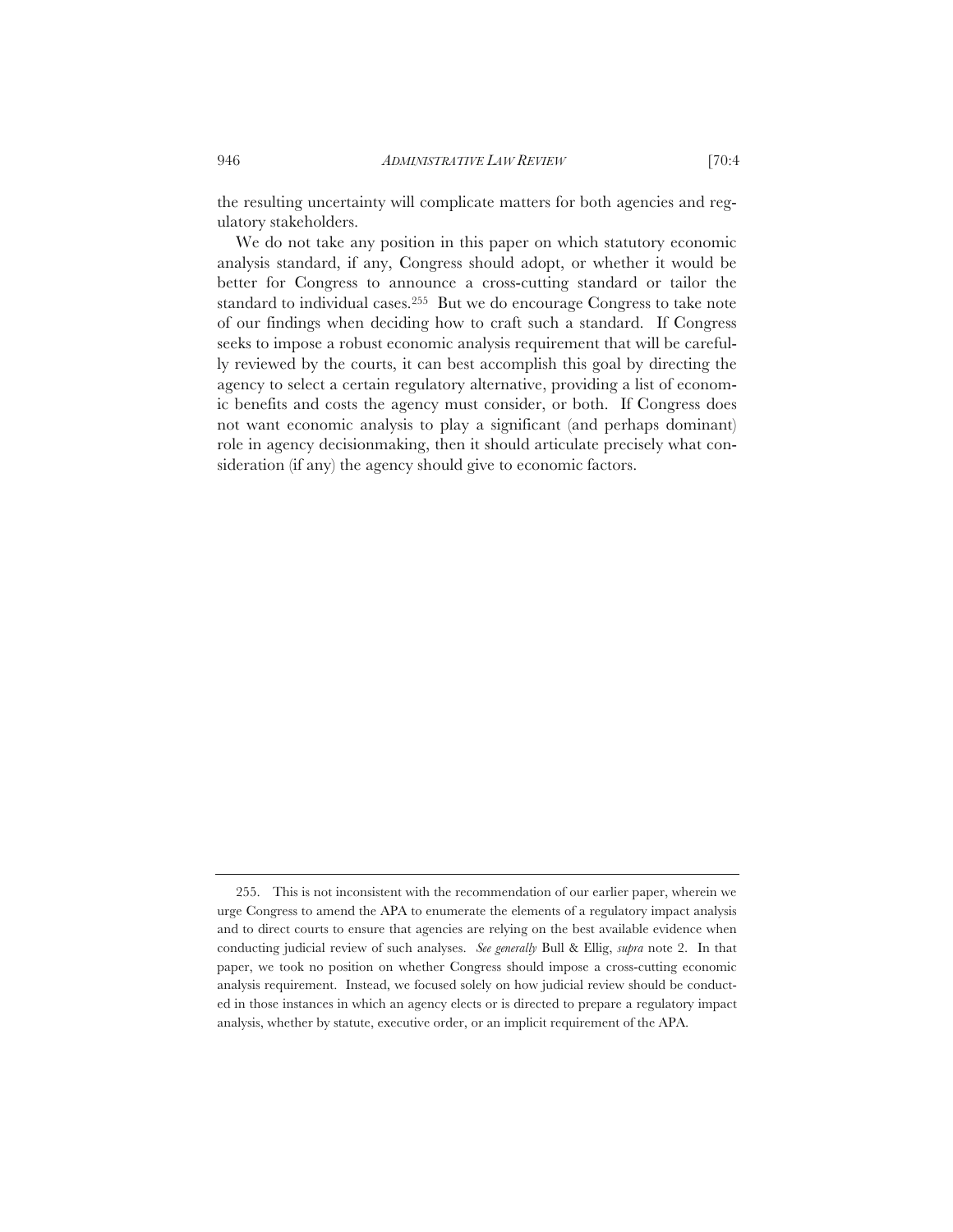the resulting uncertainty will complicate matters for both agencies and regulatory stakeholders.

We do not take any position in this paper on which statutory economic analysis standard, if any, Congress should adopt, or whether it would be better for Congress to announce a cross-cutting standard or tailor the standard to individual cases.[255] But we do encourage Congress to take note of our findings when deciding how to craft such a standard. If Congress seeks to impose a robust economic analysis requirement that will be carefully reviewed by the courts, it can best accomplish this goal by directing the agency to select a certain regulatory alternative, providing a list of economic benefits and costs the agency must consider, or both. If Congress does not want economic analysis to play a significant (and perhaps dominant) role in agency decisionmaking, then it should articulate precisely what consideration (if any) the agency should give to economic factors.

---

255. This is not inconsistent with the recommendation of our earlier paper, wherein we urge Congress to amend the APA to enumerate the elements of a regulatory impact analysis and to direct courts to ensure that agencies are relying on the best available evidence when conducting judicial review of such analyses. *See generally* Bull & Ellig, *supra* note 2. In that paper, we took no position on whether Congress should impose a cross-cutting economic analysis requirement. Instead, we focused solely on how judicial review should be conducted in those instances in which an agency elects or is directed to prepare a regulatory impact analysis, whether by statute, executive order, or an implicit requirement of the APA.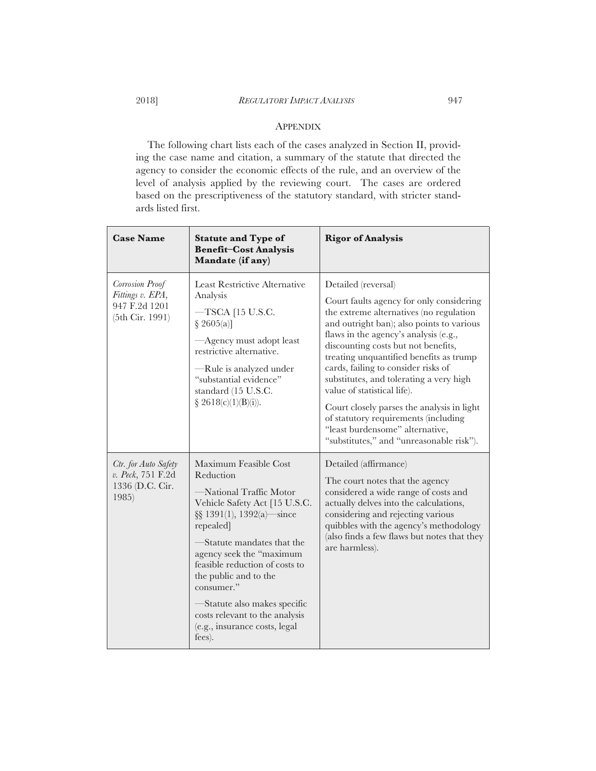## Appendix

The following chart lists each of the cases analyzed in Section II, providing the case name and citation, a summary of the statute that directed the agency to consider the economic effects of the rule, and an overview of the level of analysis applied by the reviewing court. The cases are ordered based on the prescriptiveness of the statutory standard, with stricter standards listed first.

| **Case Name** | **Statute and Type of Benefit–Cost Analysis Mandate (if any)** | **Rigor of Analysis** |
|---|---|---|
| *Corrosion Proof Fittings v. EPA*, 947 F.2d 1201 (5th Cir. 1991) | Least Restrictive Alternative Analysis<br><br>—TSCA [15 U.S.C. § 2605(a)]<br><br>—Agency must adopt least restrictive alternative.<br><br>—Rule is analyzed under "substantial evidence" standard (15 U.S.C. § 2618(c)(1)(B)(i)). | Detailed (reversal)<br><br>Court faults agency for only considering the extreme alternatives (no regulation and outright ban); also points to various flaws in the agency's analysis (e.g., discounting costs but not benefits, treating unquantified benefits as trump cards, failing to consider risks of substitutes, and tolerating a very high value of statistical life).<br><br>Court closely parses the analysis in light of statutory requirements (including "least burdensome" alternative, "substitutes," and "unreasonable risk"). |
| *Ctr. for Auto Safety v. Peck*, 751 F.2d 1336 (D.C. Cir. 1985) | Maximum Feasible Cost Reduction<br><br>—National Traffic Motor Vehicle Safety Act [15 U.S.C. §§ 1391(1), 1392(a)—since repealed]<br><br>—Statute mandates that the agency seek the "maximum feasible reduction of costs to the public and to the consumer."<br><br>—Statute also makes specific costs relevant to the analysis (e.g., insurance costs, legal fees). | Detailed (affirmance)<br><br>The court notes that the agency considered a wide range of costs and actually delves into the calculations, considering and rejecting various quibbles with the agency's methodology (also finds a few flaws but notes that they are harmless). |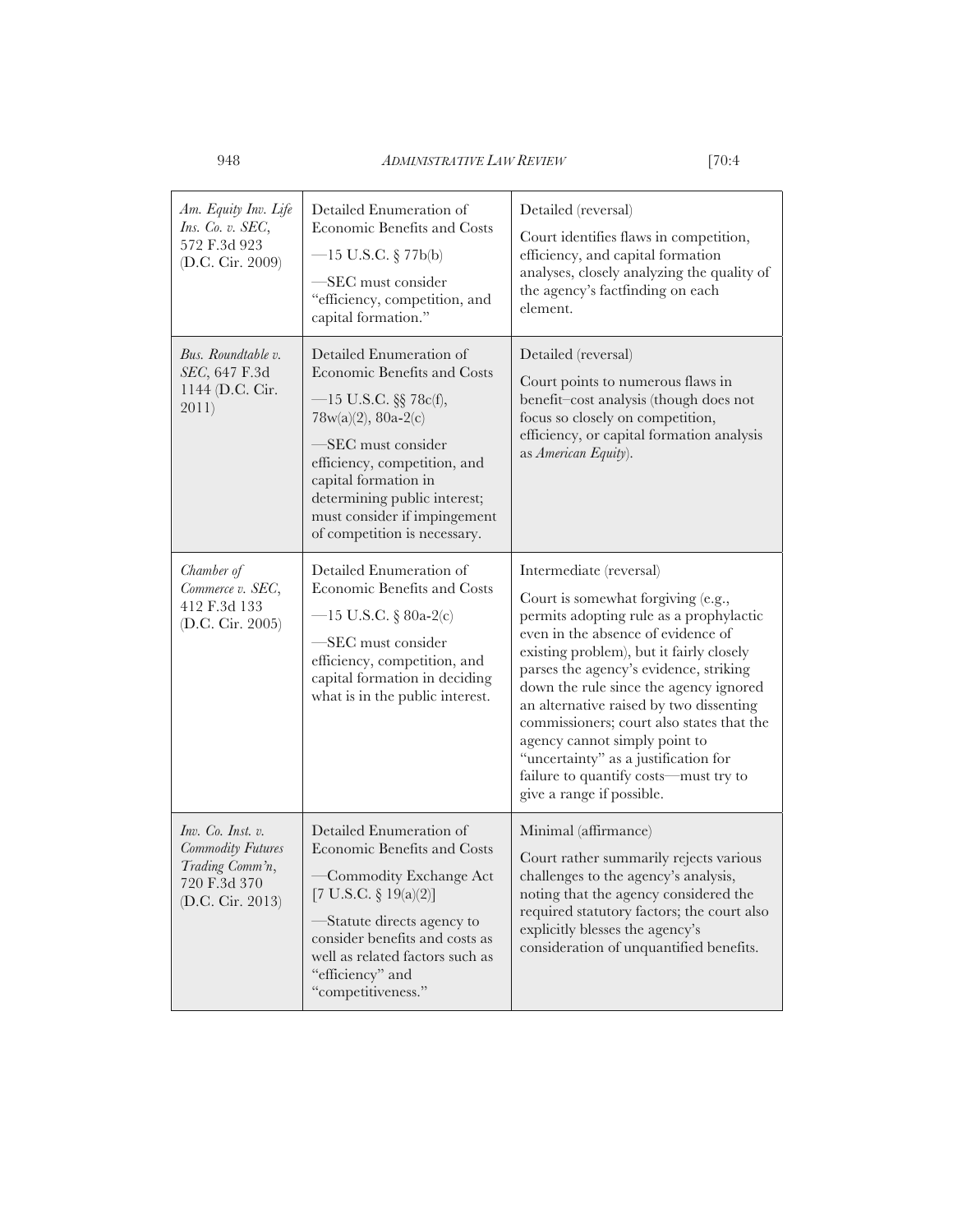| | | |
|---|---|---|
| *Am. Equity Inv. Life Ins. Co. v. SEC*, 572 F.3d 923 (D.C. Cir. 2009) | Detailed Enumeration of Economic Benefits and Costs<br>—15 U.S.C. § 77b(b)<br>—SEC must consider "efficiency, competition, and capital formation." | Detailed (reversal)<br>Court identifies flaws in competition, efficiency, and capital formation analyses, closely analyzing the quality of the agency's factfinding on each element. |
| *Bus. Roundtable v. SEC*, 647 F.3d 1144 (D.C. Cir. 2011) | Detailed Enumeration of Economic Benefits and Costs<br>—15 U.S.C. §§ 78c(f), 78w(a)(2), 80a-2(c)<br>—SEC must consider efficiency, competition, and capital formation in determining public interest; must consider if impingement of competition is necessary. | Detailed (reversal)<br>Court points to numerous flaws in benefit–cost analysis (though does not focus so closely on competition, efficiency, or capital formation analysis as *American Equity*). |
| *Chamber of Commerce v. SEC*, 412 F.3d 133 (D.C. Cir. 2005) | Detailed Enumeration of Economic Benefits and Costs<br>—15 U.S.C. § 80a-2(c)<br>—SEC must consider efficiency, competition, and capital formation in deciding what is in the public interest. | Intermediate (reversal)<br>Court is somewhat forgiving (e.g., permits adopting rule as a prophylactic even in the absence of evidence of existing problem), but it fairly closely parses the agency's evidence, striking down the rule since the agency ignored an alternative raised by two dissenting commissioners; court also states that the agency cannot simply point to "uncertainty" as a justification for failure to quantify costs—must try to give a range if possible. |
| *Inv. Co. Inst. v. Commodity Futures Trading Comm'n*, 720 F.3d 370 (D.C. Cir. 2013) | Detailed Enumeration of Economic Benefits and Costs<br>—Commodity Exchange Act [7 U.S.C. § 19(a)(2)]<br>—Statute directs agency to consider benefits and costs as well as related factors such as "efficiency" and "competitiveness." | Minimal (affirmance)<br>Court rather summarily rejects various challenges to the agency's analysis, noting that the agency considered the required statutory factors; the court also explicitly blesses the agency's consideration of unquantified benefits. |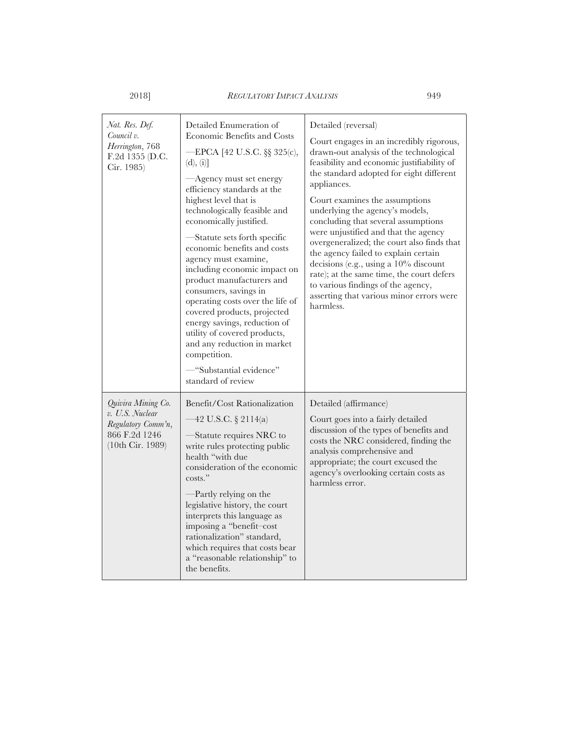| | | |
|---|---|---|
| *Nat. Res. Def. Council v. Herrington*, 768 F.2d 1355 (D.C. Cir. 1985) | Detailed Enumeration of Economic Benefits and Costs<br><br>—EPCA [42 U.S.C. §§ 325(c), (d), (i)]<br><br>—Agency must set energy efficiency standards at the highest level that is technologically feasible and economically justified.<br><br>—Statute sets forth specific economic benefits and costs agency must examine, including economic impact on product manufacturers and consumers, savings in operating costs over the life of covered products, projected energy savings, reduction of utility of covered products, and any reduction in market competition.<br><br>—"Substantial evidence" standard of review | Detailed (reversal)<br><br>Court engages in an incredibly rigorous, drawn-out analysis of the technological feasibility and economic justifiability of the standard adopted for eight different appliances.<br><br>Court examines the assumptions underlying the agency's models, concluding that several assumptions were unjustified and that the agency overgeneralized; the court also finds that the agency failed to explain certain decisions (e.g., using a 10% discount rate); at the same time, the court defers to various findings of the agency, asserting that various minor errors were harmless. |
| *Quivira Mining Co. v. U.S. Nuclear Regulatory Comm'n*, 866 F.2d 1246 (10th Cir. 1989) | Benefit/Cost Rationalization<br><br>—42 U.S.C. § 2114(a)<br><br>—Statute requires NRC to write rules protecting public health "with due consideration of the economic costs."<br><br>—Partly relying on the legislative history, the court interprets this language as imposing a "benefit–cost rationalization" standard, which requires that costs bear a "reasonable relationship" to the benefits. | Detailed (affirmance)<br><br>Court goes into a fairly detailed discussion of the types of benefits and costs the NRC considered, finding the analysis comprehensive and appropriate; the court excused the agency's overlooking certain costs as harmless error. |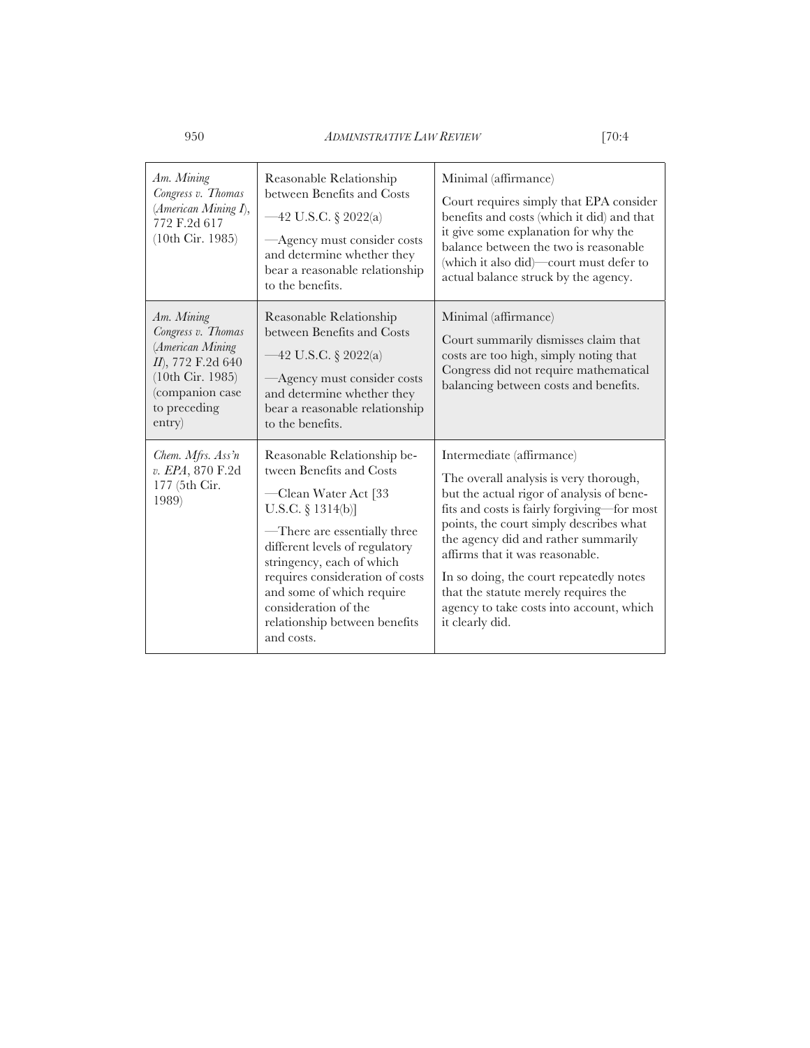| | | |
|---|---|---|
| *Am. Mining Congress v. Thomas* (*American Mining I*), 772 F.2d 617 (10th Cir. 1985) | Reasonable Relationship between Benefits and Costs<br>—42 U.S.C. § 2022(a)<br>—Agency must consider costs and determine whether they bear a reasonable relationship to the benefits. | Minimal (affirmance)<br>Court requires simply that EPA consider benefits and costs (which it did) and that it give some explanation for why the balance between the two is reasonable (which it also did)—court must defer to actual balance struck by the agency. |
| *Am. Mining Congress v. Thomas* (*American Mining II*), 772 F.2d 640 (10th Cir. 1985) (companion case to preceding entry) | Reasonable Relationship between Benefits and Costs<br>—42 U.S.C. § 2022(a)<br>—Agency must consider costs and determine whether they bear a reasonable relationship to the benefits. | Minimal (affirmance)<br>Court summarily dismisses claim that costs are too high, simply noting that Congress did not require mathematical balancing between costs and benefits. |
| *Chem. Mfrs. Ass'n v. EPA*, 870 F.2d 177 (5th Cir. 1989) | Reasonable Relationship between Benefits and Costs<br>—Clean Water Act [33 U.S.C. § 1314(b)]<br>—There are essentially three different levels of regulatory stringency, each of which requires consideration of costs and some of which require consideration of the relationship between benefits and costs. | Intermediate (affirmance)<br>The overall analysis is very thorough, but the actual rigor of analysis of benefits and costs is fairly forgiving—for most points, the court simply describes what the agency did and rather summarily affirms that it was reasonable.<br>In so doing, the court repeatedly notes that the statute merely requires the agency to take costs into account, which it clearly did. |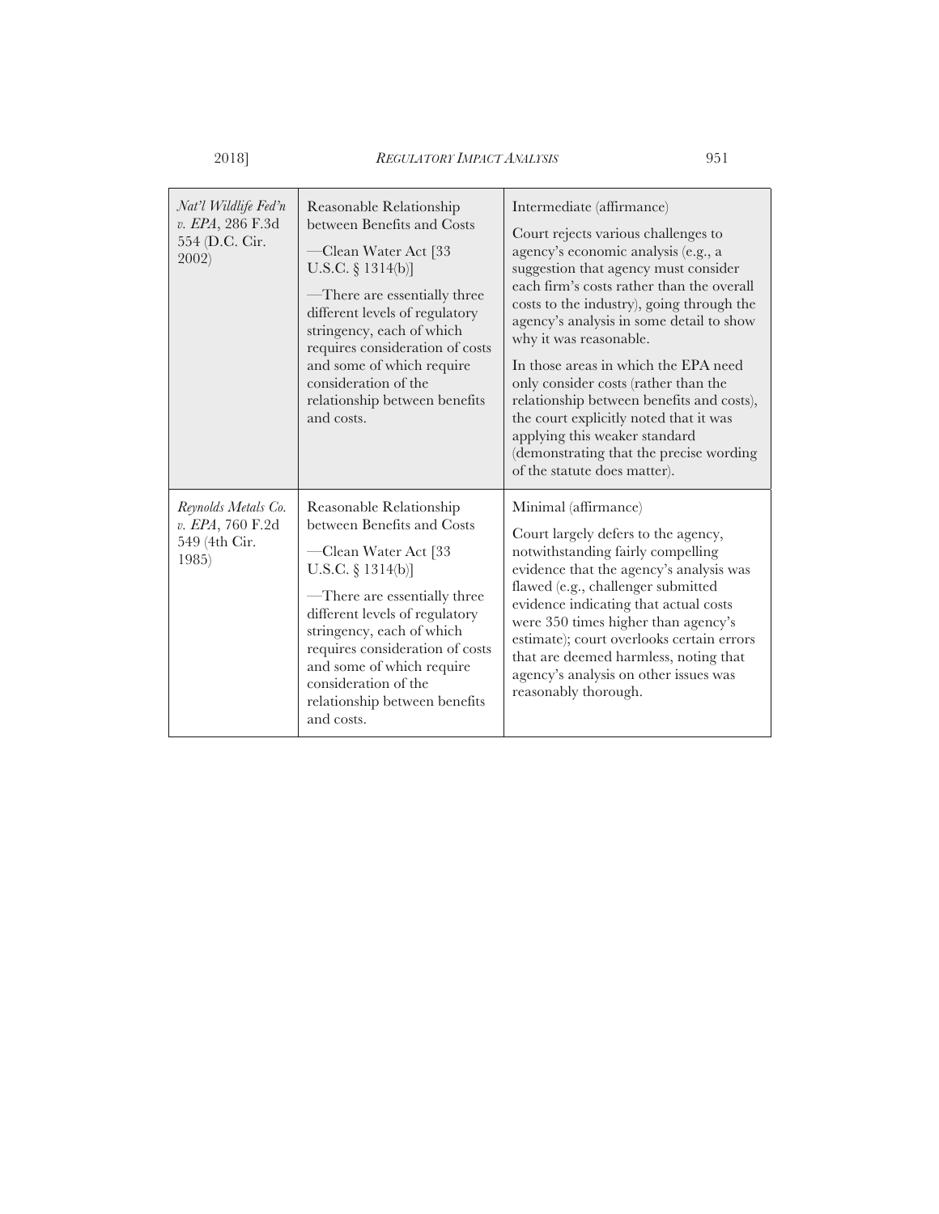| | | |
|---|---|---|
| *Nat'l Wildlife Fed'n v. EPA*, 286 F.3d 554 (D.C. Cir. 2002) | Reasonable Relationship between Benefits and Costs<br><br>—Clean Water Act [33 U.S.C. § 1314(b)]<br><br>—There are essentially three different levels of regulatory stringency, each of which requires consideration of costs and some of which require consideration of the relationship between benefits and costs. | Intermediate (affirmance)<br><br>Court rejects various challenges to agency's economic analysis (e.g., a suggestion that agency must consider each firm's costs rather than the overall costs to the industry), going through the agency's analysis in some detail to show why it was reasonable.<br><br>In those areas in which the EPA need only consider costs (rather than the relationship between benefits and costs), the court explicitly noted that it was applying this weaker standard (demonstrating that the precise wording of the statute does matter). |
| *Reynolds Metals Co. v. EPA*, 760 F.2d 549 (4th Cir. 1985) | Reasonable Relationship between Benefits and Costs<br><br>—Clean Water Act [33 U.S.C. § 1314(b)]<br><br>—There are essentially three different levels of regulatory stringency, each of which requires consideration of costs and some of which require consideration of the relationship between benefits and costs. | Minimal (affirmance)<br><br>Court largely defers to the agency, notwithstanding fairly compelling evidence that the agency's analysis was flawed (e.g., challenger submitted evidence indicating that actual costs were 350 times higher than agency's estimate); court overlooks certain errors that are deemed harmless, noting that agency's analysis on other issues was reasonably thorough. |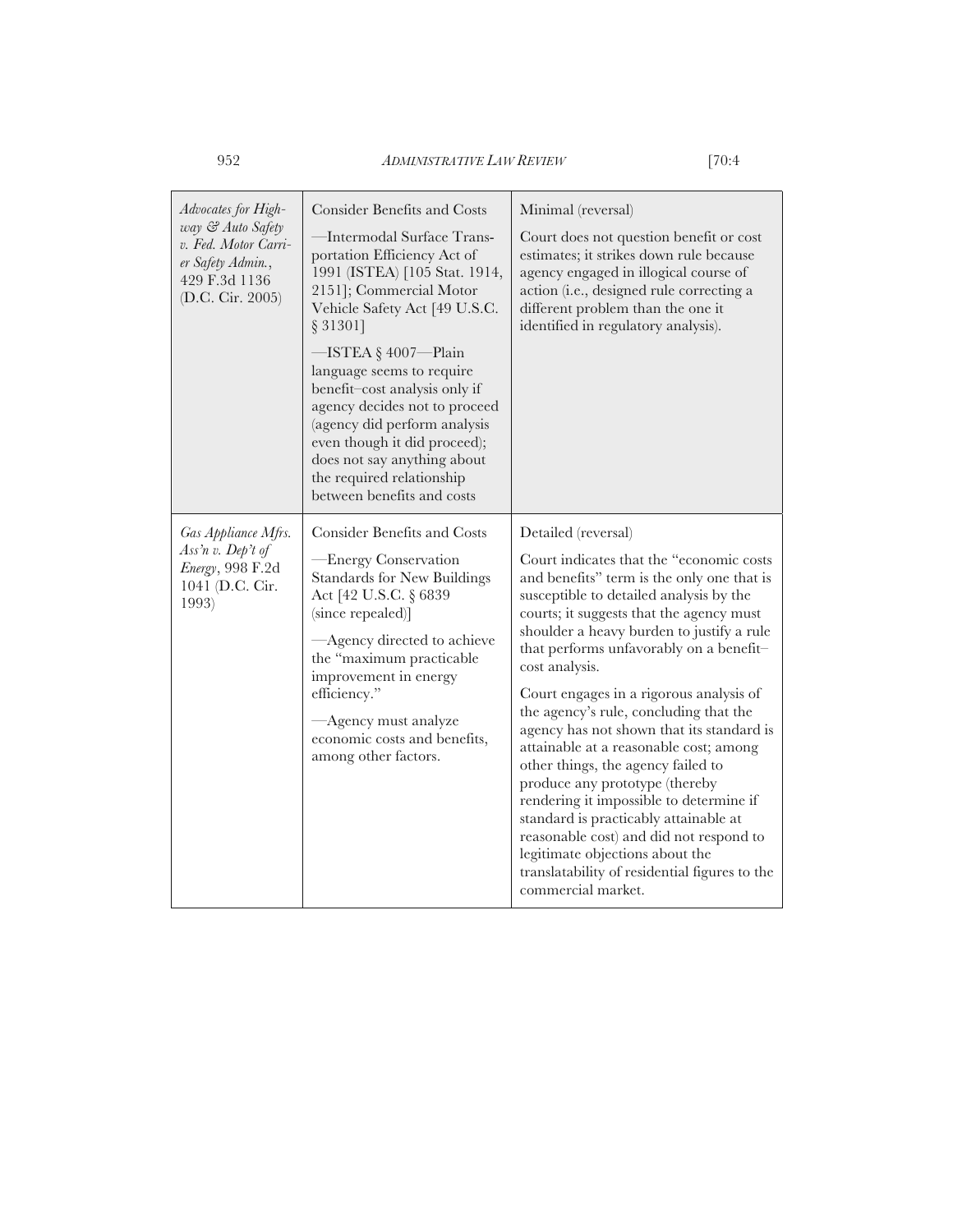| *Advocates for Highway & Auto Safety v. Fed. Motor Carrier Safety Admin.*, 429 F.3d 1136 (D.C. Cir. 2005) | Consider Benefits and Costs<br><br>—Intermodal Surface Transportation Efficiency Act of 1991 (ISTEA) [105 Stat. 1914, 2151]; Commercial Motor Vehicle Safety Act [49 U.S.C. § 31301]<br><br>—ISTEA § 4007—Plain language seems to require benefit–cost analysis only if agency decides not to proceed (agency did perform analysis even though it did proceed); does not say anything about the required relationship between benefits and costs | Minimal (reversal)<br><br>Court does not question benefit or cost estimates; it strikes down rule because agency engaged in illogical course of action (i.e., designed rule correcting a different problem than the one it identified in regulatory analysis). |
|---|---|---|
| *Gas Appliance Mfrs. Ass'n v. Dep't of Energy*, 998 F.2d 1041 (D.C. Cir. 1993) | Consider Benefits and Costs<br><br>—Energy Conservation Standards for New Buildings Act [42 U.S.C. § 6839 (since repealed)]<br><br>—Agency directed to achieve the "maximum practicable improvement in energy efficiency."<br><br>—Agency must analyze economic costs and benefits, among other factors. | Detailed (reversal)<br><br>Court indicates that the "economic costs and benefits" term is the only one that is susceptible to detailed analysis by the courts; it suggests that the agency must shoulder a heavy burden to justify a rule that performs unfavorably on a benefit–cost analysis.<br><br>Court engages in a rigorous analysis of the agency's rule, concluding that the agency has not shown that its standard is attainable at a reasonable cost; among other things, the agency failed to produce any prototype (thereby rendering it impossible to determine if standard is practicably attainable at reasonable cost) and did not respond to legitimate objections about the translatability of residential figures to the commercial market. |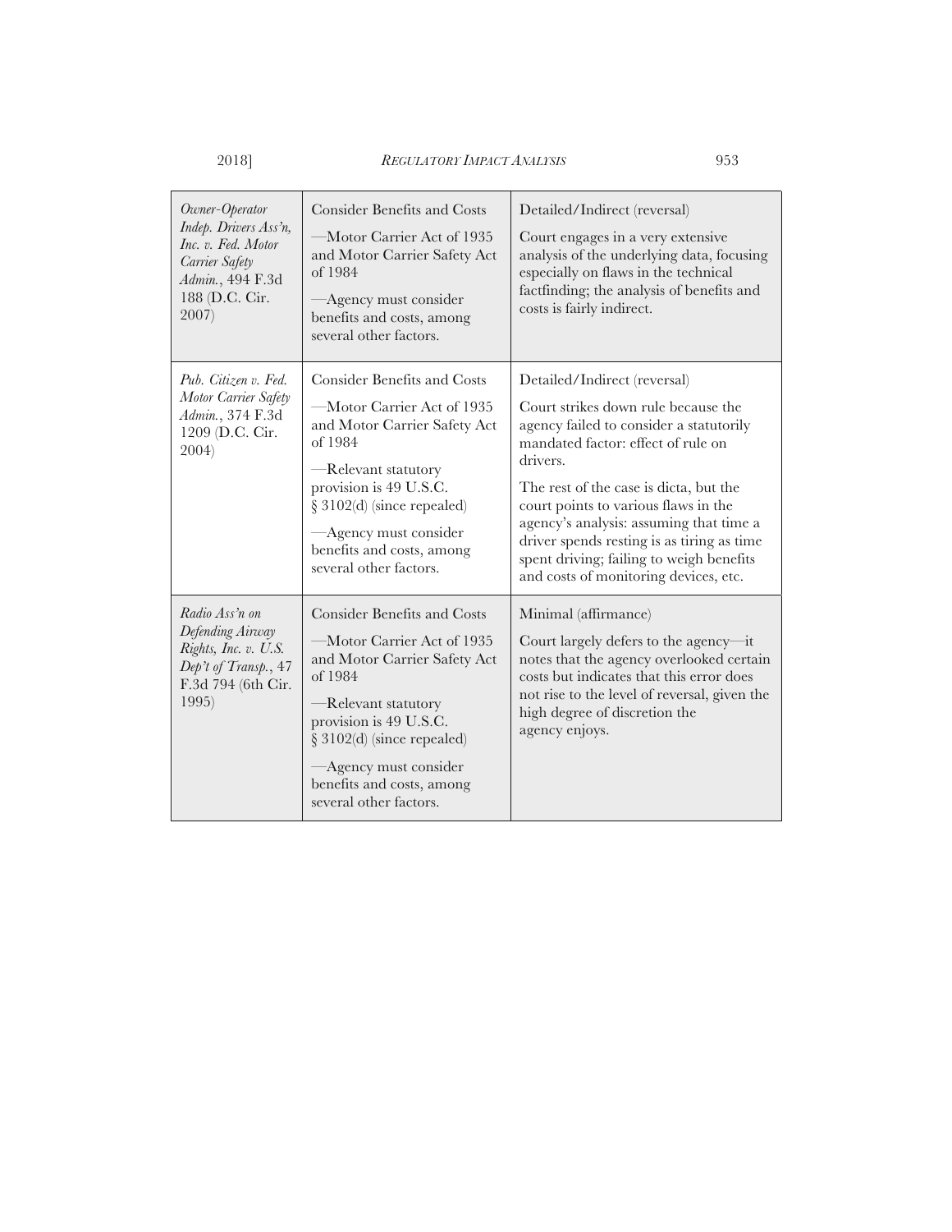| | | |
|---|---|---|
| *Owner-Operator Indep. Drivers Ass'n, Inc. v. Fed. Motor Carrier Safety Admin.*, 494 F.3d 188 (D.C. Cir. 2007) | Consider Benefits and Costs<br><br>—Motor Carrier Act of 1935 and Motor Carrier Safety Act of 1984<br><br>—Agency must consider benefits and costs, among several other factors. | Detailed/Indirect (reversal)<br><br>Court engages in a very extensive analysis of the underlying data, focusing especially on flaws in the technical factfinding; the analysis of benefits and costs is fairly indirect. |
| *Pub. Citizen v. Fed. Motor Carrier Safety Admin.*, 374 F.3d 1209 (D.C. Cir. 2004) | Consider Benefits and Costs<br><br>—Motor Carrier Act of 1935 and Motor Carrier Safety Act of 1984<br><br>—Relevant statutory provision is 49 U.S.C. § 3102(d) (since repealed)<br><br>—Agency must consider benefits and costs, among several other factors. | Detailed/Indirect (reversal)<br><br>Court strikes down rule because the agency failed to consider a statutorily mandated factor: effect of rule on drivers.<br><br>The rest of the case is dicta, but the court points to various flaws in the agency's analysis: assuming that time a driver spends resting is as tiring as time spent driving; failing to weigh benefits and costs of monitoring devices, etc. |
| *Radio Ass'n on Defending Airway Rights, Inc. v. U.S. Dep't of Transp.*, 47 F.3d 794 (6th Cir. 1995) | Consider Benefits and Costs<br><br>—Motor Carrier Act of 1935 and Motor Carrier Safety Act of 1984<br><br>—Relevant statutory provision is 49 U.S.C. § 3102(d) (since repealed)<br><br>—Agency must consider benefits and costs, among several other factors. | Minimal (affirmance)<br><br>Court largely defers to the agency—it notes that the agency overlooked certain costs but indicates that this error does not rise to the level of reversal, given the high degree of discretion the agency enjoys. |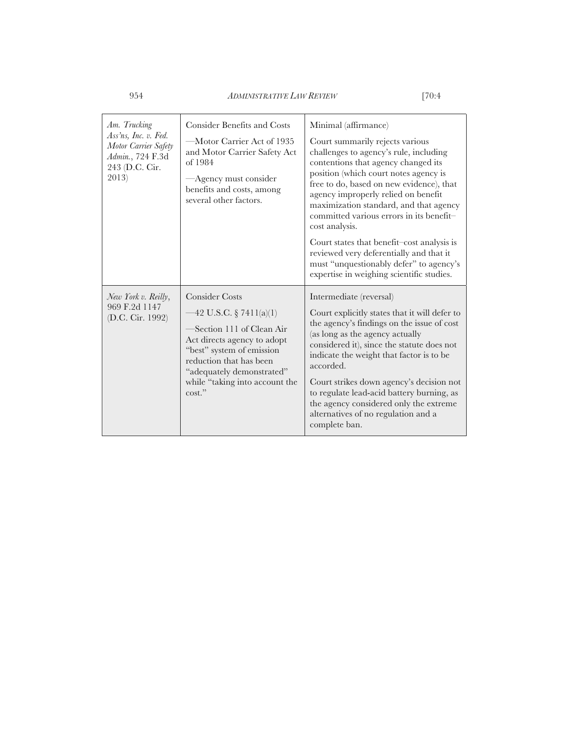| | | |
|---|---|---|
| *Am. Trucking Ass'ns, Inc. v. Fed. Motor Carrier Safety Admin.*, 724 F.3d 243 (D.C. Cir. 2013) | Consider Benefits and Costs<br><br>—Motor Carrier Act of 1935 and Motor Carrier Safety Act of 1984<br><br>—Agency must consider benefits and costs, among several other factors. | Minimal (affirmance)<br><br>Court summarily rejects various challenges to agency's rule, including contentions that agency changed its position (which court notes agency is free to do, based on new evidence), that agency improperly relied on benefit maximization standard, and that agency committed various errors in its benefit–cost analysis.<br><br>Court states that benefit–cost analysis is reviewed very deferentially and that it must "unquestionably defer" to agency's expertise in weighing scientific studies. |
| *New York v. Reilly*, 969 F.2d 1147 (D.C. Cir. 1992) | Consider Costs<br><br>—42 U.S.C. § 7411(a)(1)<br><br>—Section 111 of Clean Air Act directs agency to adopt "best" system of emission reduction that has been "adequately demonstrated" while "taking into account the cost." | Intermediate (reversal)<br><br>Court explicitly states that it will defer to the agency's findings on the issue of cost (as long as the agency actually considered it), since the statute does not indicate the weight that factor is to be accorded.<br><br>Court strikes down agency's decision not to regulate lead-acid battery burning, as the agency considered only the extreme alternatives of no regulation and a complete ban. |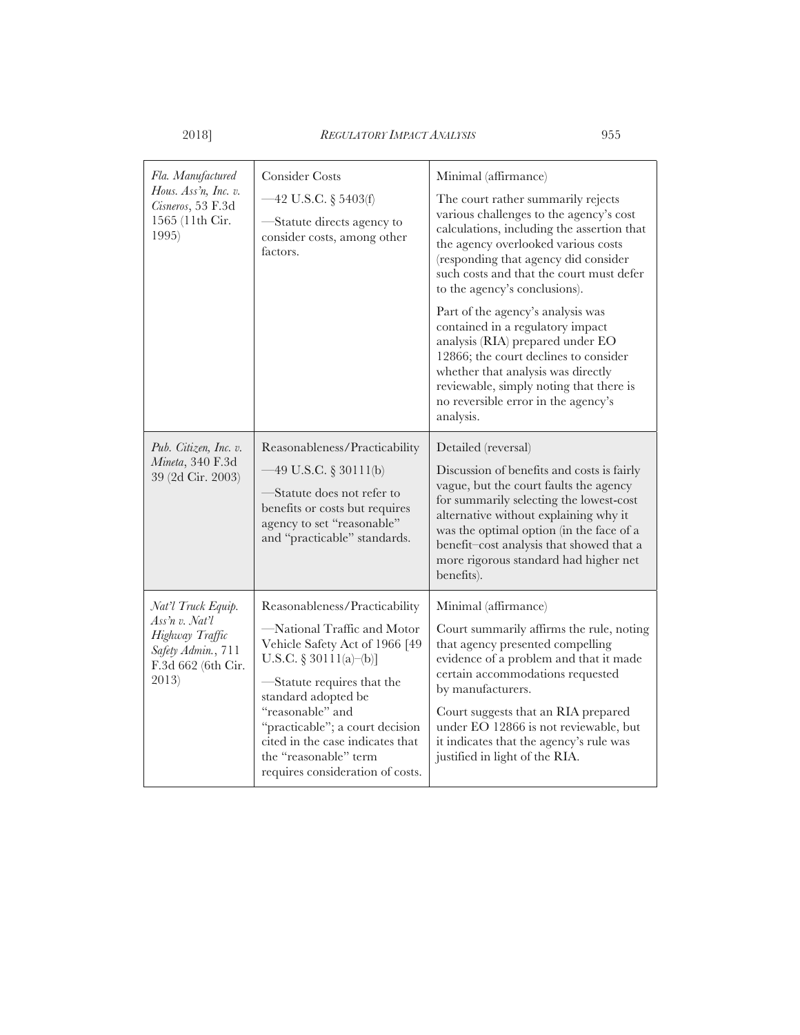| | | |
|---|---|---|
| *Fla. Manufactured Hous. Ass'n, Inc. v. Cisneros*, 53 F.3d 1565 (11th Cir. 1995) | Consider Costs<br>—42 U.S.C. § 5403(f)<br>—Statute directs agency to consider costs, among other factors. | Minimal (affirmance)<br>The court rather summarily rejects various challenges to the agency's cost calculations, including the assertion that the agency overlooked various costs (responding that agency did consider such costs and that the court must defer to the agency's conclusions).<br>Part of the agency's analysis was contained in a regulatory impact analysis (RIA) prepared under EO 12866; the court declines to consider whether that analysis was directly reviewable, simply noting that there is no reversible error in the agency's analysis. |
| *Pub. Citizen, Inc. v. Mineta*, 340 F.3d 39 (2d Cir. 2003) | Reasonableness/Practicability<br>—49 U.S.C. § 30111(b)<br>—Statute does not refer to benefits or costs but requires agency to set "reasonable" and "practicable" standards. | Detailed (reversal)<br>Discussion of benefits and costs is fairly vague, but the court faults the agency for summarily selecting the lowest-cost alternative without explaining why it was the optimal option (in the face of a benefit–cost analysis that showed that a more rigorous standard had higher net benefits). |
| *Nat'l Truck Equip. Ass'n v. Nat'l Highway Traffic Safety Admin.*, 711 F.3d 662 (6th Cir. 2013) | Reasonableness/Practicability<br>—National Traffic and Motor Vehicle Safety Act of 1966 [49 U.S.C. § 30111(a)–(b)]<br>—Statute requires that the standard adopted be "reasonable" and "practicable"; a court decision cited in the case indicates that the "reasonable" term requires consideration of costs. | Minimal (affirmance)<br>Court summarily affirms the rule, noting that agency presented compelling evidence of a problem and that it made certain accommodations requested by manufacturers.<br>Court suggests that an RIA prepared under EO 12866 is not reviewable, but it indicates that the agency's rule was justified in light of the RIA. |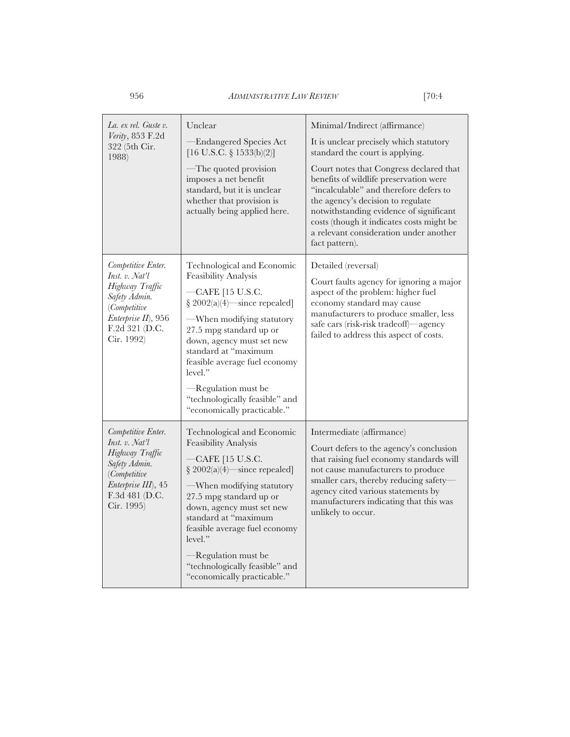| | | |
|---|---|---|
| *La. ex rel. Guste v. Verity*, 853 F.2d 322 (5th Cir. 1988) | Unclear<br>—Endangered Species Act [16 U.S.C. § 1533(b)(2)]<br>—The quoted provision imposes a net benefit standard, but it is unclear whether that provision is actually being applied here. | Minimal/Indirect (affirmance)<br>It is unclear precisely which statutory standard the court is applying.<br>Court notes that Congress declared that benefits of wildlife preservation were "incalculable" and therefore defers to the agency's decision to regulate notwithstanding evidence of significant costs (though it indicates costs might be a relevant consideration under another fact pattern). |
| *Competitive Enter. Inst. v. Nat'l Highway Traffic Safety Admin.* (*Competitive Enterprise II*), 956 F.2d 321 (D.C. Cir. 1992) | Technological and Economic Feasibility Analysis<br>—CAFE [15 U.S.C. § 2002(a)(4)—since repealed]<br>—When modifying statutory 27.5 mpg standard up or down, agency must set new standard at "maximum feasible average fuel economy level."<br>—Regulation must be "technologically feasible" and "economically practicable." | Detailed (reversal)<br>Court faults agency for ignoring a major aspect of the problem: higher fuel economy standard may cause manufacturers to produce smaller, less safe cars (risk-risk tradeoff)—agency failed to address this aspect of costs. |
| *Competitive Enter. Inst. v. Nat'l Highway Traffic Safety Admin.* (*Competitive Enterprise III*), 45 F.3d 481 (D.C. Cir. 1995) | Technological and Economic Feasibility Analysis<br>—CAFE [15 U.S.C. § 2002(a)(4)—since repealed]<br>—When modifying statutory 27.5 mpg standard up or down, agency must set new standard at "maximum feasible average fuel economy level."<br>—Regulation must be "technologically feasible" and "economically practicable." | Intermediate (affirmance)<br>Court defers to the agency's conclusion that raising fuel economy standards will not cause manufacturers to produce smaller cars, thereby reducing safety—agency cited various statements by manufacturers indicating that this was unlikely to occur. |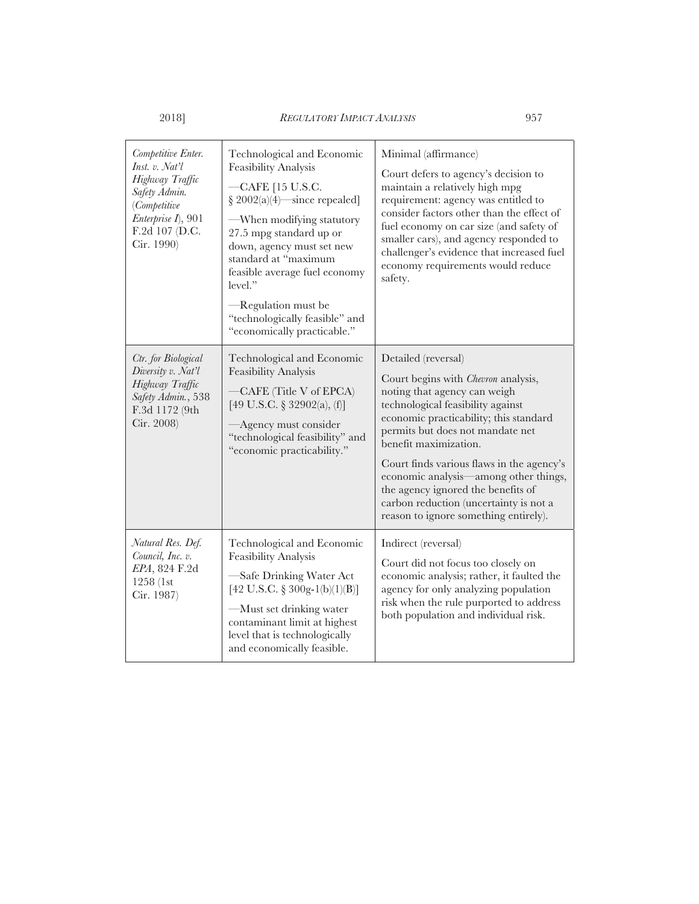| | | |
|---|---|---|
| *Competitive Enter. Inst. v. Nat'l Highway Traffic Safety Admin.* (*Competitive Enterprise I*), 901 F.2d 107 (D.C. Cir. 1990) | Technological and Economic Feasibility Analysis<br><br>—CAFE [15 U.S.C. § 2002(a)(4)—since repealed]<br><br>—When modifying statutory 27.5 mpg standard up or down, agency must set new standard at "maximum feasible average fuel economy level."<br><br>—Regulation must be "technologically feasible" and "economically practicable." | Minimal (affirmance)<br><br>Court defers to agency's decision to maintain a relatively high mpg requirement: agency was entitled to consider factors other than the effect of fuel economy on car size (and safety of smaller cars), and agency responded to challenger's evidence that increased fuel economy requirements would reduce safety. |
| *Ctr. for Biological Diversity v. Nat'l Highway Traffic Safety Admin.*, 538 F.3d 1172 (9th Cir. 2008) | Technological and Economic Feasibility Analysis<br><br>—CAFE (Title V of EPCA) [49 U.S.C. § 32902(a), (f)]<br><br>—Agency must consider "technological feasibility" and "economic practicability." | Detailed (reversal)<br><br>Court begins with *Chevron* analysis, noting that agency can weigh technological feasibility against economic practicability; this standard permits but does not mandate net benefit maximization.<br><br>Court finds various flaws in the agency's economic analysis—among other things, the agency ignored the benefits of carbon reduction (uncertainty is not a reason to ignore something entirely). |
| *Natural Res. Def. Council, Inc. v. EPA*, 824 F.2d 1258 (1st Cir. 1987) | Technological and Economic Feasibility Analysis<br><br>—Safe Drinking Water Act [42 U.S.C. § 300g-1(b)(1)(B)]<br><br>—Must set drinking water contaminant limit at highest level that is technologically and economically feasible. | Indirect (reversal)<br><br>Court did not focus too closely on economic analysis; rather, it faulted the agency for only analyzing population risk when the rule purported to address both population and individual risk. |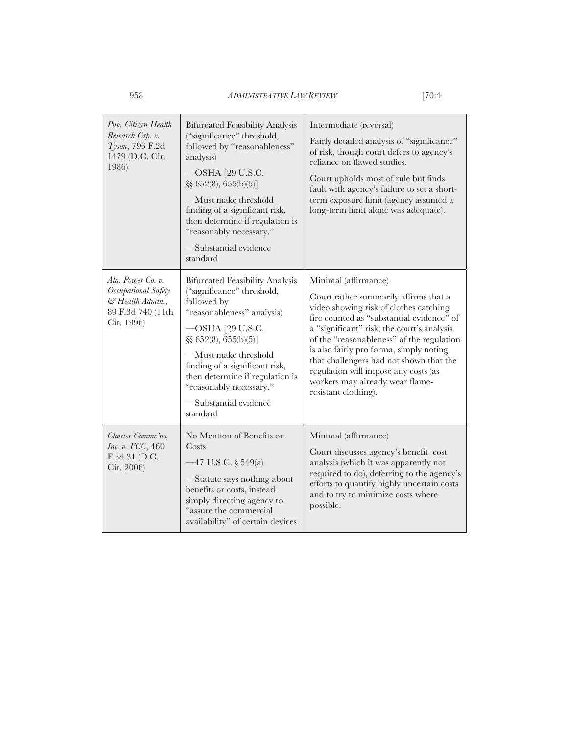| | | |
|---|---|---|
| *Pub. Citizen Health Research Grp. v. Tyson*, 796 F.2d 1479 (D.C. Cir. 1986) | Bifurcated Feasibility Analysis ("significance" threshold, followed by "reasonableness" analysis)<br><br>—OSHA [29 U.S.C. §§ 652(8), 655(b)(5)]<br><br>—Must make threshold finding of a significant risk, then determine if regulation is "reasonably necessary."<br><br>—Substantial evidence standard | Intermediate (reversal)<br><br>Fairly detailed analysis of "significance" of risk, though court defers to agency's reliance on flawed studies.<br><br>Court upholds most of rule but finds fault with agency's failure to set a short-term exposure limit (agency assumed a long-term limit alone was adequate). |
| *Ala. Power Co. v. Occupational Safety & Health Admin.*, 89 F.3d 740 (11th Cir. 1996) | Bifurcated Feasibility Analysis ("significance" threshold, followed by "reasonableness" analysis)<br><br>—OSHA [29 U.S.C. §§ 652(8), 655(b)(5)]<br><br>—Must make threshold finding of a significant risk, then determine if regulation is "reasonably necessary."<br><br>—Substantial evidence standard | Minimal (affirmance)<br><br>Court rather summarily affirms that a video showing risk of clothes catching fire counted as "substantial evidence" of a "significant" risk; the court's analysis of the "reasonableness" of the regulation is also fairly pro forma, simply noting that challengers had not shown that the regulation will impose any costs (as workers may already wear flame-resistant clothing). |
| *Charter Commc'ns, Inc. v. FCC*, 460 F.3d 31 (D.C. Cir. 2006) | No Mention of Benefits or Costs<br><br>—47 U.S.C. § 549(a)<br><br>—Statute says nothing about benefits or costs, instead simply directing agency to "assure the commercial availability" of certain devices. | Minimal (affirmance)<br><br>Court discusses agency's benefit–cost analysis (which it was apparently not required to do), deferring to the agency's efforts to quantify highly uncertain costs and to try to minimize costs where possible. |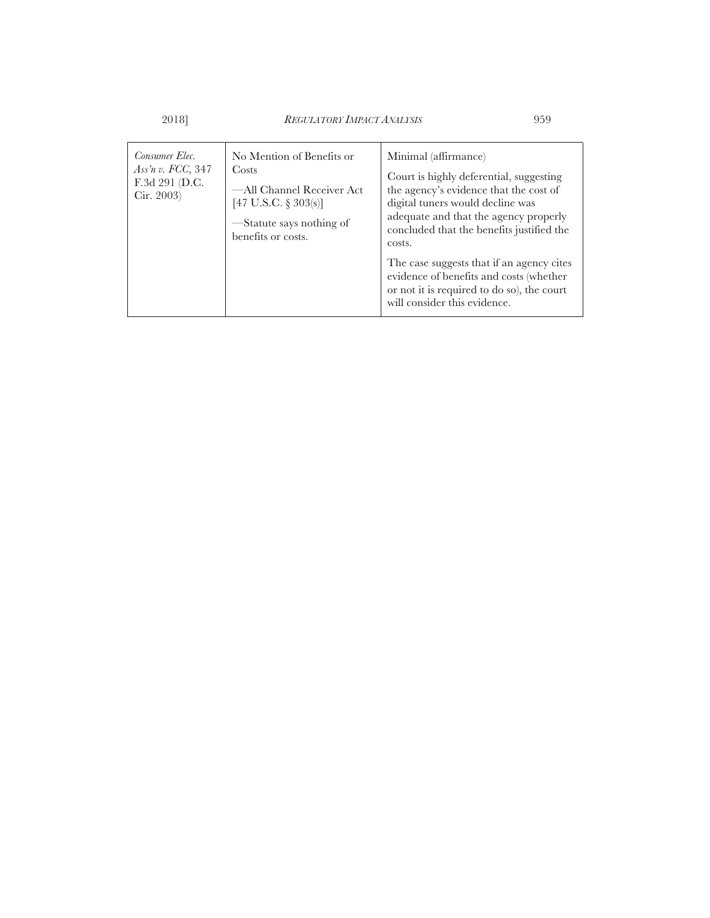| | | |
|---|---|---|
| *Consumer Elec. Ass'n v. FCC*, 347 F.3d 291 (D.C. Cir. 2003) | No Mention of Benefits or Costs<br><br>—All Channel Receiver Act [47 U.S.C. § 303(s)]<br><br>—Statute says nothing of benefits or costs. | Minimal (affirmance)<br><br>Court is highly deferential, suggesting the agency's evidence that the cost of digital tuners would decline was adequate and that the agency properly concluded that the benefits justified the costs.<br><br>The case suggests that if an agency cites evidence of benefits and costs (whether or not it is required to do so), the court will consider this evidence. |